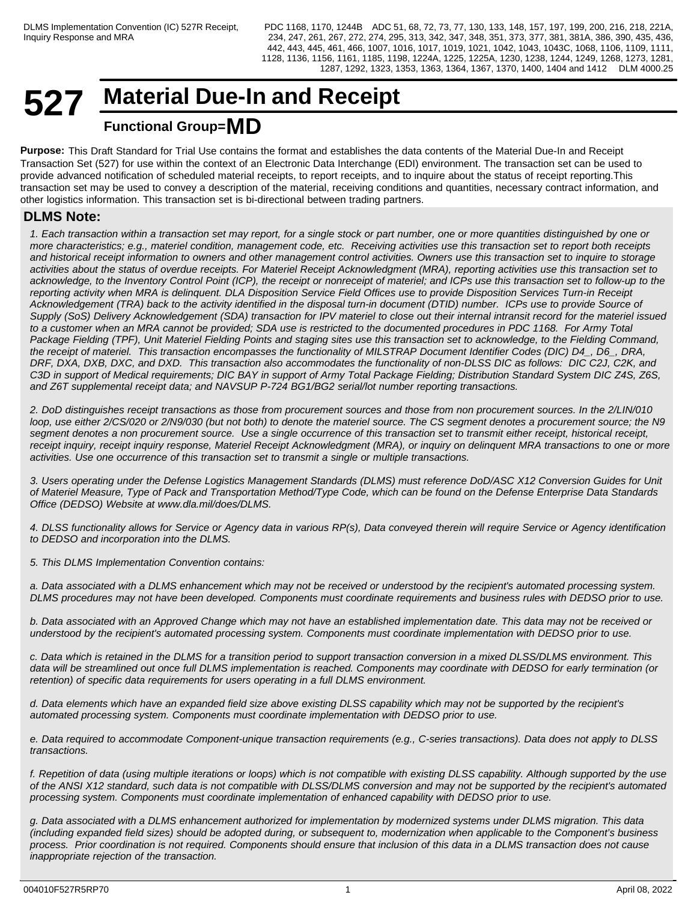# 527 Material Due-In and Receipt

**Functional Group=MD**

**Purpose:** This Draft Standard for Trial Use contains the format and establishes the data contents of the Material Due-In and Receipt Transaction Set (527) for use within the context of an Electronic Data Interchange (EDI) environment. The transaction set can be used to provide advanced notification of scheduled material receipts, to report receipts, and to inquire about the status of receipt reporting.This transaction set may be used to convey a description of the material, receiving conditions and quantities, necessary contract information, and other logistics information. This transaction set is bi-directional between trading partners.

## DLMS Note:

*1. Each transaction within a transaction set may report, for a single stock or part number, one or more quantities distinguished by one or more characteristics; e.g., materiel condition, management code, etc. Receiving activities use this transaction set to report both receipts and historical receipt information to owners and other management control activities. Owners use this transaction set to inquire to storage activities about the status of overdue receipts. For Materiel Receipt Acknowledgment (MRA), reporting activities use this transaction set to acknowledge, to the Inventory Control Point (ICP), the receipt or nonreceipt of materiel; and ICPs use this transaction set to follow-up to the reporting activity when MRA is delinquent. DLA Disposition Service Field Offices use to provide Disposition Services Turn-in Receipt Acknowledgement (TRA) back to the activity identified in the disposal turn-in document (DTID) number. ICPs use to provide Source of Supply (SoS) Delivery Acknowledgement (SDA) transaction for IPV materiel to close out their internal intransit record for the materiel issued to a customer when an MRA cannot be provided; SDA use is restricted to the documented procedures in PDC 1168. For Army Total Package Fielding (TPF), Unit Materiel Fielding Points and staging sites use this transaction set to acknowledge, to the Fielding Command, the receipt of materiel. This transaction encompasses the functionality of MILSTRAP Document Identifier Codes (DIC) D4_, D6_, DRA, DRF, DXA, DXB, DXC, and DXD. This transaction also accommodates the functionality of non-DLSS DIC as follows: DIC C2J, C2K, and C3D in support of Medical requirements; DIC BAY in support of Army Total Package Fielding; Distribution Standard System DIC Z4S, Z6S, and Z6T supplemental receipt data; and NAVSUP P-724 BG1/BG2 serial/lot number reporting transactions.*

*2. DoD distinguishes receipt transactions as those from procurement sources and those from non procurement sources. In the 2/LIN/010 loop, use either 2/CS/020 or 2/N9/030 (but not both) to denote the materiel source. The CS segment denotes a procurement source; the N9 segment denotes a non procurement source. Use a single occurrence of this transaction set to transmit either receipt, historical receipt, receipt inquiry, receipt inquiry response, Materiel Receipt Acknowledgment (MRA), or inquiry on delinquent MRA transactions to one or more activities. Use one occurrence of this transaction set to transmit a single or multiple transactions.*

*3. Users operating under the Defense Logistics Management Standards (DLMS) must reference DoD/ASC X12 Conversion Guides for Unit of Materiel Measure, Type of Pack and Transportation Method/Type Code, which can be found on the Defense Enterprise Data Standards Office (DEDSO) Website at www.dla.mil/does/DLMS.*

*4. DLSS functionality allows for Service or Agency data in various RP(s), Data conveyed therein will require Service or Agency identification to DEDSO and incorporation into the DLMS.*

*5. This DLMS Implementation Convention contains:*

*a. Data associated with a DLMS enhancement which may not be received or understood by the recipient's automated processing system. DLMS procedures may not have been developed. Components must coordinate requirements and business rules with DEDSO prior to use.*

*b. Data associated with an Approved Change which may not have an established implementation date. This data may not be received or understood by the recipient's automated processing system. Components must coordinate implementation with DEDSO prior to use.*

*c. Data which is retained in the DLMS for a transition period to support transaction conversion in a mixed DLSS/DLMS environment. This data will be streamlined out once full DLMS implementation is reached. Components may coordinate with DEDSO for early termination (or retention) of specific data requirements for users operating in a full DLMS environment.*

*d. Data elements which have an expanded field size above existing DLSS capability which may not be supported by the recipient's automated processing system. Components must coordinate implementation with DEDSO prior to use.*

*e. Data required to accommodate Component-unique transaction requirements (e.g., C-series transactions). Data does not apply to DLSS transactions.*

*f. Repetition of data (using multiple iterations or loops) which is not compatible with existing DLSS capability. Although supported by the use of the ANSI X12 standard, such data is not compatible with DLSS/DLMS conversion and may not be supported by the recipient's automated processing system. Components must coordinate implementation of enhanced capability with DEDSO prior to use.*

*g. Data associated with a DLMS enhancement authorized for implementation by modernized systems under DLMS migration. This data (including expanded field sizes) should be adopted during, or subsequent to, modernization when applicable to the Component's business process. Prior coordination is not required. Components should ensure that inclusion of this data in a DLMS transaction does not cause inappropriate rejection of the transaction.*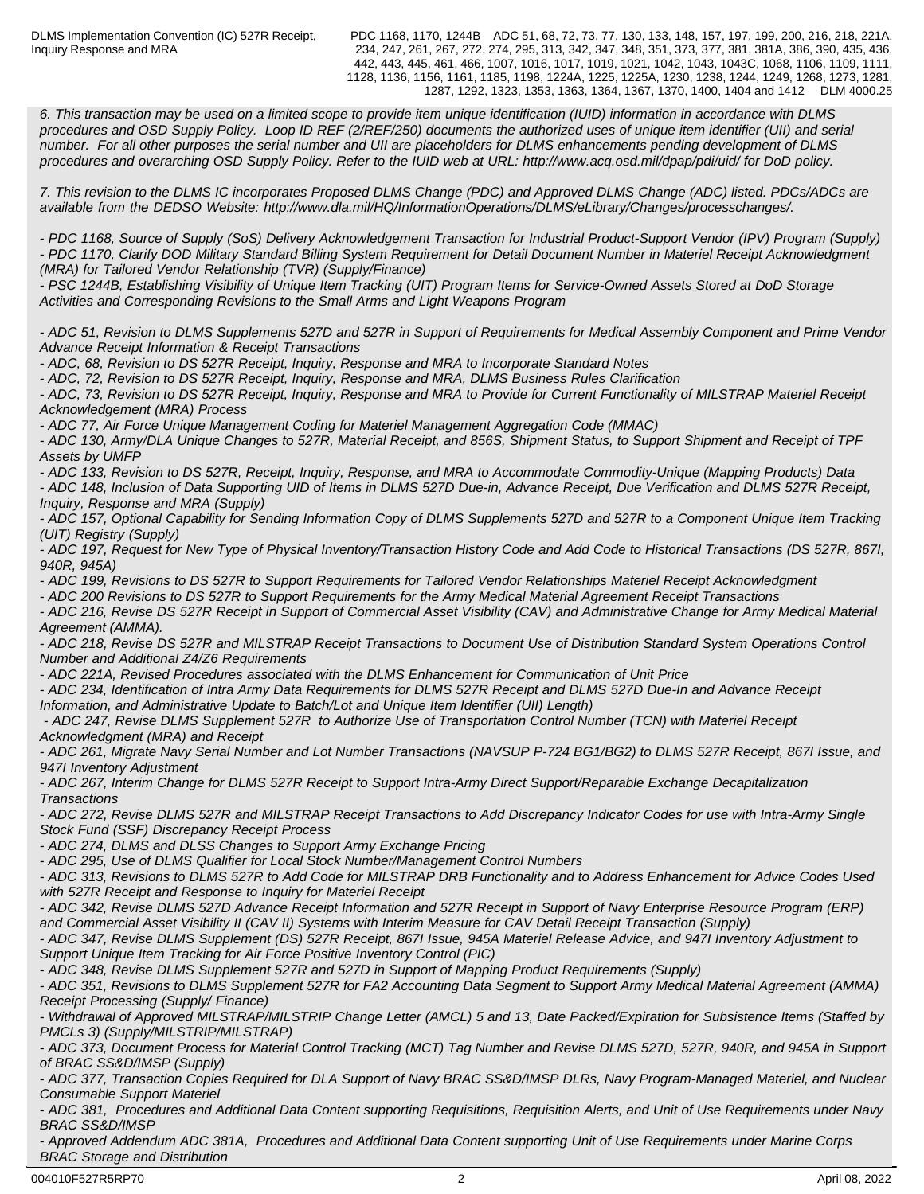*6. This transaction may be used on a limited scope to provide item unique identification (IUID) information in accordance with DLMS procedures and OSD Supply Policy. Loop ID REF (2/REF/250) documents the authorized uses of unique item identifier (UII) and serial number. For all other purposes the serial number and UII are placeholders for DLMS enhancements pending development of DLMS procedures and overarching OSD Supply Policy. Refer to the IUID web at URL: http://www.acq.osd.mil/dpap/pdi/uid/ for DoD policy.*

*7. This revision to the DLMS IC incorporates Proposed DLMS Change (PDC) and Approved DLMS Change (ADC) listed. PDCs/ADCs are available from the DEDSO Website: http://www.dla.mil/HQ/InformationOperations/DLMS/eLibrary/Changes/processchanges/.*

*- PDC 1168, Source of Supply (SoS) Delivery Acknowledgement Transaction for Industrial Product-Support Vendor (IPV) Program (Supply)*
*- PDC 1170, Clarify DOD Military Standard Billing System Requirement for Detail Document Number in Materiel Receipt Acknowledgment (MRA) for Tailored Vendor Relationship (TVR) (Supply/Finance)*
*- PSC 1244B, Establishing Visibility of Unique Item Tracking (UIT) Program Items for Service-Owned Assets Stored at DoD Storage Activities and Corresponding Revisions to the Small Arms and Light Weapons Program*

*- ADC 51, Revision to DLMS Supplements 527D and 527R in Support of Requirements for Medical Assembly Component and Prime Vendor Advance Receipt Information & Receipt Transactions*
*- ADC, 68, Revision to DS 527R Receipt, Inquiry, Response and MRA to Incorporate Standard Notes*
*- ADC, 72, Revision to DS 527R Receipt, Inquiry, Response and MRA, DLMS Business Rules Clarification*
*- ADC, 73, Revision to DS 527R Receipt, Inquiry, Response and MRA to Provide for Current Functionality of MILSTRAP Materiel Receipt Acknowledgement (MRA) Process*
*- ADC 77, Air Force Unique Management Coding for Materiel Management Aggregation Code (MMAC)*
*- ADC 130, Army/DLA Unique Changes to 527R, Material Receipt, and 856S, Shipment Status, to Support Shipment and Receipt of TPF Assets by UMFP*
*- ADC 133, Revision to DS 527R, Receipt, Inquiry, Response, and MRA to Accommodate Commodity-Unique (Mapping Products) Data*
*- ADC 148, Inclusion of Data Supporting UID of Items in DLMS 527D Due-in, Advance Receipt, Due Verification and DLMS 527R Receipt, Inquiry, Response and MRA (Supply)*
*- ADC 157, Optional Capability for Sending Information Copy of DLMS Supplements 527D and 527R to a Component Unique Item Tracking (UIT) Registry (Supply)*
*- ADC 197, Request for New Type of Physical Inventory/Transaction History Code and Add Code to Historical Transactions (DS 527R, 867I, 940R, 945A)*
*- ADC 199, Revisions to DS 527R to Support Requirements for Tailored Vendor Relationships Materiel Receipt Acknowledgment*
*- ADC 200 Revisions to DS 527R to Support Requirements for the Army Medical Material Agreement Receipt Transactions*
*- ADC 216, Revise DS 527R Receipt in Support of Commercial Asset Visibility (CAV) and Administrative Change for Army Medical Material Agreement (AMMA).*
*- ADC 218, Revise DS 527R and MILSTRAP Receipt Transactions to Document Use of Distribution Standard System Operations Control Number and Additional Z4/Z6 Requirements*
*- ADC 221A, Revised Procedures associated with the DLMS Enhancement for Communication of Unit Price*
*- ADC 234, Identification of Intra Army Data Requirements for DLMS 527R Receipt and DLMS 527D Due-In and Advance Receipt Information, and Administrative Update to Batch/Lot and Unique Item Identifier (UII) Length)*
*- ADC 247, Revise DLMS Supplement 527R to Authorize Use of Transportation Control Number (TCN) with Materiel Receipt Acknowledgment (MRA) and Receipt*
*- ADC 261, Migrate Navy Serial Number and Lot Number Transactions (NAVSUP P-724 BG1/BG2) to DLMS 527R Receipt, 867I Issue, and 947I Inventory Adjustment*
*- ADC 267, Interim Change for DLMS 527R Receipt to Support Intra-Army Direct Support/Reparable Exchange Decapitalization Transactions*
*- ADC 272, Revise DLMS 527R and MILSTRAP Receipt Transactions to Add Discrepancy Indicator Codes for use with Intra-Army Single Stock Fund (SSF) Discrepancy Receipt Process*
*- ADC 274, DLMS and DLSS Changes to Support Army Exchange Pricing*
*- ADC 295, Use of DLMS Qualifier for Local Stock Number/Management Control Numbers*
*- ADC 313, Revisions to DLMS 527R to Add Code for MILSTRAP DRB Functionality and to Address Enhancement for Advice Codes Used with 527R Receipt and Response to Inquiry for Materiel Receipt*
*- ADC 342, Revise DLMS 527D Advance Receipt Information and 527R Receipt in Support of Navy Enterprise Resource Program (ERP) and Commercial Asset Visibility II (CAV II) Systems with Interim Measure for CAV Detail Receipt Transaction (Supply)*
*- ADC 347, Revise DLMS Supplement (DS) 527R Receipt, 867I Issue, 945A Materiel Release Advice, and 947I Inventory Adjustment to Support Unique Item Tracking for Air Force Positive Inventory Control (PIC)*
*- ADC 348, Revise DLMS Supplement 527R and 527D in Support of Mapping Product Requirements (Supply)*
*- ADC 351, Revisions to DLMS Supplement 527R for FA2 Accounting Data Segment to Support Army Medical Material Agreement (AMMA) Receipt Processing (Supply/ Finance)*
*- Withdrawal of Approved MILSTRAP/MILSTRIP Change Letter (AMCL) 5 and 13, Date Packed/Expiration for Subsistence Items (Staffed by PMCLs 3) (Supply/MILSTRIP/MILSTRAP)*
*- ADC 373, Document Process for Material Control Tracking (MCT) Tag Number and Revise DLMS 527D, 527R, 940R, and 945A in Support of BRAC SS&D/IMSP (Supply)*
*- ADC 377, Transaction Copies Required for DLA Support of Navy BRAC SS&D/IMSP DLRs, Navy Program-Managed Materiel, and Nuclear Consumable Support Materiel*
*- ADC 381, Procedures and Additional Data Content supporting Requisitions, Requisition Alerts, and Unit of Use Requirements under Navy BRAC SS&D/IMSP*
*- Approved Addendum ADC 381A, Procedures and Additional Data Content supporting Unit of Use Requirements under Marine Corps BRAC Storage and Distribution*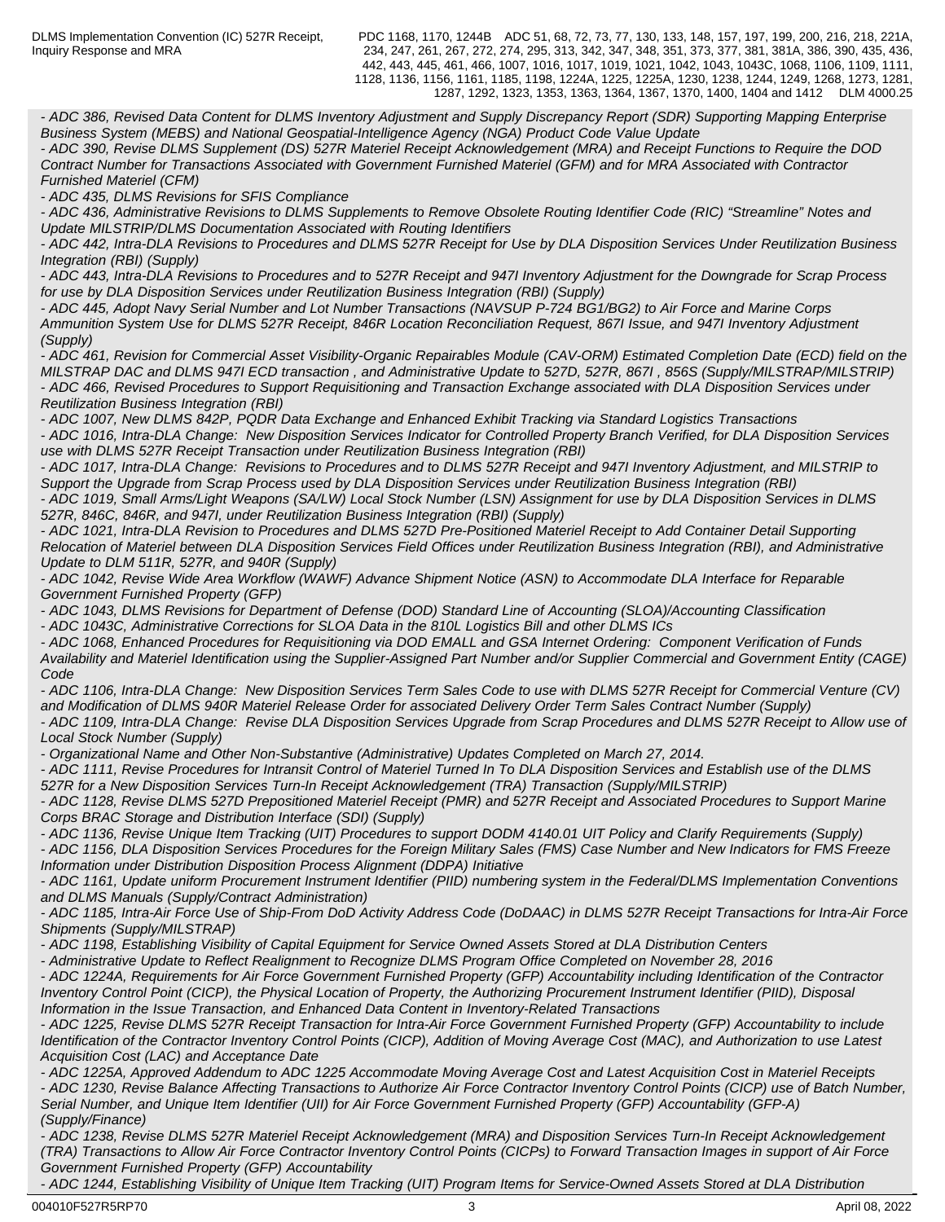*- ADC 386, Revised Data Content for DLMS Inventory Adjustment and Supply Discrepancy Report (SDR) Supporting Mapping Enterprise Business System (MEBS) and National Geospatial-Intelligence Agency (NGA) Product Code Value Update*
*- ADC 390, Revise DLMS Supplement (DS) 527R Materiel Receipt Acknowledgement (MRA) and Receipt Functions to Require the DOD Contract Number for Transactions Associated with Government Furnished Materiel (GFM) and for MRA Associated with Contractor Furnished Materiel (CFM)*
*- ADC 435, DLMS Revisions for SFIS Compliance*
*- ADC 436, Administrative Revisions to DLMS Supplements to Remove Obsolete Routing Identifier Code (RIC) "Streamline" Notes and Update MILSTRIP/DLMS Documentation Associated with Routing Identifiers*
*- ADC 442, Intra-DLA Revisions to Procedures and DLMS 527R Receipt for Use by DLA Disposition Services Under Reutilization Business Integration (RBI) (Supply)*
*- ADC 443, Intra-DLA Revisions to Procedures and to 527R Receipt and 947I Inventory Adjustment for the Downgrade for Scrap Process for use by DLA Disposition Services under Reutilization Business Integration (RBI) (Supply)*
*- ADC 445, Adopt Navy Serial Number and Lot Number Transactions (NAVSUP P-724 BG1/BG2) to Air Force and Marine Corps Ammunition System Use for DLMS 527R Receipt, 846R Location Reconciliation Request, 867I Issue, and 947I Inventory Adjustment (Supply)*
*- ADC 461, Revision for Commercial Asset Visibility-Organic Repairables Module (CAV-ORM) Estimated Completion Date (ECD) field on the MILSTRAP DAC and DLMS 947I ECD transaction , and Administrative Update to 527D, 527R, 867I , 856S (Supply/MILSTRAP/MILSTRIP)*
*- ADC 466, Revised Procedures to Support Requisitioning and Transaction Exchange associated with DLA Disposition Services under Reutilization Business Integration (RBI)*
*- ADC 1007, New DLMS 842P, PQDR Data Exchange and Enhanced Exhibit Tracking via Standard Logistics Transactions*
*- ADC 1016, Intra-DLA Change: New Disposition Services Indicator for Controlled Property Branch Verified, for DLA Disposition Services use with DLMS 527R Receipt Transaction under Reutilization Business Integration (RBI)*
*- ADC 1017, Intra-DLA Change: Revisions to Procedures and to DLMS 527R Receipt and 947I Inventory Adjustment, and MILSTRIP to Support the Upgrade from Scrap Process used by DLA Disposition Services under Reutilization Business Integration (RBI)*
*- ADC 1019, Small Arms/Light Weapons (SA/LW) Local Stock Number (LSN) Assignment for use by DLA Disposition Services in DLMS 527R, 846C, 846R, and 947I, under Reutilization Business Integration (RBI) (Supply)*
*- ADC 1021, Intra-DLA Revision to Procedures and DLMS 527D Pre-Positioned Materiel Receipt to Add Container Detail Supporting Relocation of Materiel between DLA Disposition Services Field Offices under Reutilization Business Integration (RBI), and Administrative Update to DLM 511R, 527R, and 940R (Supply)*
*- ADC 1042, Revise Wide Area Workflow (WAWF) Advance Shipment Notice (ASN) to Accommodate DLA Interface for Reparable Government Furnished Property (GFP)*
*- ADC 1043, DLMS Revisions for Department of Defense (DOD) Standard Line of Accounting (SLOA)/Accounting Classification*
*- ADC 1043C, Administrative Corrections for SLOA Data in the 810L Logistics Bill and other DLMS ICs*
*- ADC 1068, Enhanced Procedures for Requisitioning via DOD EMALL and GSA Internet Ordering: Component Verification of Funds Availability and Materiel Identification using the Supplier-Assigned Part Number and/or Supplier Commercial and Government Entity (CAGE) Code*
*- ADC 1106, Intra-DLA Change: New Disposition Services Term Sales Code to use with DLMS 527R Receipt for Commercial Venture (CV) and Modification of DLMS 940R Materiel Release Order for associated Delivery Order Term Sales Contract Number (Supply)*
*- ADC 1109, Intra-DLA Change: Revise DLA Disposition Services Upgrade from Scrap Procedures and DLMS 527R Receipt to Allow use of Local Stock Number (Supply)*
*- Organizational Name and Other Non-Substantive (Administrative) Updates Completed on March 27, 2014.*
*- ADC 1111, Revise Procedures for Intransit Control of Materiel Turned In To DLA Disposition Services and Establish use of the DLMS 527R for a New Disposition Services Turn-In Receipt Acknowledgement (TRA) Transaction (Supply/MILSTRIP)*
*- ADC 1128, Revise DLMS 527D Prepositioned Materiel Receipt (PMR) and 527R Receipt and Associated Procedures to Support Marine Corps BRAC Storage and Distribution Interface (SDI) (Supply)*
*- ADC 1136, Revise Unique Item Tracking (UIT) Procedures to support DODM 4140.01 UIT Policy and Clarify Requirements (Supply)*
*- ADC 1156, DLA Disposition Services Procedures for the Foreign Military Sales (FMS) Case Number and New Indicators for FMS Freeze Information under Distribution Disposition Process Alignment (DDPA) Initiative*
*- ADC 1161, Update uniform Procurement Instrument Identifier (PIID) numbering system in the Federal/DLMS Implementation Conventions and DLMS Manuals (Supply/Contract Administration)*
*- ADC 1185, Intra-Air Force Use of Ship-From DoD Activity Address Code (DoDAAC) in DLMS 527R Receipt Transactions for Intra-Air Force Shipments (Supply/MILSTRAP)*
*- ADC 1198, Establishing Visibility of Capital Equipment for Service Owned Assets Stored at DLA Distribution Centers*
*- Administrative Update to Reflect Realignment to Recognize DLMS Program Office Completed on November 28, 2016*
*- ADC 1224A, Requirements for Air Force Government Furnished Property (GFP) Accountability including Identification of the Contractor Inventory Control Point (CICP), the Physical Location of Property, the Authorizing Procurement Instrument Identifier (PIID), Disposal Information in the Issue Transaction, and Enhanced Data Content in Inventory-Related Transactions*
*- ADC 1225, Revise DLMS 527R Receipt Transaction for Intra-Air Force Government Furnished Property (GFP) Accountability to include Identification of the Contractor Inventory Control Points (CICP), Addition of Moving Average Cost (MAC), and Authorization to use Latest Acquisition Cost (LAC) and Acceptance Date*
*- ADC 1225A, Approved Addendum to ADC 1225 Accommodate Moving Average Cost and Latest Acquisition Cost in Materiel Receipts*
*- ADC 1230, Revise Balance Affecting Transactions to Authorize Air Force Contractor Inventory Control Points (CICP) use of Batch Number, Serial Number, and Unique Item Identifier (UII) for Air Force Government Furnished Property (GFP) Accountability (GFP-A) (Supply/Finance)*
*- ADC 1238, Revise DLMS 527R Materiel Receipt Acknowledgement (MRA) and Disposition Services Turn-In Receipt Acknowledgement (TRA) Transactions to Allow Air Force Contractor Inventory Control Points (CICPs) to Forward Transaction Images in support of Air Force Government Furnished Property (GFP) Accountability*
*- ADC 1244, Establishing Visibility of Unique Item Tracking (UIT) Program Items for Service-Owned Assets Stored at DLA Distribution*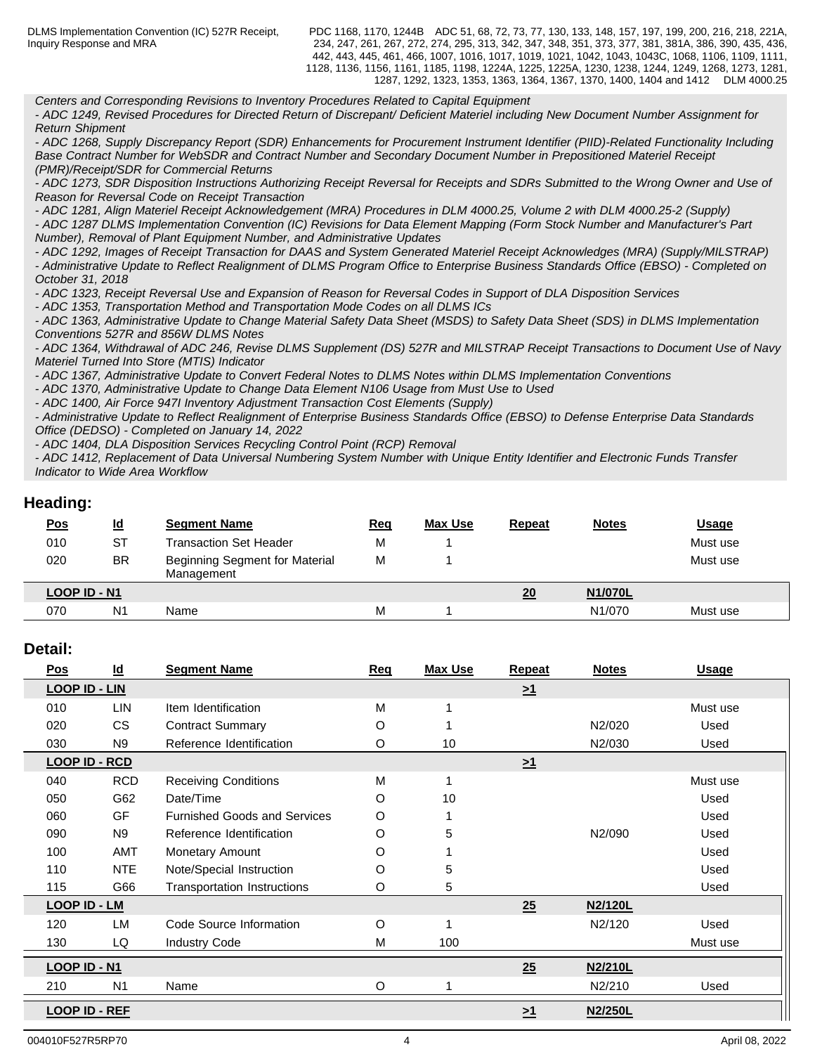*Centers and Corresponding Revisions to Inventory Procedures Related to Capital Equipment*
*- ADC 1249, Revised Procedures for Directed Return of Discrepant/ Deficient Materiel including New Document Number Assignment for Return Shipment*
*- ADC 1268, Supply Discrepancy Report (SDR) Enhancements for Procurement Instrument Identifier (PIID)-Related Functionality Including Base Contract Number for WebSDR and Contract Number and Secondary Document Number in Prepositioned Materiel Receipt (PMR)/Receipt/SDR for Commercial Returns*
*- ADC 1273, SDR Disposition Instructions Authorizing Receipt Reversal for Receipts and SDRs Submitted to the Wrong Owner and Use of Reason for Reversal Code on Receipt Transaction*
*- ADC 1281, Align Materiel Receipt Acknowledgement (MRA) Procedures in DLM 4000.25, Volume 2 with DLM 4000.25-2 (Supply)*
*- ADC 1287 DLMS Implementation Convention (IC) Revisions for Data Element Mapping (Form Stock Number and Manufacturer's Part Number), Removal of Plant Equipment Number, and Administrative Updates*
*- ADC 1292, Images of Receipt Transaction for DAAS and System Generated Materiel Receipt Acknowledges (MRA) (Supply/MILSTRAP)*
*- Administrative Update to Reflect Realignment of DLMS Program Office to Enterprise Business Standards Office (EBSO) - Completed on October 31, 2018*
*- ADC 1323, Receipt Reversal Use and Expansion of Reason for Reversal Codes in Support of DLA Disposition Services*
*- ADC 1353, Transportation Method and Transportation Mode Codes on all DLMS ICs*
*- ADC 1363, Administrative Update to Change Material Safety Data Sheet (MSDS) to Safety Data Sheet (SDS) in DLMS Implementation Conventions 527R and 856W DLMS Notes*
*- ADC 1364, Withdrawal of ADC 246, Revise DLMS Supplement (DS) 527R and MILSTRAP Receipt Transactions to Document Use of Navy Materiel Turned Into Store (MTIS) Indicator*
*- ADC 1367, Administrative Update to Convert Federal Notes to DLMS Notes within DLMS Implementation Conventions*
*- ADC 1370, Administrative Update to Change Data Element N106 Usage from Must Use to Used*
*- ADC 1400, Air Force 947I Inventory Adjustment Transaction Cost Elements (Supply)*
*- Administrative Update to Reflect Realignment of Enterprise Business Standards Office (EBSO) to Defense Enterprise Data Standards Office (DEDSO) - Completed on January 14, 2022*
*- ADC 1404, DLA Disposition Services Recycling Control Point (RCP) Removal*
*- ADC 1412, Replacement of Data Universal Numbering System Number with Unique Entity Identifier and Electronic Funds Transfer Indicator to Wide Area Workflow*

## Heading:

| Pos | Id | Segment Name | Req | Max Use | Repeat | Notes | Usage |
|---|---|---|---|---|---|---|---|
| 010 | ST | Transaction Set Header | M | 1 | | | Must use |
| 020 | BR | Beginning Segment for Material Management | M | 1 | | | Must use |
| **LOOP ID - N1** | | | | | **20** | **N1/070L** | |
| 070 | N1 | Name | M | 1 | | N1/070 | Must use |

## Detail:

| Pos | Id | Segment Name | Req | Max Use | Repeat | Notes | Usage |
|---|---|---|---|---|---|---|---|
| **LOOP ID - LIN** | | | | | **>1** | | |
| 010 | LIN | Item Identification | M | 1 | | | Must use |
| 020 | CS | Contract Summary | O | 1 | | N2/020 | Used |
| 030 | N9 | Reference Identification | O | 10 | | N2/030 | Used |
| **LOOP ID - RCD** | | | | | **>1** | | |
| 040 | RCD | Receiving Conditions | M | 1 | | | Must use |
| 050 | G62 | Date/Time | O | 10 | | | Used |
| 060 | GF | Furnished Goods and Services | O | 1 | | | Used |
| 090 | N9 | Reference Identification | O | 5 | | N2/090 | Used |
| 100 | AMT | Monetary Amount | O | 1 | | | Used |
| 110 | NTE | Note/Special Instruction | O | 5 | | | Used |
| 115 | G66 | Transportation Instructions | O | 5 | | | Used |
| **LOOP ID - LM** | | | | | **25** | **N2/120L** | |
| 120 | LM | Code Source Information | O | 1 | | N2/120 | Used |
| 130 | LQ | Industry Code | M | 100 | | | Must use |
| **LOOP ID - N1** | | | | | **25** | **N2/210L** | |
| 210 | N1 | Name | O | 1 | | N2/210 | Used |
| **LOOP ID - REF** | | | | | **>1** | **N2/250L** | |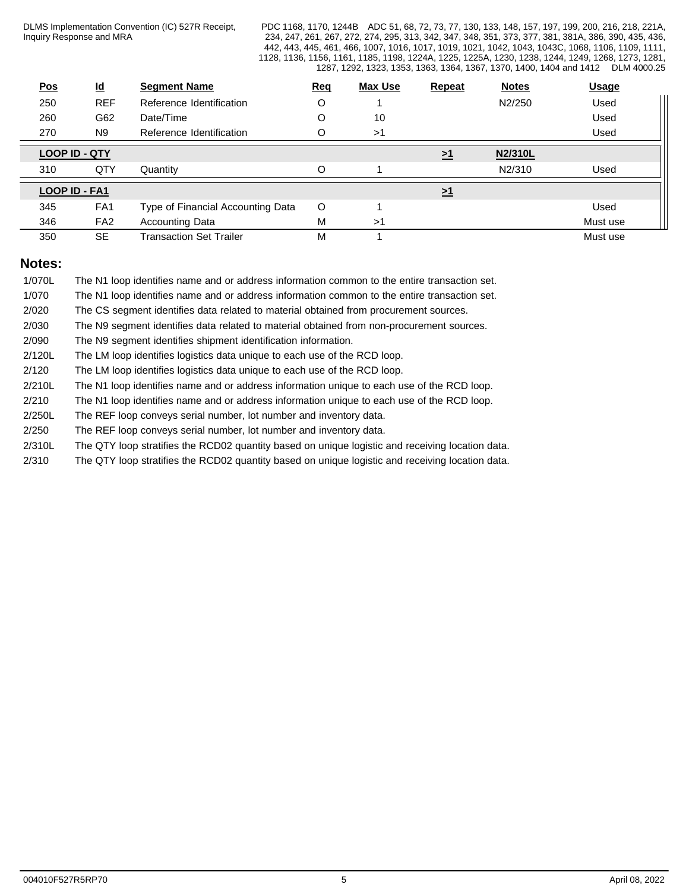| Pos | Id | Segment Name | Req | Max Use | Repeat | Notes | Usage |
|---|---|---|---|---|---|---|---|
| 250 | REF | Reference Identification | O | 1 | | N2/250 | Used |
| 260 | G62 | Date/Time | O | 10 | | | Used |
| 270 | N9 | Reference Identification | O | >1 | | | Used |
| **LOOP ID - QTY** | | | | | **>1** | **N2/310L** | |
| 310 | QTY | Quantity | O | 1 | | N2/310 | Used |
| **LOOP ID - FA1** | | | | | **>1** | | |
| 345 | FA1 | Type of Financial Accounting Data | O | 1 | | | Used |
| 346 | FA2 | Accounting Data | M | >1 | | | Must use |
| 350 | SE | Transaction Set Trailer | M | 1 | | | Must use |

## Notes:

| | |
|---|---|
| 1/070L | The N1 loop identifies name and or address information common to the entire transaction set. |
| 1/070 | The N1 loop identifies name and or address information common to the entire transaction set. |
| 2/020 | The CS segment identifies data related to material obtained from procurement sources. |
| 2/030 | The N9 segment identifies data related to material obtained from non-procurement sources. |
| 2/090 | The N9 segment identifies shipment identification information. |
| 2/120L | The LM loop identifies logistics data unique to each use of the RCD loop. |
| 2/120 | The LM loop identifies logistics data unique to each use of the RCD loop. |
| 2/210L | The N1 loop identifies name and or address information unique to each use of the RCD loop. |
| 2/210 | The N1 loop identifies name and or address information unique to each use of the RCD loop. |
| 2/250L | The REF loop conveys serial number, lot number and inventory data. |
| 2/250 | The REF loop conveys serial number, lot number and inventory data. |
| 2/310L | The QTY loop stratifies the RCD02 quantity based on unique logistic and receiving location data. |
| 2/310 | The QTY loop stratifies the RCD02 quantity based on unique logistic and receiving location data. |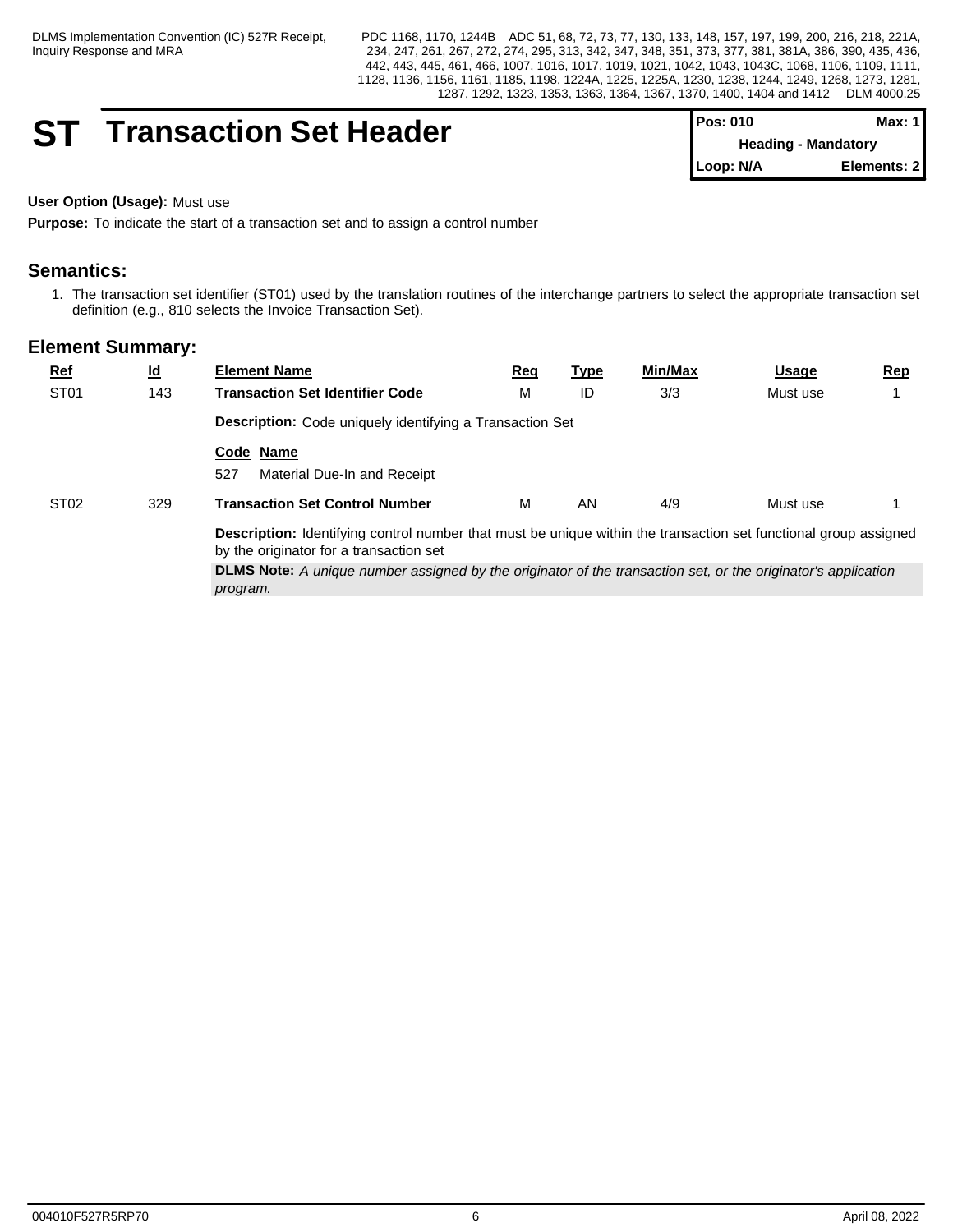# ST Transaction Set Header

| Pos: 010 | Max: 1 |
|---|---|
| Heading - Mandatory | |
| Loop: N/A | Elements: 2 |

**User Option (Usage):** Must use

**Purpose:** To indicate the start of a transaction set and to assign a control number

## Semantics:

1. The transaction set identifier (ST01) used by the translation routines of the interchange partners to select the appropriate transaction set definition (e.g., 810 selects the Invoice Transaction Set).

## Element Summary:

| Ref | Id | Element Name | Req | Type | Min/Max | Usage | Rep |
|---|---|---|---|---|---|---|---|
| ST01 | 143 | **Transaction Set Identifier Code** | M | ID | 3/3 | Must use | 1 |
| | | **Description:** Code uniquely identifying a Transaction Set | | | | | |
| | | **Code** **Name**<br>527 Material Due-In and Receipt | | | | | |
| ST02 | 329 | **Transaction Set Control Number** | M | AN | 4/9 | Must use | 1 |
| | | **Description:** Identifying control number that must be unique within the transaction set functional group assigned by the originator for a transaction set | | | | | |
| | | **DLMS Note:** *A unique number assigned by the originator of the transaction set, or the originator's application program.* | | | | | |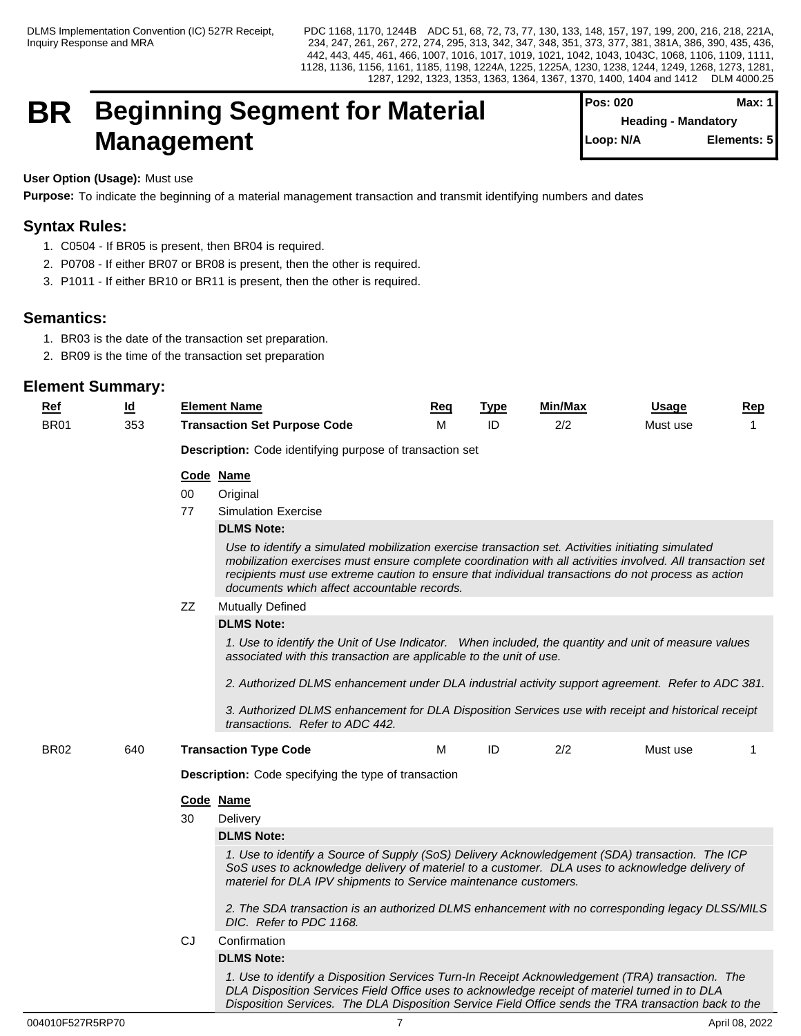# BR Beginning Segment for Material Management

| Pos: 020 | Max: 1 |
|---|---|
| Heading - Mandatory | |
| Loop: N/A | Elements: 5 |

**User Option (Usage):** Must use

**Purpose:** To indicate the beginning of a material management transaction and transmit identifying numbers and dates

## Syntax Rules:

1. C0504 - If BR05 is present, then BR04 is required.
2. P0708 - If either BR07 or BR08 is present, then the other is required.
3. P1011 - If either BR10 or BR11 is present, then the other is required.

## Semantics:

1. BR03 is the date of the transaction set preparation.
2. BR09 is the time of the transaction set preparation

## Element Summary:

| Ref | Id | Element Name | Req | Type | Min/Max | Usage | Rep |
|---|---|---|---|---|---|---|---|
| BR01 | 353 | **Transaction Set Purpose Code** | M | ID | 2/2 | Must use | 1 |

**Description:** Code identifying purpose of transaction set

| Code | Name |
|---|---|
| 00 | Original |
| 77 | Simulation Exercise |

**DLMS Note:**

*Use to identify a simulated mobilization exercise transaction set. Activities initiating simulated mobilization exercises must ensure complete coordination with all activities involved. All transaction set recipients must use extreme caution to ensure that individual transactions do not process as action documents which affect accountable records.*

| Code | Name |
|---|---|
| ZZ | Mutually Defined |

**DLMS Note:**

*1. Use to identify the Unit of Use Indicator. When included, the quantity and unit of measure values associated with this transaction are applicable to the unit of use.*

*2. Authorized DLMS enhancement under DLA industrial activity support agreement. Refer to ADC 381.*

*3. Authorized DLMS enhancement for DLA Disposition Services use with receipt and historical receipt transactions. Refer to ADC 442.*

| Ref | Id | Element Name | Req | Type | Min/Max | Usage | Rep |
|---|---|---|---|---|---|---|---|
| BR02 | 640 | **Transaction Type Code** | M | ID | 2/2 | Must use | 1 |

**Description:** Code specifying the type of transaction

| Code | Name |
|---|---|
| 30 | Delivery |

**DLMS Note:**

*1. Use to identify a Source of Supply (SoS) Delivery Acknowledgement (SDA) transaction. The ICP SoS uses to acknowledge delivery of materiel to a customer. DLA uses to acknowledge delivery of materiel for DLA IPV shipments to Service maintenance customers.*

*2. The SDA transaction is an authorized DLMS enhancement with no corresponding legacy DLSS/MILS DIC. Refer to PDC 1168.*

| Code | Name |
|---|---|
| CJ | Confirmation |

**DLMS Note:**

*1. Use to identify a Disposition Services Turn-In Receipt Acknowledgement (TRA) transaction. The DLA Disposition Services Field Office uses to acknowledge receipt of materiel turned in to DLA Disposition Services. The DLA Disposition Service Field Office sends the TRA transaction back to the*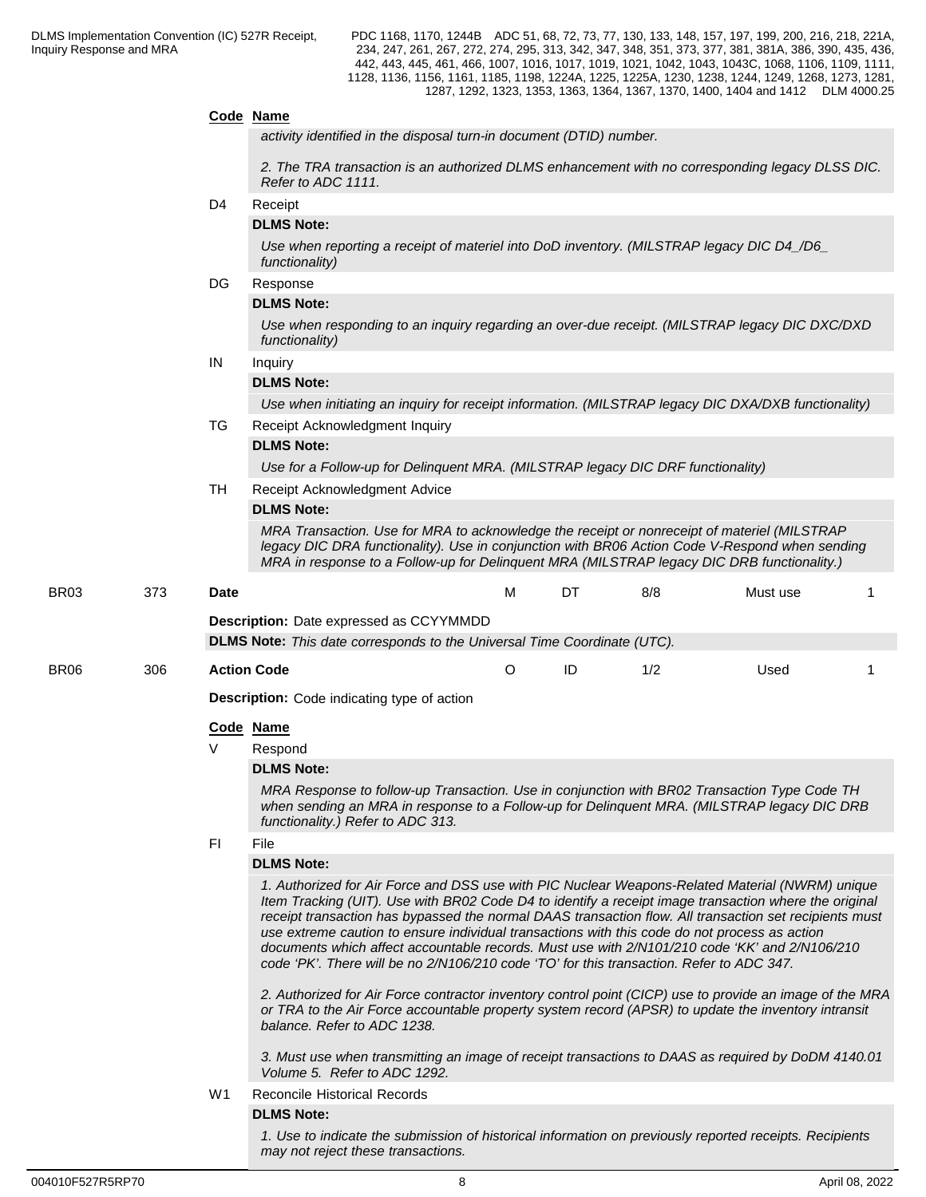**Code Name**

*activity identified in the disposal turn-in document (DTID) number.*

*2. The TRA transaction is an authorized DLMS enhancement with no corresponding legacy DLSS DIC. Refer to ADC 1111.*

D4 Receipt

**DLMS Note:**

*Use when reporting a receipt of materiel into DoD inventory. (MILSTRAP legacy DIC D4_/D6_ functionality)*

DG Response

**DLMS Note:**

*Use when responding to an inquiry regarding an over-due receipt. (MILSTRAP legacy DIC DXC/DXD functionality)*

IN Inquiry

**DLMS Note:**

*Use when initiating an inquiry for receipt information. (MILSTRAP legacy DIC DXA/DXB functionality)*

TG Receipt Acknowledgment Inquiry

**DLMS Note:**

*Use for a Follow-up for Delinquent MRA. (MILSTRAP legacy DIC DRF functionality)*

TH Receipt Acknowledgment Advice

**DLMS Note:**

*MRA Transaction. Use for MRA to acknowledge the receipt or nonreceipt of materiel (MILSTRAP legacy DIC DRA functionality). Use in conjunction with BR06 Action Code V-Respond when sending MRA in response to a Follow-up for Delinquent MRA (MILSTRAP legacy DIC DRB functionality.)*

| BR03 | 373 | **Date** | M | DT | 8/8 | Must use | 1 |
|---|---|---|---|---|---|---|---|

**Description:** Date expressed as CCYYMMDD

**DLMS Note:** *This date corresponds to the Universal Time Coordinate (UTC).*

| BR06 | 306 | **Action Code** | O | ID | 1/2 | Used | 1 |
|---|---|---|---|---|---|---|---|

**Description:** Code indicating type of action

**Code Name**

V Respond

**DLMS Note:**

*MRA Response to follow-up Transaction. Use in conjunction with BR02 Transaction Type Code TH when sending an MRA in response to a Follow-up for Delinquent MRA. (MILSTRAP legacy DIC DRB functionality.) Refer to ADC 313.*

FI File

**DLMS Note:**

*1. Authorized for Air Force and DSS use with PIC Nuclear Weapons-Related Material (NWRM) unique Item Tracking (UIT). Use with BR02 Code D4 to identify a receipt image transaction where the original receipt transaction has bypassed the normal DAAS transaction flow. All transaction set recipients must use extreme caution to ensure individual transactions with this code do not process as action documents which affect accountable records. Must use with 2/N101/210 code 'KK' and 2/N106/210 code 'PK'. There will be no 2/N106/210 code 'TO' for this transaction. Refer to ADC 347.*

*2. Authorized for Air Force contractor inventory control point (CICP) use to provide an image of the MRA or TRA to the Air Force accountable property system record (APSR) to update the inventory intransit balance. Refer to ADC 1238.*

*3. Must use when transmitting an image of receipt transactions to DAAS as required by DoDM 4140.01 Volume 5. Refer to ADC 1292.*

W1 Reconcile Historical Records

**DLMS Note:**

*1. Use to indicate the submission of historical information on previously reported receipts. Recipients may not reject these transactions.*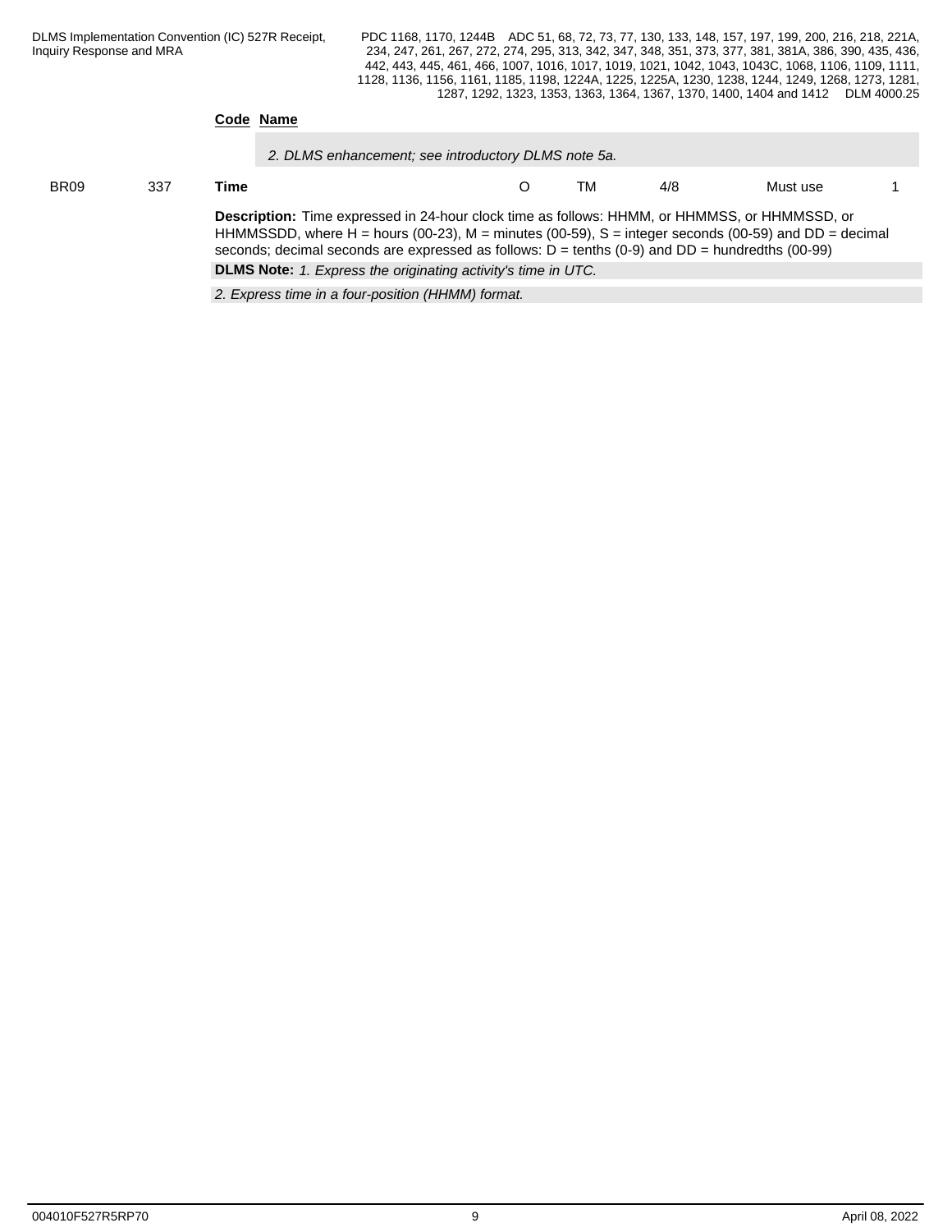| | | Code | Name |
|---|---|---|---|
| | | | *2. DLMS enhancement; see introductory DLMS note 5a.* |

| | | | | | | | |
|---|---|---|---|---|---|---|---|
| BR09 | 337 | **Time** | O | TM | 4/8 | Must use | 1 |

**Description:** Time expressed in 24-hour clock time as follows: HHMM, or HHMMSS, or HHMMSSD, or HHMMSSDD, where H = hours (00-23), M = minutes (00-59), S = integer seconds (00-59) and DD = decimal seconds; decimal seconds are expressed as follows: D = tenths (0-9) and DD = hundredths (00-99)

**DLMS Note:** *1. Express the originating activity's time in UTC.*

*2. Express time in a four-position (HHMM) format.*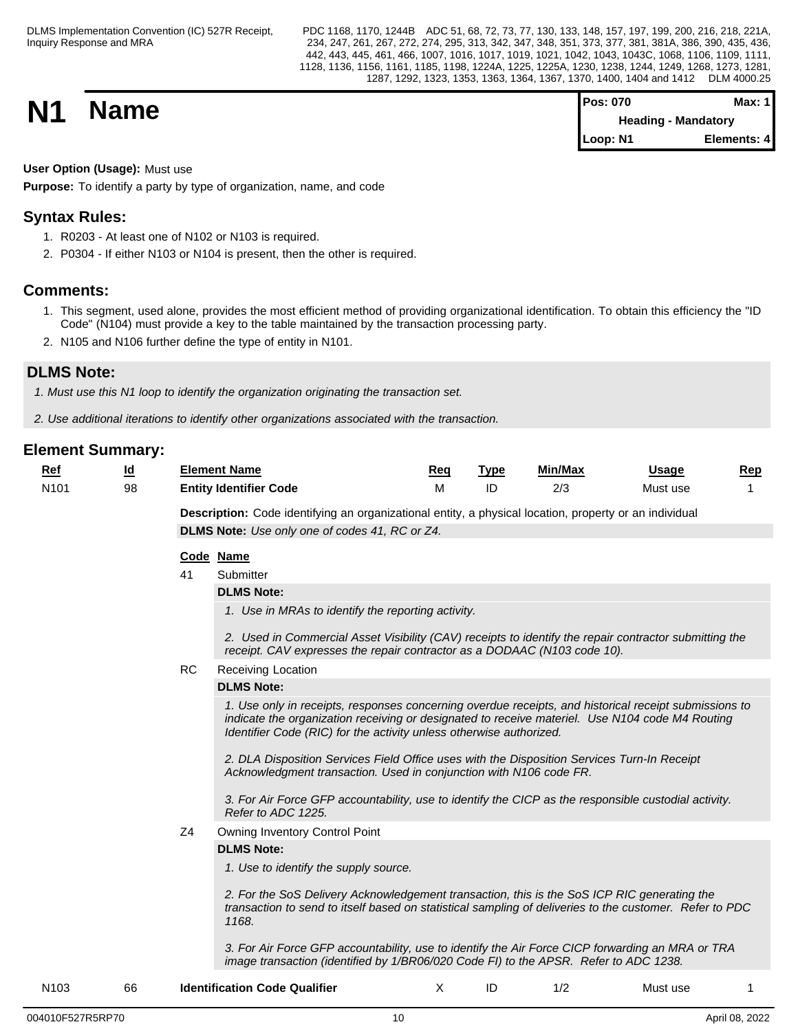# N1 Name

| Pos: 070 | Max: 1 |
|---|---|
| Heading - Mandatory | |
| Loop: N1 | Elements: 4 |

**User Option (Usage):** Must use

**Purpose:** To identify a party by type of organization, name, and code

## Syntax Rules:

1. R0203 - At least one of N102 or N103 is required.
2. P0304 - If either N103 or N104 is present, then the other is required.

## Comments:

1. This segment, used alone, provides the most efficient method of providing organizational identification. To obtain this efficiency the "ID Code" (N104) must provide a key to the table maintained by the transaction processing party.
2. N105 and N106 further define the type of entity in N101.

## DLMS Note:

*1. Must use this N1 loop to identify the organization originating the transaction set.*

*2. Use additional iterations to identify other organizations associated with the transaction.*

## Element Summary:

| Ref | Id | Element Name | Req | Type | Min/Max | Usage | Rep |
|---|---|---|---|---|---|---|---|
| N101 | 98 | **Entity Identifier Code** | M | ID | 2/3 | Must use | 1 |

**Description:** Code identifying an organizational entity, a physical location, property or an individual

**DLMS Note:** *Use only one of codes 41, RC or Z4.*

| Code | Name |
|---|---|
| 41 | Submitter |
| RC | Receiving Location |
| Z4 | Owning Inventory Control Point |

**41 Submitter**

**DLMS Note:**

*1. Use in MRAs to identify the reporting activity.*

*2. Used in Commercial Asset Visibility (CAV) receipts to identify the repair contractor submitting the receipt. CAV expresses the repair contractor as a DODAAC (N103 code 10).*

**RC Receiving Location**

**DLMS Note:**

*1. Use only in receipts, responses concerning overdue receipts, and historical receipt submissions to indicate the organization receiving or designated to receive materiel. Use N104 code M4 Routing Identifier Code (RIC) for the activity unless otherwise authorized.*

*2. DLA Disposition Services Field Office uses with the Disposition Services Turn-In Receipt Acknowledgment transaction. Used in conjunction with N106 code FR.*

*3. For Air Force GFP accountability, use to identify the CICP as the responsible custodial activity. Refer to ADC 1225.*

**Z4 Owning Inventory Control Point**

**DLMS Note:**

*1. Use to identify the supply source.*

*2. For the SoS Delivery Acknowledgement transaction, this is the SoS ICP RIC generating the transaction to send to itself based on statistical sampling of deliveries to the customer. Refer to PDC 1168.*

*3. For Air Force GFP accountability, use to identify the Air Force CICP forwarding an MRA or TRA image transaction (identified by 1/BR06/020 Code FI) to the APSR. Refer to ADC 1238.*

| Ref | Id | Element Name | Req | Type | Min/Max | Usage | Rep |
|---|---|---|---|---|---|---|---|
| N103 | 66 | **Identification Code Qualifier** | X | ID | 1/2 | Must use | 1 |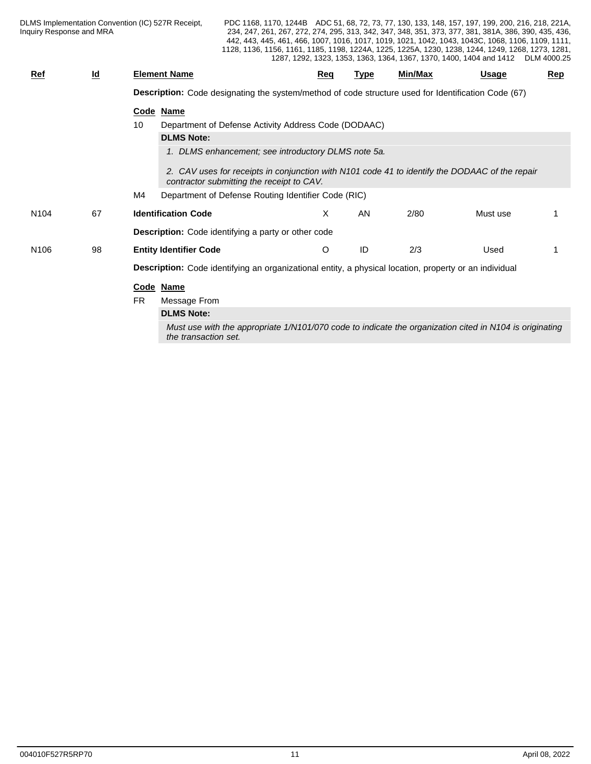| Ref | Id | Element Name | Req | Type | Min/Max | Usage | Rep |
|---|---|---|---|---|---|---|---|

**Description:** Code designating the system/method of code structure used for Identification Code (67)

| Code | Name |
|---|---|
| 10 | Department of Defense Activity Address Code (DODAAC) |
| M4 | Department of Defense Routing Identifier Code (RIC) |

**DLMS Note** (code 10):

*1. DLMS enhancement; see introductory DLMS note 5a.*

*2. CAV uses for receipts in conjunction with N101 code 41 to identify the DODAAC of the repair contractor submitting the receipt to CAV.*

| Ref | Id | Element Name | Req | Type | Min/Max | Usage | Rep |
|---|---|---|---|---|---|---|---|
| N104 | 67 | **Identification Code** | X | AN | 2/80 | Must use | 1 |

**Description:** Code identifying a party or other code

| Ref | Id | Element Name | Req | Type | Min/Max | Usage | Rep |
|---|---|---|---|---|---|---|---|
| N106 | 98 | **Entity Identifier Code** | O | ID | 2/3 | Used | 1 |

**Description:** Code identifying an organizational entity, a physical location, property or an individual

| Code | Name |
|---|---|
| FR | Message From |

**DLMS Note** (code FR):

*Must use with the appropriate 1/N101/070 code to indicate the organization cited in N104 is originating the transaction set.*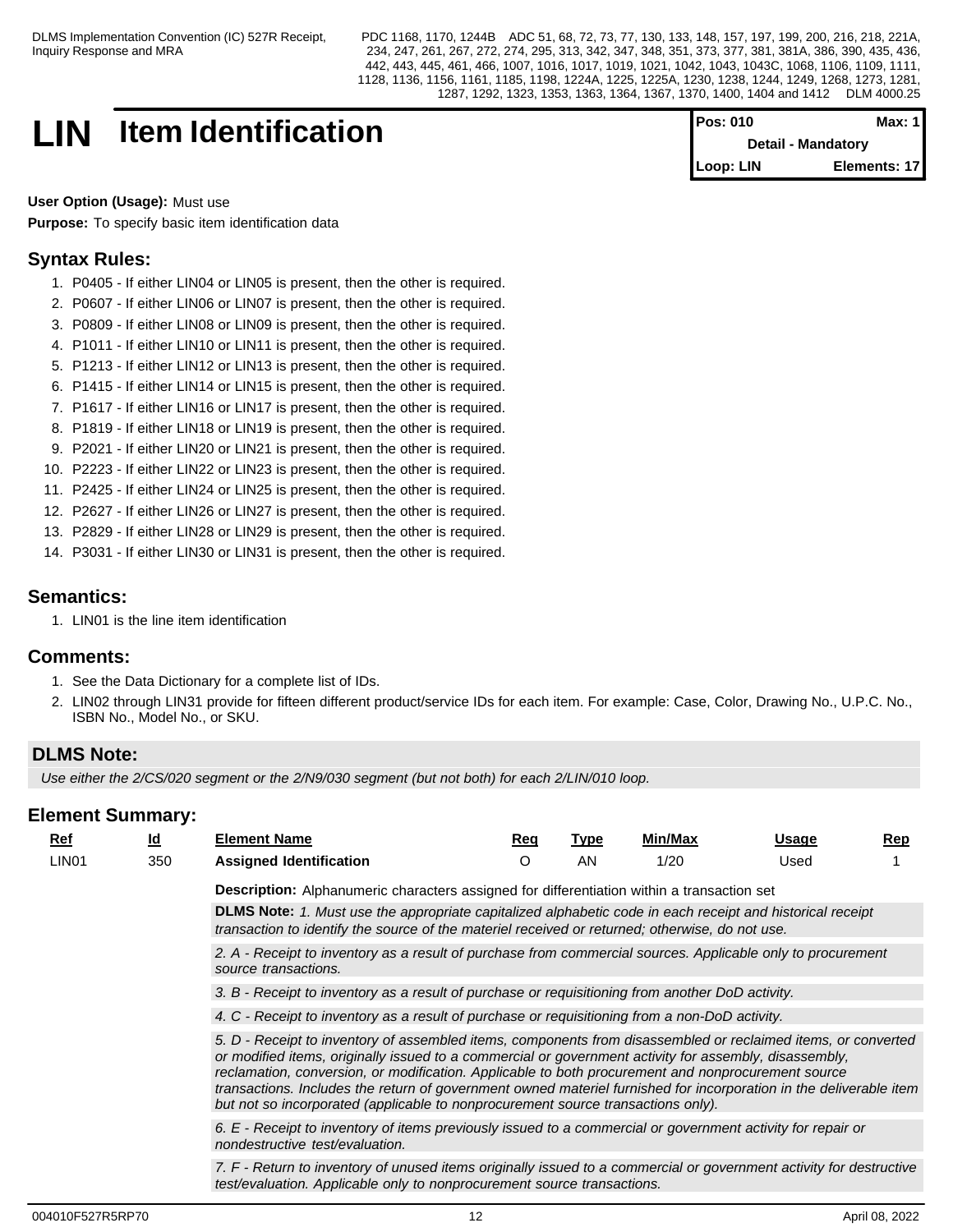# LIN Item Identification

| Pos: 010 | Max: 1 |
|---|---|
| Detail - Mandatory | |
| Loop: LIN | Elements: 17 |

**User Option (Usage):** Must use

**Purpose:** To specify basic item identification data

## Syntax Rules:

1. P0405 - If either LIN04 or LIN05 is present, then the other is required.
2. P0607 - If either LIN06 or LIN07 is present, then the other is required.
3. P0809 - If either LIN08 or LIN09 is present, then the other is required.
4. P1011 - If either LIN10 or LIN11 is present, then the other is required.
5. P1213 - If either LIN12 or LIN13 is present, then the other is required.
6. P1415 - If either LIN14 or LIN15 is present, then the other is required.
7. P1617 - If either LIN16 or LIN17 is present, then the other is required.
8. P1819 - If either LIN18 or LIN19 is present, then the other is required.
9. P2021 - If either LIN20 or LIN21 is present, then the other is required.
10. P2223 - If either LIN22 or LIN23 is present, then the other is required.
11. P2425 - If either LIN24 or LIN25 is present, then the other is required.
12. P2627 - If either LIN26 or LIN27 is present, then the other is required.
13. P2829 - If either LIN28 or LIN29 is present, then the other is required.
14. P3031 - If either LIN30 or LIN31 is present, then the other is required.

## Semantics:

1. LIN01 is the line item identification

## Comments:

1. See the Data Dictionary for a complete list of IDs.
2. LIN02 through LIN31 provide for fifteen different product/service IDs for each item. For example: Case, Color, Drawing No., U.P.C. No., ISBN No., Model No., or SKU.

## DLMS Note:

*Use either the 2/CS/020 segment or the 2/N9/030 segment (but not both) for each 2/LIN/010 loop.*

## Element Summary:

| Ref | Id | Element Name | Req | Type | Min/Max | Usage | Rep |
|---|---|---|---|---|---|---|---|
| LIN01 | 350 | **Assigned Identification** | O | AN | 1/20 | Used | 1 |

**Description:** Alphanumeric characters assigned for differentiation within a transaction set

**DLMS Note:** *1. Must use the appropriate capitalized alphabetic code in each receipt and historical receipt transaction to identify the source of the materiel received or returned; otherwise, do not use.*

*2. A - Receipt to inventory as a result of purchase from commercial sources. Applicable only to procurement source transactions.*

*3. B - Receipt to inventory as a result of purchase or requisitioning from another DoD activity.*

*4. C - Receipt to inventory as a result of purchase or requisitioning from a non-DoD activity.*

*5. D - Receipt to inventory of assembled items, components from disassembled or reclaimed items, or converted or modified items, originally issued to a commercial or government activity for assembly, disassembly, reclamation, conversion, or modification. Applicable to both procurement and nonprocurement source transactions. Includes the return of government owned materiel furnished for incorporation in the deliverable item but not so incorporated (applicable to nonprocurement source transactions only).*

*6. E - Receipt to inventory of items previously issued to a commercial or government activity for repair or nondestructive test/evaluation.*

*7. F - Return to inventory of unused items originally issued to a commercial or government activity for destructive test/evaluation. Applicable only to nonprocurement source transactions.*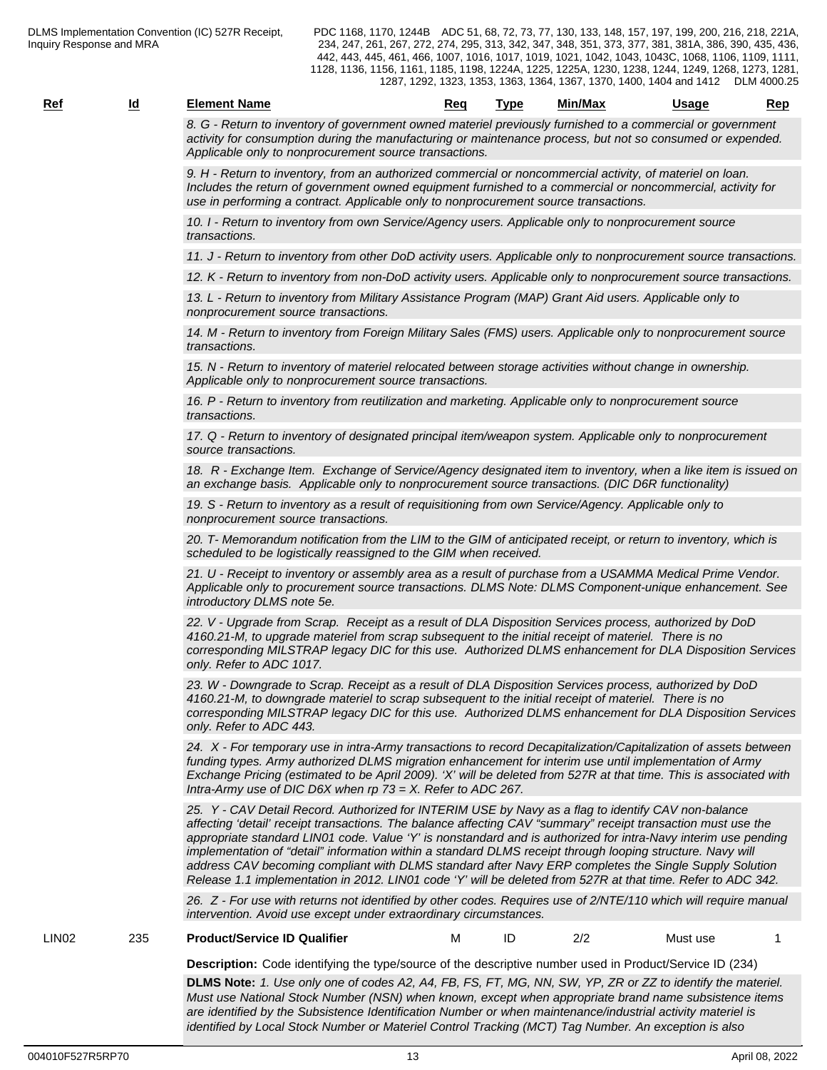| Ref | Id | Element Name | Req | Type | Min/Max | Usage | Rep |
|---|---|---|---|---|---|---|---|

*8. G - Return to inventory of government owned materiel previously furnished to a commercial or government activity for consumption during the manufacturing or maintenance process, but not so consumed or expended. Applicable only to nonprocurement source transactions.*

*9. H - Return to inventory, from an authorized commercial or noncommercial activity, of materiel on loan. Includes the return of government owned equipment furnished to a commercial or noncommercial, activity for use in performing a contract. Applicable only to nonprocurement source transactions.*

*10. I - Return to inventory from own Service/Agency users. Applicable only to nonprocurement source transactions.*

*11. J - Return to inventory from other DoD activity users. Applicable only to nonprocurement source transactions.*

*12. K - Return to inventory from non-DoD activity users. Applicable only to nonprocurement source transactions.*

*13. L - Return to inventory from Military Assistance Program (MAP) Grant Aid users. Applicable only to nonprocurement source transactions.*

*14. M - Return to inventory from Foreign Military Sales (FMS) users. Applicable only to nonprocurement source transactions.*

*15. N - Return to inventory of materiel relocated between storage activities without change in ownership. Applicable only to nonprocurement source transactions.*

*16. P - Return to inventory from reutilization and marketing. Applicable only to nonprocurement source transactions.*

*17. Q - Return to inventory of designated principal item/weapon system. Applicable only to nonprocurement source transactions.*

*18. R - Exchange Item. Exchange of Service/Agency designated item to inventory, when a like item is issued on an exchange basis. Applicable only to nonprocurement source transactions. (DIC D6R functionality)*

*19. S - Return to inventory as a result of requisitioning from own Service/Agency. Applicable only to nonprocurement source transactions.*

*20. T- Memorandum notification from the LIM to the GIM of anticipated receipt, or return to inventory, which is scheduled to be logistically reassigned to the GIM when received.*

*21. U - Receipt to inventory or assembly area as a result of purchase from a USAMMA Medical Prime Vendor. Applicable only to procurement source transactions. DLMS Note: DLMS Component-unique enhancement. See introductory DLMS note 5e.*

*22. V - Upgrade from Scrap. Receipt as a result of DLA Disposition Services process, authorized by DoD 4160.21-M, to upgrade materiel from scrap subsequent to the initial receipt of materiel. There is no corresponding MILSTRAP legacy DIC for this use. Authorized DLMS enhancement for DLA Disposition Services only. Refer to ADC 1017.*

*23. W - Downgrade to Scrap. Receipt as a result of DLA Disposition Services process, authorized by DoD 4160.21-M, to downgrade materiel to scrap subsequent to the initial receipt of materiel. There is no corresponding MILSTRAP legacy DIC for this use. Authorized DLMS enhancement for DLA Disposition Services only. Refer to ADC 443.*

*24. X - For temporary use in intra-Army transactions to record Decapitalization/Capitalization of assets between funding types. Army authorized DLMS migration enhancement for interim use until implementation of Army Exchange Pricing (estimated to be April 2009). 'X' will be deleted from 527R at that time. This is associated with Intra-Army use of DIC D6X when rp 73 = X. Refer to ADC 267.*

*25. Y - CAV Detail Record. Authorized for INTERIM USE by Navy as a flag to identify CAV non-balance affecting 'detail' receipt transactions. The balance affecting CAV "summary" receipt transaction must use the appropriate standard LIN01 code. Value 'Y' is nonstandard and is authorized for intra-Navy interim use pending implementation of "detail" information within a standard DLMS receipt through looping structure. Navy will address CAV becoming compliant with DLMS standard after Navy ERP completes the Single Supply Solution Release 1.1 implementation in 2012. LIN01 code 'Y' will be deleted from 527R at that time. Refer to ADC 342.*

*26. Z - For use with returns not identified by other codes. Requires use of 2/NTE/110 which will require manual intervention. Avoid use except under extraordinary circumstances.*

| Ref | Id | Element Name | Req | Type | Min/Max | Usage | Rep |
|---|---|---|---|---|---|---|---|
| LIN02 | 235 | **Product/Service ID Qualifier** | M | ID | 2/2 | Must use | 1 |

**Description:** Code identifying the type/source of the descriptive number used in Product/Service ID (234)

**DLMS Note:** *1. Use only one of codes A2, A4, FB, FS, FT, MG, NN, SW, YP, ZR or ZZ to identify the materiel. Must use National Stock Number (NSN) when known, except when appropriate brand name subsistence items are identified by the Subsistence Identification Number or when maintenance/industrial activity materiel is identified by Local Stock Number or Materiel Control Tracking (MCT) Tag Number. An exception is also*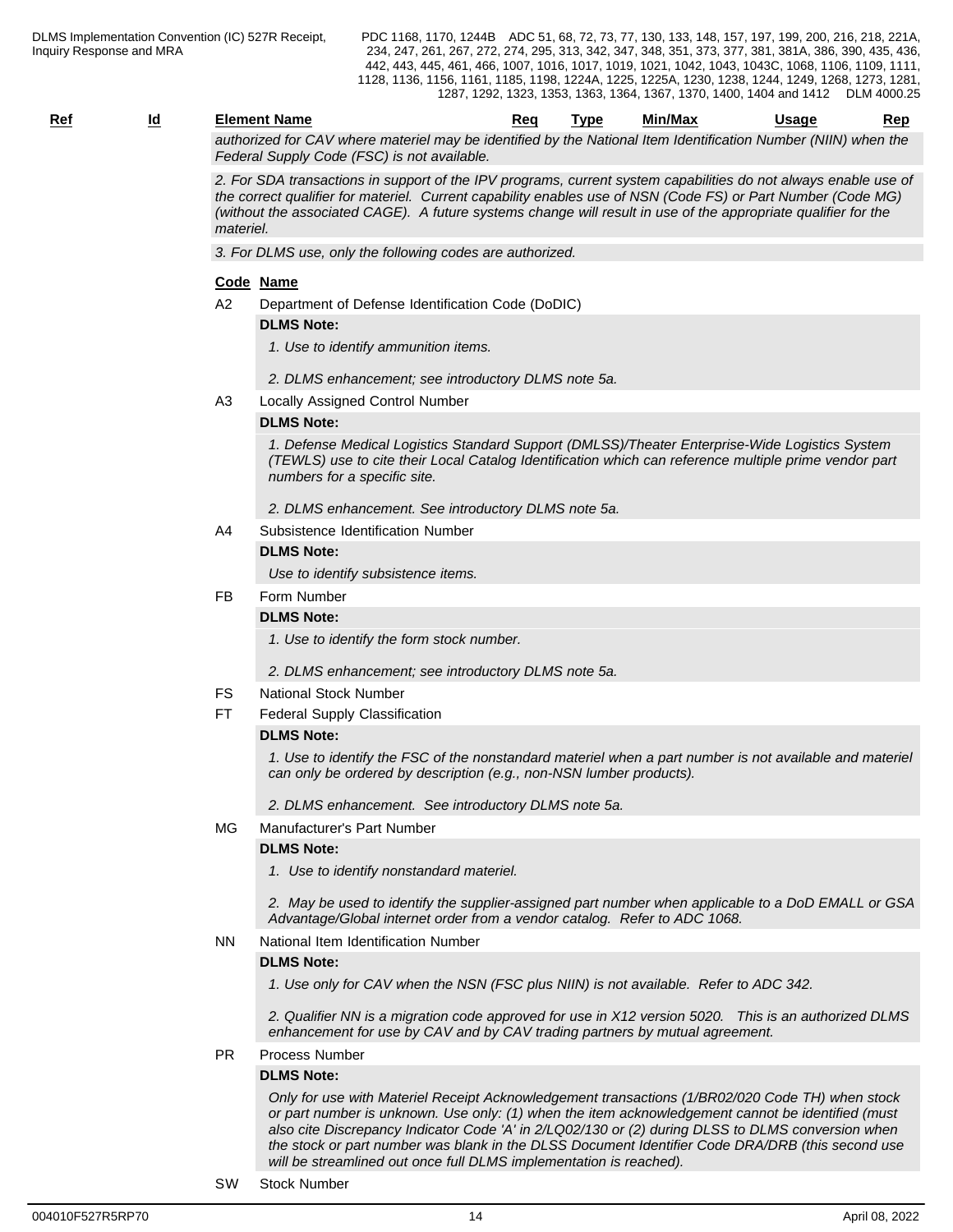| Ref | Id | Element Name | Req | Type | Min/Max | Usage | Rep |
|---|---|---|---|---|---|---|---|

*authorized for CAV where materiel may be identified by the National Item Identification Number (NIIN) when the Federal Supply Code (FSC) is not available.*

*2. For SDA transactions in support of the IPV programs, current system capabilities do not always enable use of the correct qualifier for materiel. Current capability enables use of NSN (Code FS) or Part Number (Code MG) (without the associated CAGE). A future systems change will result in use of the appropriate qualifier for the materiel.*

*3. For DLMS use, only the following codes are authorized.*

**Code Name**

A2 Department of Defense Identification Code (DoDIC)

**DLMS Note:**

*1. Use to identify ammunition items.*

*2. DLMS enhancement; see introductory DLMS note 5a.*

A3 Locally Assigned Control Number

**DLMS Note:**

*1. Defense Medical Logistics Standard Support (DMLSS)/Theater Enterprise-Wide Logistics System (TEWLS) use to cite their Local Catalog Identification which can reference multiple prime vendor part numbers for a specific site.*

*2. DLMS enhancement. See introductory DLMS note 5a.*

A4 Subsistence Identification Number

**DLMS Note:**

*Use to identify subsistence items.*

FB Form Number

**DLMS Note:**

*1. Use to identify the form stock number.*

*2. DLMS enhancement; see introductory DLMS note 5a.*

FS National Stock Number

FT Federal Supply Classification

**DLMS Note:**

*1. Use to identify the FSC of the nonstandard materiel when a part number is not available and materiel can only be ordered by description (e.g., non-NSN lumber products).*

*2. DLMS enhancement. See introductory DLMS note 5a.*

MG Manufacturer's Part Number

**DLMS Note:**

*1. Use to identify nonstandard materiel.*

*2. May be used to identify the supplier-assigned part number when applicable to a DoD EMALL or GSA Advantage/Global internet order from a vendor catalog. Refer to ADC 1068.*

NN National Item Identification Number

**DLMS Note:**

*1. Use only for CAV when the NSN (FSC plus NIIN) is not available. Refer to ADC 342.*

*2. Qualifier NN is a migration code approved for use in X12 version 5020. This is an authorized DLMS enhancement for use by CAV and by CAV trading partners by mutual agreement.*

PR Process Number

**DLMS Note:**

*Only for use with Materiel Receipt Acknowledgement transactions (1/BR02/020 Code TH) when stock or part number is unknown. Use only: (1) when the item acknowledgement cannot be identified (must also cite Discrepancy Indicator Code 'A' in 2/LQ02/130 or (2) during DLSS to DLMS conversion when the stock or part number was blank in the DLSS Document Identifier Code DRA/DRB (this second use will be streamlined out once full DLMS implementation is reached).*

SW Stock Number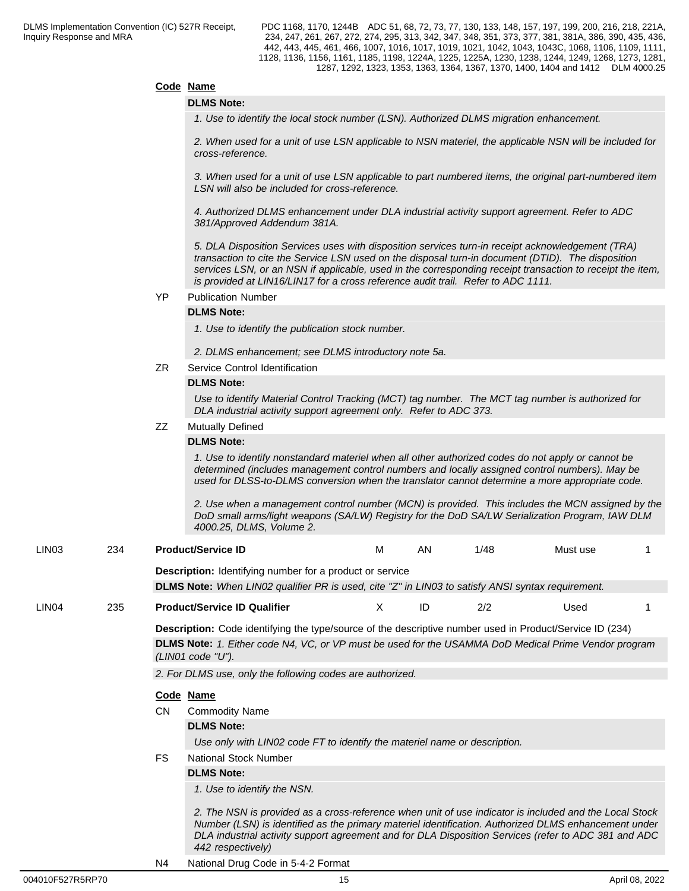**Code Name**

**DLMS Note:**

*1. Use to identify the local stock number (LSN). Authorized DLMS migration enhancement.*

*2. When used for a unit of use LSN applicable to NSN materiel, the applicable NSN will be included for cross-reference.*

*3. When used for a unit of use LSN applicable to part numbered items, the original part-numbered item LSN will also be included for cross-reference.*

*4. Authorized DLMS enhancement under DLA industrial activity support agreement. Refer to ADC 381/Approved Addendum 381A.*

*5. DLA Disposition Services uses with disposition services turn-in receipt acknowledgement (TRA) transaction to cite the Service LSN used on the disposal turn-in document (DTID). The disposition services LSN, or an NSN if applicable, used in the corresponding receipt transaction to receipt the item, is provided at LIN16/LIN17 for a cross reference audit trail. Refer to ADC 1111.*

YP Publication Number

**DLMS Note:**

*1. Use to identify the publication stock number.*

*2. DLMS enhancement; see DLMS introductory note 5a.*

ZR Service Control Identification

**DLMS Note:**

*Use to identify Material Control Tracking (MCT) tag number. The MCT tag number is authorized for DLA industrial activity support agreement only. Refer to ADC 373.*

ZZ Mutually Defined

**DLMS Note:**

*1. Use to identify nonstandard materiel when all other authorized codes do not apply or cannot be determined (includes management control numbers and locally assigned control numbers). May be used for DLSS-to-DLMS conversion when the translator cannot determine a more appropriate code.*

*2. Use when a management control number (MCN) is provided. This includes the MCN assigned by the DoD small arms/light weapons (SA/LW) Registry for the DoD SA/LW Serialization Program, IAW DLM 4000.25, DLMS, Volume 2.*

| LIN03 | 234 | **Product/Service ID** | M | AN | 1/48 | Must use | 1 |
|---|---|---|---|---|---|---|---|

**Description:** Identifying number for a product or service

**DLMS Note:** *When LIN02 qualifier PR is used, cite "Z" in LIN03 to satisfy ANSI syntax requirement.*

| LIN04 | 235 | **Product/Service ID Qualifier** | X | ID | 2/2 | Used | 1 |
|---|---|---|---|---|---|---|---|

**Description:** Code identifying the type/source of the descriptive number used in Product/Service ID (234)

**DLMS Note:** *1. Either code N4, VC, or VP must be used for the USAMMA DoD Medical Prime Vendor program (LIN01 code "U").*

*2. For DLMS use, only the following codes are authorized.*

**Code Name**

CN Commodity Name

**DLMS Note:**

*Use only with LIN02 code FT to identify the materiel name or description.*

FS National Stock Number

**DLMS Note:**

*1. Use to identify the NSN.*

*2. The NSN is provided as a cross-reference when unit of use indicator is included and the Local Stock Number (LSN) is identified as the primary materiel identification. Authorized DLMS enhancement under DLA industrial activity support agreement and for DLA Disposition Services (refer to ADC 381 and ADC 442 respectively)*

N4 National Drug Code in 5-4-2 Format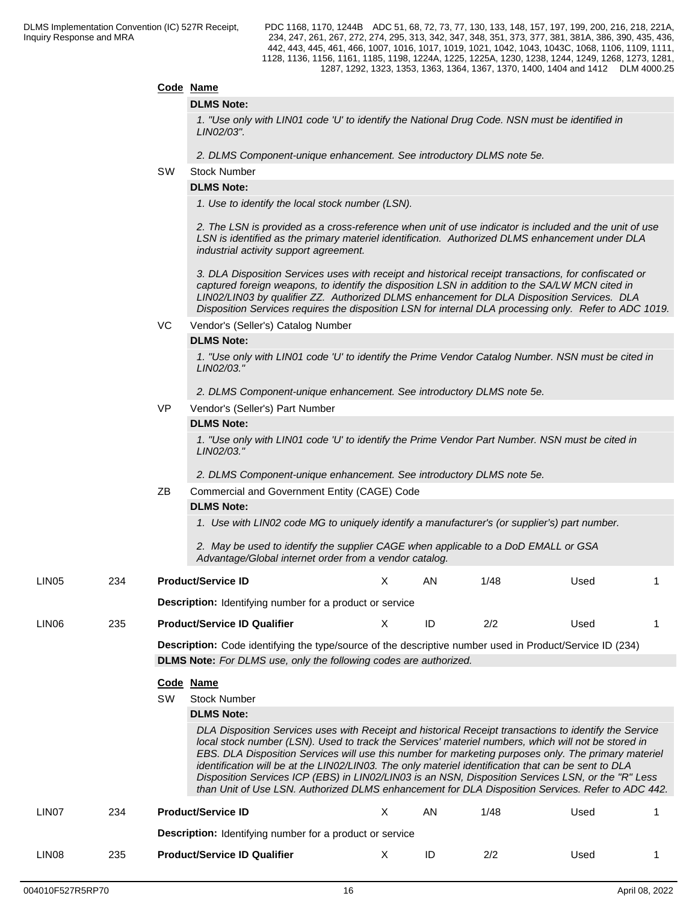**Code Name**

**DLMS Note:**

*1. "Use only with LIN01 code 'U' to identify the National Drug Code. NSN must be identified in LIN02/03".*

*2. DLMS Component-unique enhancement. See introductory DLMS note 5e.*

SW Stock Number

**DLMS Note:**

*1. Use to identify the local stock number (LSN).*

*2. The LSN is provided as a cross-reference when unit of use indicator is included and the unit of use LSN is identified as the primary materiel identification. Authorized DLMS enhancement under DLA industrial activity support agreement.*

*3. DLA Disposition Services uses with receipt and historical receipt transactions, for confiscated or captured foreign weapons, to identify the disposition LSN in addition to the SA/LW MCN cited in LIN02/LIN03 by qualifier ZZ. Authorized DLMS enhancement for DLA Disposition Services. DLA Disposition Services requires the disposition LSN for internal DLA processing only. Refer to ADC 1019.*

VC Vendor's (Seller's) Catalog Number

**DLMS Note:**

*1. "Use only with LIN01 code 'U' to identify the Prime Vendor Catalog Number. NSN must be cited in LIN02/03."*

*2. DLMS Component-unique enhancement. See introductory DLMS note 5e.*

VP Vendor's (Seller's) Part Number

**DLMS Note:**

*1. "Use only with LIN01 code 'U' to identify the Prime Vendor Part Number. NSN must be cited in LIN02/03."*

*2. DLMS Component-unique enhancement. See introductory DLMS note 5e.*

ZB Commercial and Government Entity (CAGE) Code

**DLMS Note:**

*1. Use with LIN02 code MG to uniquely identify a manufacturer's (or supplier's) part number.*

*2. May be used to identify the supplier CAGE when applicable to a DoD EMALL or GSA Advantage/Global internet order from a vendor catalog.*

| LIN05 | 234 | **Product/Service ID** | X | AN | 1/48 | Used | 1 |
|---|---|---|---|---|---|---|---|

**Description:** Identifying number for a product or service

| LIN06 | 235 | **Product/Service ID Qualifier** | X | ID | 2/2 | Used | 1 |
|---|---|---|---|---|---|---|---|

**Description:** Code identifying the type/source of the descriptive number used in Product/Service ID (234)

**DLMS Note:** *For DLMS use, only the following codes are authorized.*

**Code Name**

SW Stock Number

**DLMS Note:**

*DLA Disposition Services uses with Receipt and historical Receipt transactions to identify the Service local stock number (LSN). Used to track the Services' materiel numbers, which will not be stored in EBS. DLA Disposition Services will use this number for marketing purposes only. The primary materiel identification will be at the LIN02/LIN03. The only materiel identification that can be sent to DLA Disposition Services ICP (EBS) in LIN02/LIN03 is an NSN, Disposition Services LSN, or the "R" Less than Unit of Use LSN. Authorized DLMS enhancement for DLA Disposition Services. Refer to ADC 442.*

| LIN07 | 234 | **Product/Service ID** | X | AN | 1/48 | Used | 1 |
|---|---|---|---|---|---|---|---|

**Description:** Identifying number for a product or service

| LIN08 | 235 | **Product/Service ID Qualifier** | X | ID | 2/2 | Used | 1 |
|---|---|---|---|---|---|---|---|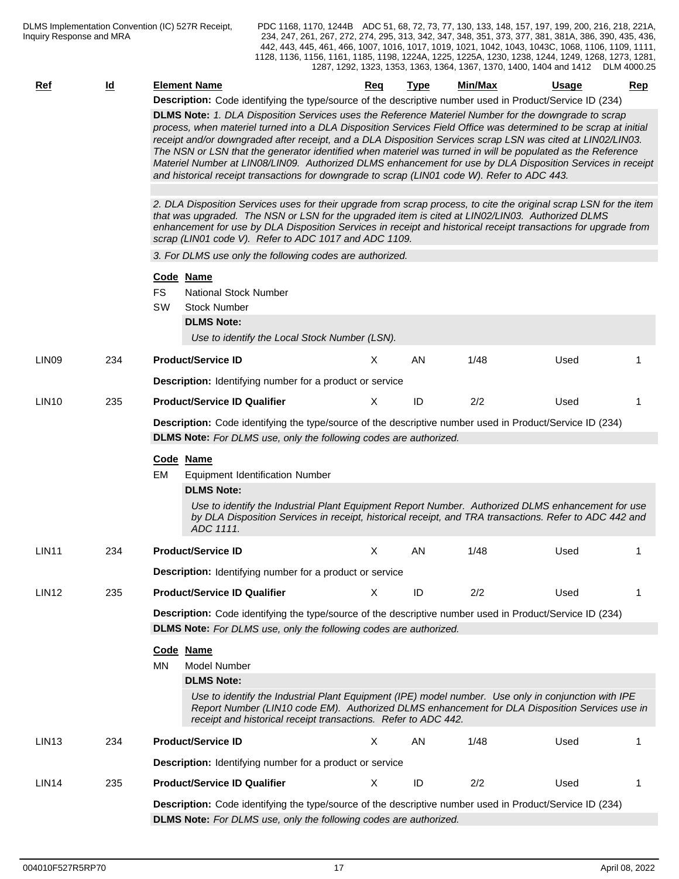| Ref | Id | Element Name | Req | Type | Min/Max | Usage | Rep |
|---|---|---|---|---|---|---|---|

**Description:** Code identifying the type/source of the descriptive number used in Product/Service ID (234)

**DLMS Note:** *1. DLA Disposition Services uses the Reference Materiel Number for the downgrade to scrap process, when materiel turned into a DLA Disposition Services Field Office was determined to be scrap at initial receipt and/or downgraded after receipt, and a DLA Disposition Services scrap LSN was cited at LIN02/LIN03. The NSN or LSN that the generator identified when materiel was turned in will be populated as the Reference Materiel Number at LIN08/LIN09. Authorized DLMS enhancement for use by DLA Disposition Services in receipt and historical receipt transactions for downgrade to scrap (LIN01 code W). Refer to ADC 443.*

*2. DLA Disposition Services uses for their upgrade from scrap process, to cite the original scrap LSN for the item that was upgraded. The NSN or LSN for the upgraded item is cited at LIN02/LIN03. Authorized DLMS enhancement for use by DLA Disposition Services in receipt and historical receipt transactions for upgrade from scrap (LIN01 code V). Refer to ADC 1017 and ADC 1109.*

*3. For DLMS use only the following codes are authorized.*

| Code | Name |
|---|---|
| FS | National Stock Number |
| SW | Stock Number |

**DLMS Note:**

*Use to identify the Local Stock Number (LSN).*

| Ref | Id | Element Name | Req | Type | Min/Max | Usage | Rep |
|---|---|---|---|---|---|---|---|
| LIN09 | 234 | **Product/Service ID** | X | AN | 1/48 | Used | 1 |

**Description:** Identifying number for a product or service

| Ref | Id | Element Name | Req | Type | Min/Max | Usage | Rep |
|---|---|---|---|---|---|---|---|
| LIN10 | 235 | **Product/Service ID Qualifier** | X | ID | 2/2 | Used | 1 |

**Description:** Code identifying the type/source of the descriptive number used in Product/Service ID (234)

**DLMS Note:** *For DLMS use, only the following codes are authorized.*

| Code | Name |
|---|---|
| EM | Equipment Identification Number |

**DLMS Note:**

*Use to identify the Industrial Plant Equipment Report Number. Authorized DLMS enhancement for use by DLA Disposition Services in receipt, historical receipt, and TRA transactions. Refer to ADC 442 and ADC 1111.*

| Ref | Id | Element Name | Req | Type | Min/Max | Usage | Rep |
|---|---|---|---|---|---|---|---|
| LIN11 | 234 | **Product/Service ID** | X | AN | 1/48 | Used | 1 |

**Description:** Identifying number for a product or service

| Ref | Id | Element Name | Req | Type | Min/Max | Usage | Rep |
|---|---|---|---|---|---|---|---|
| LIN12 | 235 | **Product/Service ID Qualifier** | X | ID | 2/2 | Used | 1 |

**Description:** Code identifying the type/source of the descriptive number used in Product/Service ID (234)

**DLMS Note:** *For DLMS use, only the following codes are authorized.*

| Code | Name |
|---|---|
| MN | Model Number |

**DLMS Note:**

*Use to identify the Industrial Plant Equipment (IPE) model number. Use only in conjunction with IPE Report Number (LIN10 code EM). Authorized DLMS enhancement for DLA Disposition Services use in receipt and historical receipt transactions. Refer to ADC 442.*

| Ref | Id | Element Name | Req | Type | Min/Max | Usage | Rep |
|---|---|---|---|---|---|---|---|
| LIN13 | 234 | **Product/Service ID** | X | AN | 1/48 | Used | 1 |

**Description:** Identifying number for a product or service

| Ref | Id | Element Name | Req | Type | Min/Max | Usage | Rep |
|---|---|---|---|---|---|---|---|
| LIN14 | 235 | **Product/Service ID Qualifier** | X | ID | 2/2 | Used | 1 |

**Description:** Code identifying the type/source of the descriptive number used in Product/Service ID (234)

**DLMS Note:** *For DLMS use, only the following codes are authorized.*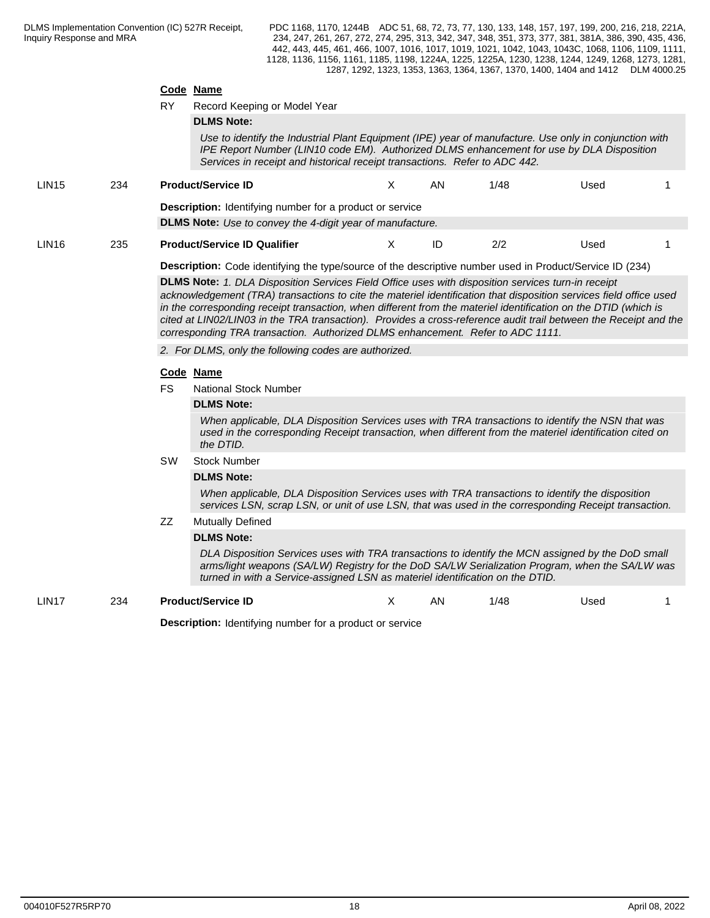**Code Name**

RY Record Keeping or Model Year

**DLMS Note:**

*Use to identify the Industrial Plant Equipment (IPE) year of manufacture. Use only in conjunction with IPE Report Number (LIN10 code EM). Authorized DLMS enhancement for use by DLA Disposition Services in receipt and historical receipt transactions. Refer to ADC 442.*

| LIN15 | 234 | **Product/Service ID** | X | AN | 1/48 | Used | 1 |
|---|---|---|---|---|---|---|---|

**Description:** Identifying number for a product or service

**DLMS Note:** *Use to convey the 4-digit year of manufacture.*

| LIN16 | 235 | **Product/Service ID Qualifier** | X | ID | 2/2 | Used | 1 |
|---|---|---|---|---|---|---|---|

**Description:** Code identifying the type/source of the descriptive number used in Product/Service ID (234)

**DLMS Note:** *1. DLA Disposition Services Field Office uses with disposition services turn-in receipt acknowledgement (TRA) transactions to cite the materiel identification that disposition services field office used in the corresponding receipt transaction, when different from the materiel identification on the DTID (which is cited at LIN02/LIN03 in the TRA transaction). Provides a cross-reference audit trail between the Receipt and the corresponding TRA transaction. Authorized DLMS enhancement. Refer to ADC 1111.*

*2. For DLMS, only the following codes are authorized.*

**Code Name**

FS National Stock Number

**DLMS Note:**

*When applicable, DLA Disposition Services uses with TRA transactions to identify the NSN that was used in the corresponding Receipt transaction, when different from the materiel identification cited on the DTID.*

SW Stock Number

**DLMS Note:**

*When applicable, DLA Disposition Services uses with TRA transactions to identify the disposition services LSN, scrap LSN, or unit of use LSN, that was used in the corresponding Receipt transaction.*

ZZ Mutually Defined

**DLMS Note:**

*DLA Disposition Services uses with TRA transactions to identify the MCN assigned by the DoD small arms/light weapons (SA/LW) Registry for the DoD SA/LW Serialization Program, when the SA/LW was turned in with a Service-assigned LSN as materiel identification on the DTID.*

| LIN17 | 234 | **Product/Service ID** | X | AN | 1/48 | Used | 1 |
|---|---|---|---|---|---|---|---|

**Description:** Identifying number for a product or service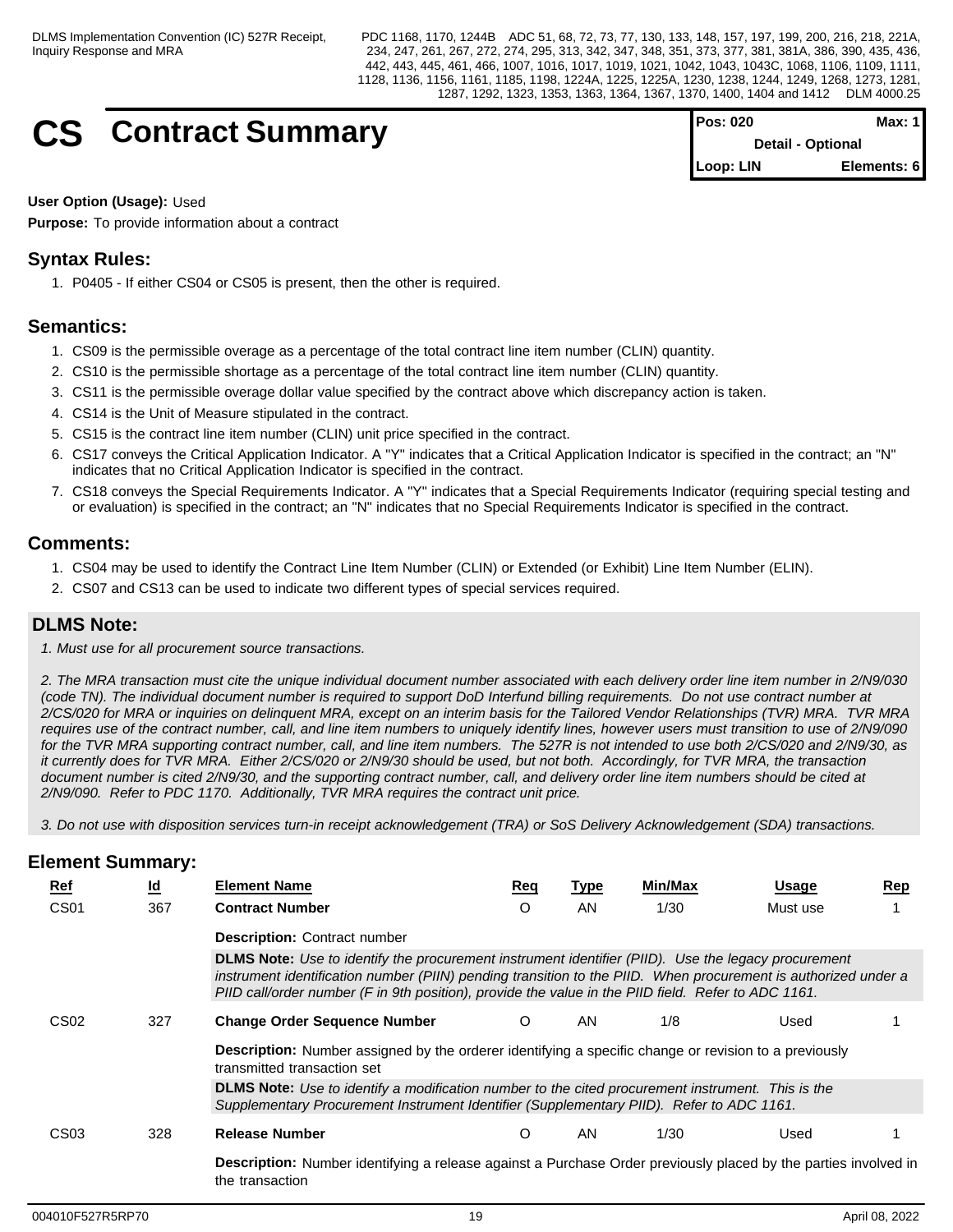# CS Contract Summary

| Pos: 020 | Max: 1 |
|---|---|
| Detail - Optional | |
| Loop: LIN | Elements: 6 |

**User Option (Usage):** Used

**Purpose:** To provide information about a contract

## Syntax Rules:

1. P0405 - If either CS04 or CS05 is present, then the other is required.

## Semantics:

1. CS09 is the permissible overage as a percentage of the total contract line item number (CLIN) quantity.
2. CS10 is the permissible shortage as a percentage of the total contract line item number (CLIN) quantity.
3. CS11 is the permissible overage dollar value specified by the contract above which discrepancy action is taken.
4. CS14 is the Unit of Measure stipulated in the contract.
5. CS15 is the contract line item number (CLIN) unit price specified in the contract.
6. CS17 conveys the Critical Application Indicator. A "Y" indicates that a Critical Application Indicator is specified in the contract; an "N" indicates that no Critical Application Indicator is specified in the contract.
7. CS18 conveys the Special Requirements Indicator. A "Y" indicates that a Special Requirements Indicator (requiring special testing and or evaluation) is specified in the contract; an "N" indicates that no Special Requirements Indicator is specified in the contract.

## Comments:

1. CS04 may be used to identify the Contract Line Item Number (CLIN) or Extended (or Exhibit) Line Item Number (ELIN).
2. CS07 and CS13 can be used to indicate two different types of special services required.

## DLMS Note:

*1. Must use for all procurement source transactions.*

*2. The MRA transaction must cite the unique individual document number associated with each delivery order line item number in 2/N9/030 (code TN). The individual document number is required to support DoD Interfund billing requirements. Do not use contract number at 2/CS/020 for MRA or inquiries on delinquent MRA, except on an interim basis for the Tailored Vendor Relationships (TVR) MRA. TVR MRA requires use of the contract number, call, and line item numbers to uniquely identify lines, however users must transition to use of 2/N9/090 for the TVR MRA supporting contract number, call, and line item numbers. The 527R is not intended to use both 2/CS/020 and 2/N9/30, as it currently does for TVR MRA. Either 2/CS/020 or 2/N9/30 should be used, but not both. Accordingly, for TVR MRA, the transaction document number is cited 2/N9/30, and the supporting contract number, call, and delivery order line item numbers should be cited at 2/N9/090. Refer to PDC 1170. Additionally, TVR MRA requires the contract unit price.*

*3. Do not use with disposition services turn-in receipt acknowledgement (TRA) or SoS Delivery Acknowledgement (SDA) transactions.*

## Element Summary:

| Ref | Id | Element Name | Req | Type | Min/Max | Usage | Rep |
|---|---|---|---|---|---|---|---|
| CS01 | 367 | **Contract Number** | O | AN | 1/30 | Must use | 1 |
| | | **Description:** Contract number | | | | | |
| | | **DLMS Note:** *Use to identify the procurement instrument identifier (PIID). Use the legacy procurement instrument identification number (PIIN) pending transition to the PIID. When procurement is authorized under a PIID call/order number (F in 9th position), provide the value in the PIID field. Refer to ADC 1161.* | | | | | |
| CS02 | 327 | **Change Order Sequence Number** | O | AN | 1/8 | Used | 1 |
| | | **Description:** Number assigned by the orderer identifying a specific change or revision to a previously transmitted transaction set | | | | | |
| | | **DLMS Note:** *Use to identify a modification number to the cited procurement instrument. This is the Supplementary Procurement Instrument Identifier (Supplementary PIID). Refer to ADC 1161.* | | | | | |
| CS03 | 328 | **Release Number** | O | AN | 1/30 | Used | 1 |
| | | **Description:** Number identifying a release against a Purchase Order previously placed by the parties involved in the transaction | | | | | |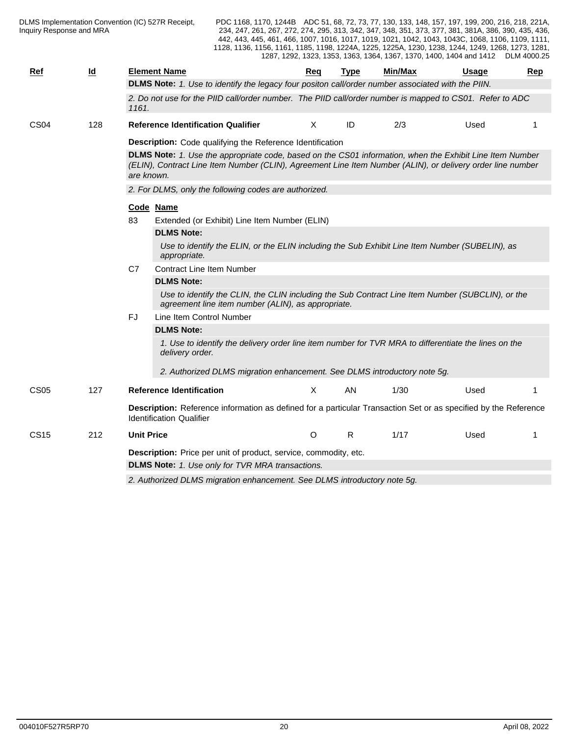| Ref | Id | Element Name | Req | Type | Min/Max | Usage | Rep |
|---|---|---|---|---|---|---|---|

**DLMS Note:** *1. Use to identify the legacy four positon call/order number associated with the PIIN.*

*2. Do not use for the PIID call/order number. The PIID call/order number is mapped to CS01. Refer to ADC 1161.*

| Ref | Id | Element Name | Req | Type | Min/Max | Usage | Rep |
|---|---|---|---|---|---|---|---|
| CS04 | 128 | **Reference Identification Qualifier** | X | ID | 2/3 | Used | 1 |

**Description:** Code qualifying the Reference Identification

**DLMS Note:** *1. Use the appropriate code, based on the CS01 information, when the Exhibit Line Item Number (ELIN), Contract Line Item Number (CLIN), Agreement Line Item Number (ALIN), or delivery order line number are known.*

*2. For DLMS, only the following codes are authorized.*

| Code | Name |
|---|---|
| 83 | Extended (or Exhibit) Line Item Number (ELIN) |
| C7 | Contract Line Item Number |
| FJ | Line Item Control Number |

**83** — **DLMS Note:**

*Use to identify the ELIN, or the ELIN including the Sub Exhibit Line Item Number (SUBELIN), as appropriate.*

**C7** — **DLMS Note:**

*Use to identify the CLIN, the CLIN including the Sub Contract Line Item Number (SUBCLIN), or the agreement line item number (ALIN), as appropriate.*

**FJ** — **DLMS Note:**

*1. Use to identify the delivery order line item number for TVR MRA to differentiate the lines on the delivery order.*

*2. Authorized DLMS migration enhancement. See DLMS introductory note 5g.*

| Ref | Id | Element Name | Req | Type | Min/Max | Usage | Rep |
|---|---|---|---|---|---|---|---|
| CS05 | 127 | **Reference Identification** | X | AN | 1/30 | Used | 1 |

**Description:** Reference information as defined for a particular Transaction Set or as specified by the Reference Identification Qualifier

| Ref | Id | Element Name | Req | Type | Min/Max | Usage | Rep |
|---|---|---|---|---|---|---|---|
| CS15 | 212 | **Unit Price** | O | R | 1/17 | Used | 1 |

**Description:** Price per unit of product, service, commodity, etc.

**DLMS Note:** *1. Use only for TVR MRA transactions.*

*2. Authorized DLMS migration enhancement. See DLMS introductory note 5g.*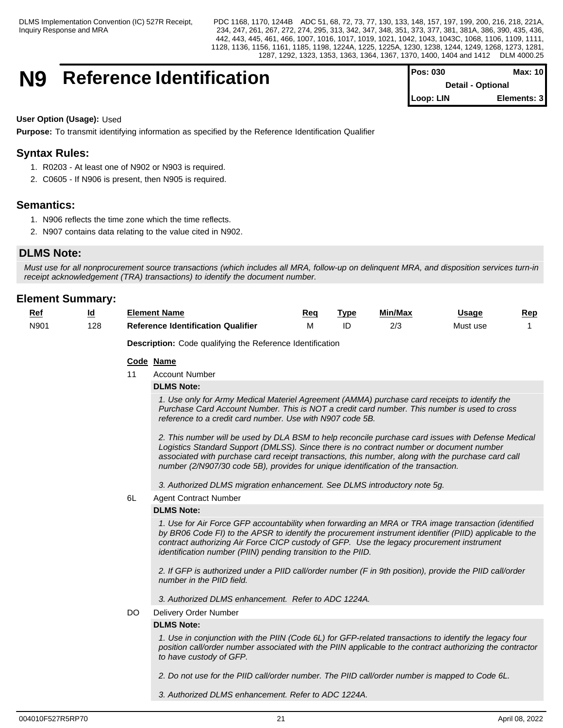# N9 Reference Identification

| Pos: 030 | Max: 10 |
| --- | --- |
| Detail - Optional | |
| Loop: LIN | Elements: 3 |

**User Option (Usage):** Used

**Purpose:** To transmit identifying information as specified by the Reference Identification Qualifier

## Syntax Rules:

1. R0203 - At least one of N902 or N903 is required.
2. C0605 - If N906 is present, then N905 is required.

## Semantics:

1. N906 reflects the time zone which the time reflects.
2. N907 contains data relating to the value cited in N902.

### DLMS Note:

*Must use for all nonprocurement source transactions (which includes all MRA, follow-up on delinquent MRA, and disposition services turn-in receipt acknowledgement (TRA) transactions) to identify the document number.*

## Element Summary:

| Ref | Id | Element Name | Req | Type | Min/Max | Usage | Rep |
| --- | --- | --- | --- | --- | --- | --- | --- |
| N901 | 128 | **Reference Identification Qualifier** | M | ID | 2/3 | Must use | 1 |

**Description:** Code qualifying the Reference Identification

| Code | Name |
| --- | --- |
| 11 | Account Number |

**DLMS Note:**

*1. Use only for Army Medical Materiel Agreement (AMMA) purchase card receipts to identify the Purchase Card Account Number. This is NOT a credit card number. This number is used to cross reference to a credit card number. Use with N907 code 5B.*

*2. This number will be used by DLA BSM to help reconcile purchase card issues with Defense Medical Logistics Standard Support (DMLSS). Since there is no contract number or document number associated with purchase card receipt transactions, this number, along with the purchase card call number (2/N907/30 code 5B), provides for unique identification of the transaction.*

*3. Authorized DLMS migration enhancement. See DLMS introductory note 5g.*

| Code | Name |
| --- | --- |
| 6L | Agent Contract Number |

**DLMS Note:**

*1. Use for Air Force GFP accountability when forwarding an MRA or TRA image transaction (identified by BR06 Code FI) to the APSR to identify the procurement instrument identifier (PIID) applicable to the contract authorizing Air Force CICP custody of GFP. Use the legacy procurement instrument identification number (PIIN) pending transition to the PIID.*

*2. If GFP is authorized under a PIID call/order number (F in 9th position), provide the PIID call/order number in the PIID field.*

*3. Authorized DLMS enhancement. Refer to ADC 1224A.*

| Code | Name |
| --- | --- |
| DO | Delivery Order Number |

**DLMS Note:**

*1. Use in conjunction with the PIIN (Code 6L) for GFP-related transactions to identify the legacy four position call/order number associated with the PIIN applicable to the contract authorizing the contractor to have custody of GFP.*

*2. Do not use for the PIID call/order number. The PIID call/order number is mapped to Code 6L.*

*3. Authorized DLMS enhancement. Refer to ADC 1224A.*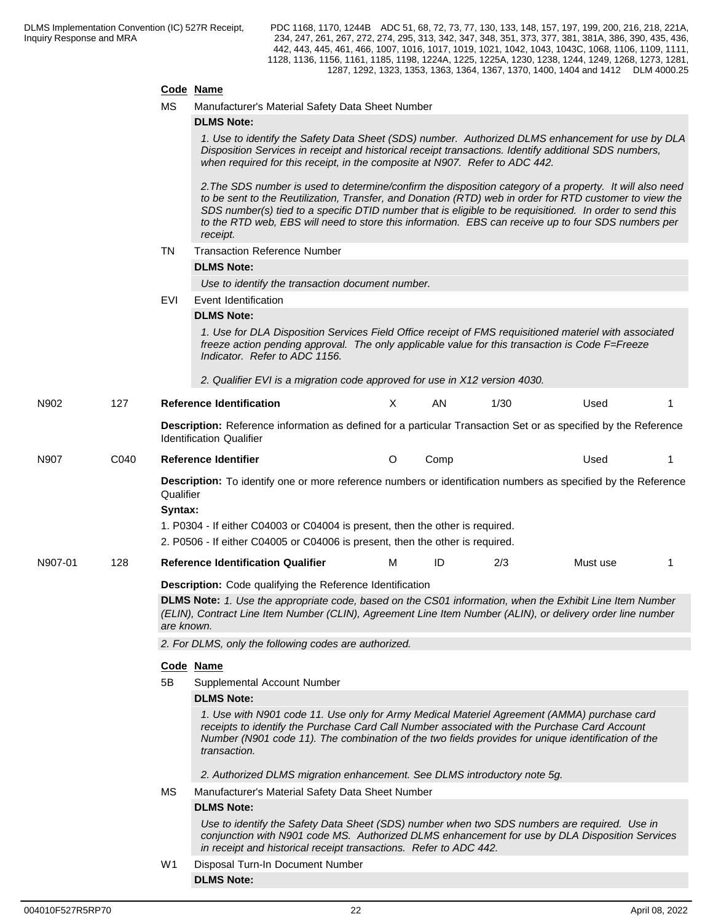| Code | Name |
|---|---|
| MS | Manufacturer's Material Safety Data Sheet Number |

**DLMS Note:**

*1. Use to identify the Safety Data Sheet (SDS) number. Authorized DLMS enhancement for use by DLA Disposition Services in receipt and historical receipt transactions. Identify additional SDS numbers, when required for this receipt, in the composite at N907. Refer to ADC 442.*

*2.The SDS number is used to determine/confirm the disposition category of a property. It will also need to be sent to the Reutilization, Transfer, and Donation (RTD) web in order for RTD customer to view the SDS number(s) tied to a specific DTID number that is eligible to be requisitioned. In order to send this to the RTD web, EBS will need to store this information. EBS can receive up to four SDS numbers per receipt.*

| Code | Name |
|---|---|
| TN | Transaction Reference Number |

**DLMS Note:**

*Use to identify the transaction document number.*

| Code | Name |
|---|---|
| EVI | Event Identification |

**DLMS Note:**

*1. Use for DLA Disposition Services Field Office receipt of FMS requisitioned materiel with associated freeze action pending approval. The only applicable value for this transaction is Code F=Freeze Indicator. Refer to ADC 1156.*

*2. Qualifier EVI is a migration code approved for use in X12 version 4030.*

| N902 | 127 | **Reference Identification** | X | AN | 1/30 | Used | 1 |
|---|---|---|---|---|---|---|---|

**Description:** Reference information as defined for a particular Transaction Set or as specified by the Reference Identification Qualifier

| N907 | C040 | **Reference Identifier** | O | Comp | | Used | 1 |
|---|---|---|---|---|---|---|---|

**Description:** To identify one or more reference numbers or identification numbers as specified by the Reference Qualifier

**Syntax:**

1. P0304 - If either C04003 or C04004 is present, then the other is required.
2. P0506 - If either C04005 or C04006 is present, then the other is required.

| N907-01 | 128 | **Reference Identification Qualifier** | M | ID | 2/3 | Must use | 1 |
|---|---|---|---|---|---|---|---|

**Description:** Code qualifying the Reference Identification

**DLMS Note:** *1. Use the appropriate code, based on the CS01 information, when the Exhibit Line Item Number (ELIN), Contract Line Item Number (CLIN), Agreement Line Item Number (ALIN), or delivery order line number are known.*

*2. For DLMS, only the following codes are authorized.*

| Code | Name |
|---|---|
| 5B | Supplemental Account Number |

**DLMS Note:**

*1. Use with N901 code 11. Use only for Army Medical Materiel Agreement (AMMA) purchase card receipts to identify the Purchase Card Call Number associated with the Purchase Card Account Number (N901 code 11). The combination of the two fields provides for unique identification of the transaction.*

*2. Authorized DLMS migration enhancement. See DLMS introductory note 5g.*

| Code | Name |
|---|---|
| MS | Manufacturer's Material Safety Data Sheet Number |

**DLMS Note:**

*Use to identify the Safety Data Sheet (SDS) number when two SDS numbers are required. Use in conjunction with N901 code MS. Authorized DLMS enhancement for use by DLA Disposition Services in receipt and historical receipt transactions. Refer to ADC 442.*

| Code | Name |
|---|---|
| W1 | Disposal Turn-In Document Number |

**DLMS Note:**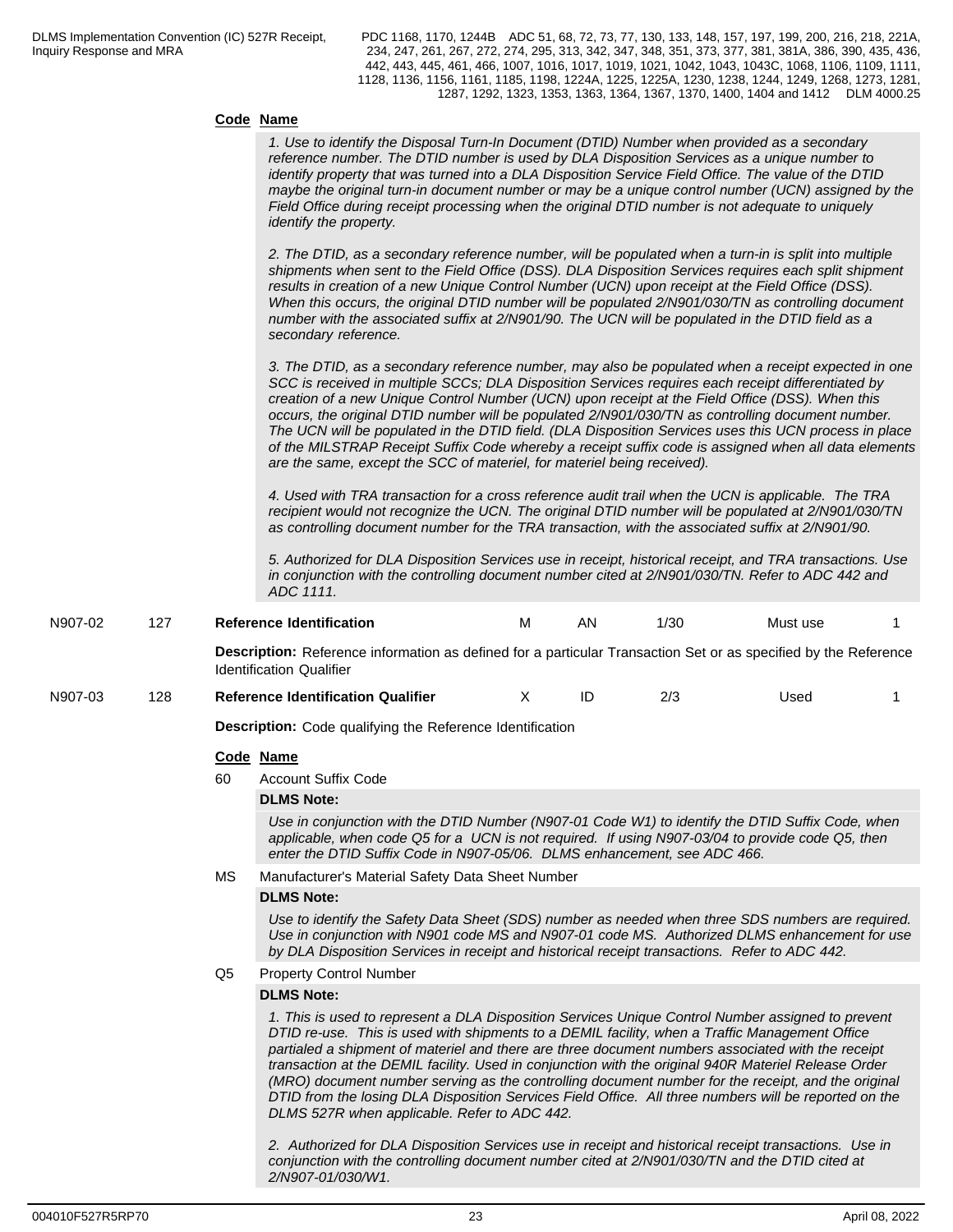**Code Name**

*1. Use to identify the Disposal Turn-In Document (DTID) Number when provided as a secondary reference number. The DTID number is used by DLA Disposition Services as a unique number to identify property that was turned into a DLA Disposition Service Field Office. The value of the DTID maybe the original turn-in document number or may be a unique control number (UCN) assigned by the Field Office during receipt processing when the original DTID number is not adequate to uniquely identify the property.*

*2. The DTID, as a secondary reference number, will be populated when a turn-in is split into multiple shipments when sent to the Field Office (DSS). DLA Disposition Services requires each split shipment results in creation of a new Unique Control Number (UCN) upon receipt at the Field Office (DSS). When this occurs, the original DTID number will be populated 2/N901/030/TN as controlling document number with the associated suffix at 2/N901/90. The UCN will be populated in the DTID field as a secondary reference.*

*3. The DTID, as a secondary reference number, may also be populated when a receipt expected in one SCC is received in multiple SCCs; DLA Disposition Services requires each receipt differentiated by creation of a new Unique Control Number (UCN) upon receipt at the Field Office (DSS). When this occurs, the original DTID number will be populated 2/N901/030/TN as controlling document number. The UCN will be populated in the DTID field. (DLA Disposition Services uses this UCN process in place of the MILSTRAP Receipt Suffix Code whereby a receipt suffix code is assigned when all data elements are the same, except the SCC of materiel, for materiel being received).*

*4. Used with TRA transaction for a cross reference audit trail when the UCN is applicable. The TRA recipient would not recognize the UCN. The original DTID number will be populated at 2/N901/030/TN as controlling document number for the TRA transaction, with the associated suffix at 2/N901/90.*

*5. Authorized for DLA Disposition Services use in receipt, historical receipt, and TRA transactions. Use in conjunction with the controlling document number cited at 2/N901/030/TN. Refer to ADC 442 and ADC 1111.*

| | | | | | | | |
|---|---|---|---|---|---|---|---|
| N907-02 | 127 | **Reference Identification** | M | AN | 1/30 | Must use | 1 |

**Description:** Reference information as defined for a particular Transaction Set or as specified by the Reference Identification Qualifier

| | | | | | | | |
|---|---|---|---|---|---|---|---|
| N907-03 | 128 | **Reference Identification Qualifier** | X | ID | 2/3 | Used | 1 |

**Description:** Code qualifying the Reference Identification

**Code Name**

60 Account Suffix Code

**DLMS Note:**

*Use in conjunction with the DTID Number (N907-01 Code W1) to identify the DTID Suffix Code, when applicable, when code Q5 for a UCN is not required. If using N907-03/04 to provide code Q5, then enter the DTID Suffix Code in N907-05/06. DLMS enhancement, see ADC 466.*

MS Manufacturer's Material Safety Data Sheet Number

**DLMS Note:**

*Use to identify the Safety Data Sheet (SDS) number as needed when three SDS numbers are required. Use in conjunction with N901 code MS and N907-01 code MS. Authorized DLMS enhancement for use by DLA Disposition Services in receipt and historical receipt transactions. Refer to ADC 442.*

Q5 Property Control Number

**DLMS Note:**

*1. This is used to represent a DLA Disposition Services Unique Control Number assigned to prevent DTID re-use. This is used with shipments to a DEMIL facility, when a Traffic Management Office partialed a shipment of materiel and there are three document numbers associated with the receipt transaction at the DEMIL facility. Used in conjunction with the original 940R Materiel Release Order (MRO) document number serving as the controlling document number for the receipt, and the original DTID from the losing DLA Disposition Services Field Office. All three numbers will be reported on the DLMS 527R when applicable. Refer to ADC 442.*

*2. Authorized for DLA Disposition Services use in receipt and historical receipt transactions. Use in conjunction with the controlling document number cited at 2/N901/030/TN and the DTID cited at 2/N907-01/030/W1.*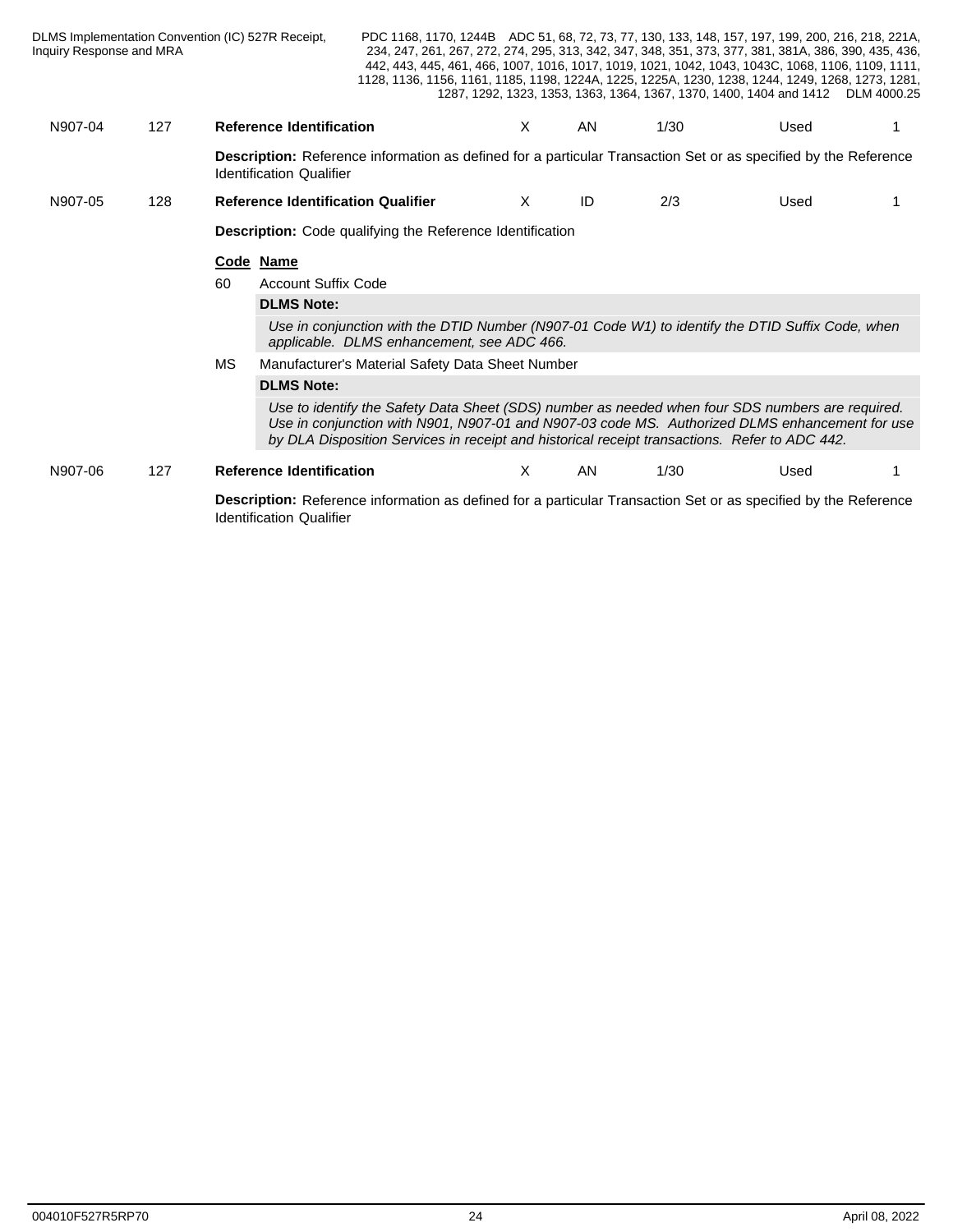| | | | | | | | |
|---|---|---|---|---|---|---|---|
| N907-04 | 127 | **Reference Identification** | X | AN | 1/30 | Used | 1 |

**Description:** Reference information as defined for a particular Transaction Set or as specified by the Reference Identification Qualifier

| | | | | | | | |
|---|---|---|---|---|---|---|---|
| N907-05 | 128 | **Reference Identification Qualifier** | X | ID | 2/3 | Used | 1 |

**Description:** Code qualifying the Reference Identification

| Code | Name |
|---|---|
| 60 | Account Suffix Code |

**DLMS Note:**

*Use in conjunction with the DTID Number (N907-01 Code W1) to identify the DTID Suffix Code, when applicable. DLMS enhancement, see ADC 466.*

| Code | Name |
|---|---|
| MS | Manufacturer's Material Safety Data Sheet Number |

**DLMS Note:**

*Use to identify the Safety Data Sheet (SDS) number as needed when four SDS numbers are required. Use in conjunction with N901, N907-01 and N907-03 code MS. Authorized DLMS enhancement for use by DLA Disposition Services in receipt and historical receipt transactions. Refer to ADC 442.*

| | | | | | | | |
|---|---|---|---|---|---|---|---|
| N907-06 | 127 | **Reference Identification** | X | AN | 1/30 | Used | 1 |

**Description:** Reference information as defined for a particular Transaction Set or as specified by the Reference Identification Qualifier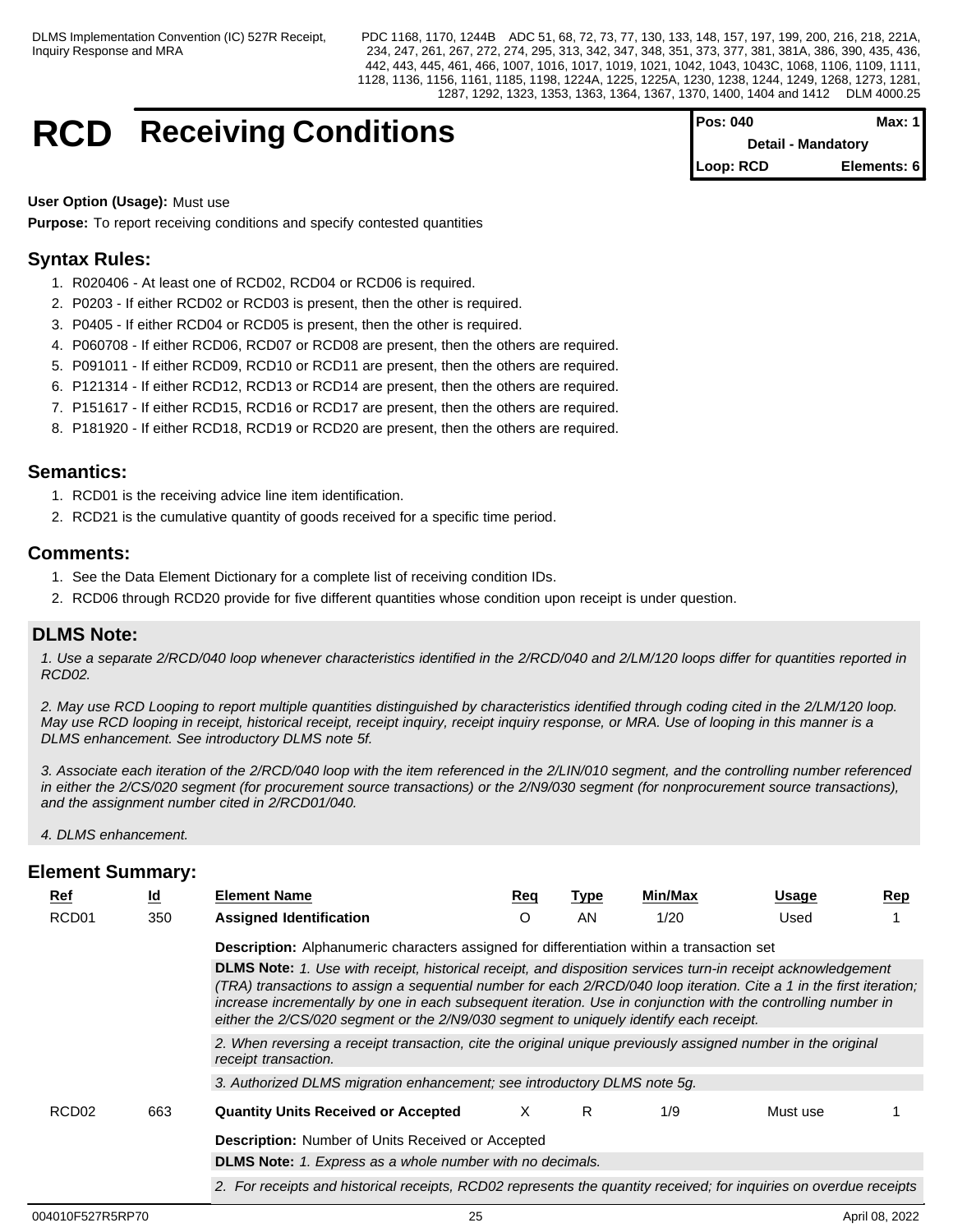# RCD Receiving Conditions

| Pos: 040 | Max: 1 |
|---|---|
| Detail - Mandatory | |
| Loop: RCD | Elements: 6 |

**User Option (Usage):** Must use

**Purpose:** To report receiving conditions and specify contested quantities

## Syntax Rules:

1. R020406 - At least one of RCD02, RCD04 or RCD06 is required.
2. P0203 - If either RCD02 or RCD03 is present, then the other is required.
3. P0405 - If either RCD04 or RCD05 is present, then the other is required.
4. P060708 - If either RCD06, RCD07 or RCD08 are present, then the others are required.
5. P091011 - If either RCD09, RCD10 or RCD11 are present, then the others are required.
6. P121314 - If either RCD12, RCD13 or RCD14 are present, then the others are required.
7. P151617 - If either RCD15, RCD16 or RCD17 are present, then the others are required.
8. P181920 - If either RCD18, RCD19 or RCD20 are present, then the others are required.

## Semantics:

1. RCD01 is the receiving advice line item identification.
2. RCD21 is the cumulative quantity of goods received for a specific time period.

## Comments:

1. See the Data Element Dictionary for a complete list of receiving condition IDs.
2. RCD06 through RCD20 provide for five different quantities whose condition upon receipt is under question.

## DLMS Note:

*1. Use a separate 2/RCD/040 loop whenever characteristics identified in the 2/RCD/040 and 2/LM/120 loops differ for quantities reported in RCD02.*

*2. May use RCD Looping to report multiple quantities distinguished by characteristics identified through coding cited in the 2/LM/120 loop. May use RCD looping in receipt, historical receipt, receipt inquiry, receipt inquiry response, or MRA. Use of looping in this manner is a DLMS enhancement. See introductory DLMS note 5f.*

*3. Associate each iteration of the 2/RCD/040 loop with the item referenced in the 2/LIN/010 segment, and the controlling number referenced in either the 2/CS/020 segment (for procurement source transactions) or the 2/N9/030 segment (for nonprocurement source transactions), and the assignment number cited in 2/RCD01/040.*

*4. DLMS enhancement.*

## Element Summary:

| Ref | Id | Element Name | Req | Type | Min/Max | Usage | Rep |
|---|---|---|---|---|---|---|---|
| RCD01 | 350 | **Assigned Identification** | O | AN | 1/20 | Used | 1 |
| | | **Description:** Alphanumeric characters assigned for differentiation within a transaction set | | | | | |
| | | **DLMS Note:** *1. Use with receipt, historical receipt, and disposition services turn-in receipt acknowledgement (TRA) transactions to assign a sequential number for each 2/RCD/040 loop iteration. Cite a 1 in the first iteration; increase incrementally by one in each subsequent iteration. Use in conjunction with the controlling number in either the 2/CS/020 segment or the 2/N9/030 segment to uniquely identify each receipt.* | | | | | |
| | | *2. When reversing a receipt transaction, cite the original unique previously assigned number in the original receipt transaction.* | | | | | |
| | | *3. Authorized DLMS migration enhancement; see introductory DLMS note 5g.* | | | | | |
| RCD02 | 663 | **Quantity Units Received or Accepted** | X | R | 1/9 | Must use | 1 |
| | | **Description:** Number of Units Received or Accepted | | | | | |
| | | **DLMS Note:** *1. Express as a whole number with no decimals.* | | | | | |
| | | *2. For receipts and historical receipts, RCD02 represents the quantity received; for inquiries on overdue receipts* | | | | | |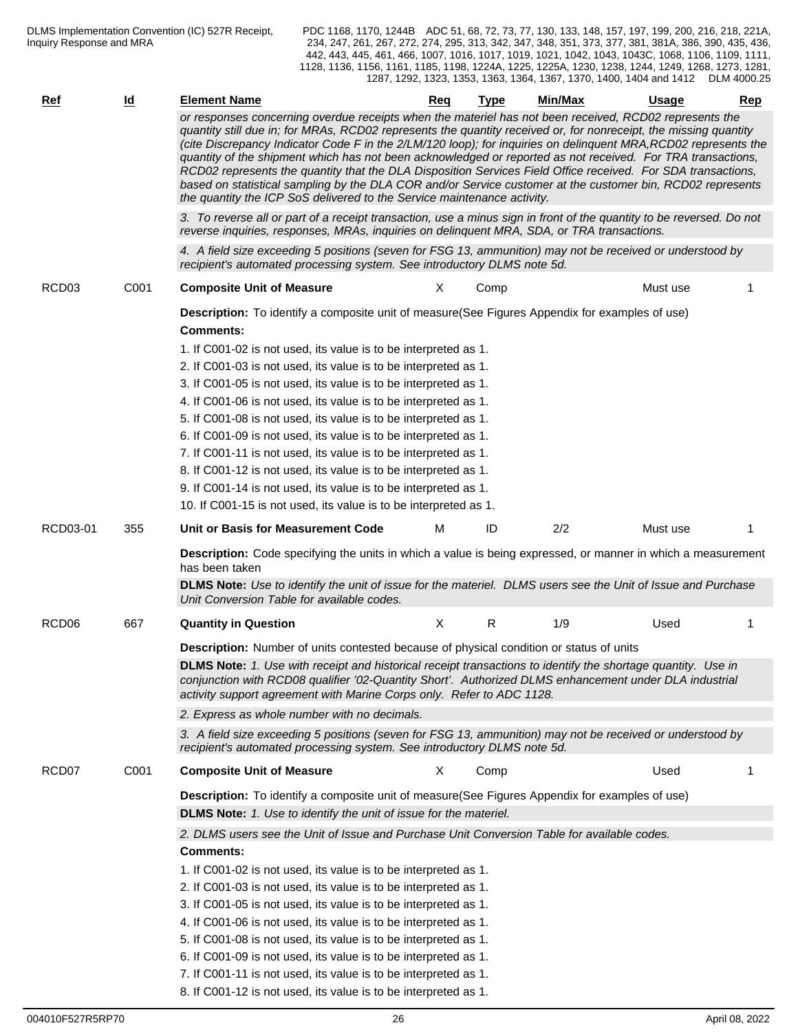| Ref | Id | Element Name | Req | Type | Min/Max | Usage | Rep |
|---|---|---|---|---|---|---|---|

*or responses concerning overdue receipts when the materiel has not been received, RCD02 represents the quantity still due in; for MRAs, RCD02 represents the quantity received or, for nonreceipt, the missing quantity (cite Discrepancy Indicator Code F in the 2/LM/120 loop); for inquiries on delinquent MRA,RCD02 represents the quantity of the shipment which has not been acknowledged or reported as not received. For TRA transactions, RCD02 represents the quantity that the DLA Disposition Services Field Office received. For SDA transactions, based on statistical sampling by the DLA COR and/or Service customer at the customer bin, RCD02 represents the quantity the ICP SoS delivered to the Service maintenance activity.*

*3. To reverse all or part of a receipt transaction, use a minus sign in front of the quantity to be reversed. Do not reverse inquiries, responses, MRAs, inquiries on delinquent MRA, SDA, or TRA transactions.*

*4. A field size exceeding 5 positions (seven for FSG 13, ammunition) may not be received or understood by recipient's automated processing system. See introductory DLMS note 5d.*

| RCD03 | C001 | **Composite Unit of Measure** | X | Comp | | Must use | 1 |
|---|---|---|---|---|---|---|---|

**Description:** To identify a composite unit of measure(See Figures Appendix for examples of use)

**Comments:**

1. If C001-02 is not used, its value is to be interpreted as 1.
2. If C001-03 is not used, its value is to be interpreted as 1.
3. If C001-05 is not used, its value is to be interpreted as 1.
4. If C001-06 is not used, its value is to be interpreted as 1.
5. If C001-08 is not used, its value is to be interpreted as 1.
6. If C001-09 is not used, its value is to be interpreted as 1.
7. If C001-11 is not used, its value is to be interpreted as 1.
8. If C001-12 is not used, its value is to be interpreted as 1.
9. If C001-14 is not used, its value is to be interpreted as 1.
10. If C001-15 is not used, its value is to be interpreted as 1.

| RCD03-01 | 355 | **Unit or Basis for Measurement Code** | M | ID | 2/2 | Must use | 1 |
|---|---|---|---|---|---|---|---|

**Description:** Code specifying the units in which a value is being expressed, or manner in which a measurement has been taken

**DLMS Note:** *Use to identify the unit of issue for the materiel. DLMS users see the Unit of Issue and Purchase Unit Conversion Table for available codes.*

| RCD06 | 667 | **Quantity in Question** | X | R | 1/9 | Used | 1 |
|---|---|---|---|---|---|---|---|

**Description:** Number of units contested because of physical condition or status of units

**DLMS Note:** *1. Use with receipt and historical receipt transactions to identify the shortage quantity. Use in conjunction with RCD08 qualifier '02-Quantity Short'. Authorized DLMS enhancement under DLA industrial activity support agreement with Marine Corps only. Refer to ADC 1128.*

*2. Express as whole number with no decimals.*

*3. A field size exceeding 5 positions (seven for FSG 13, ammunition) may not be received or understood by recipient's automated processing system. See introductory DLMS note 5d.*

| RCD07 | C001 | **Composite Unit of Measure** | X | Comp | | Used | 1 |
|---|---|---|---|---|---|---|---|

**Description:** To identify a composite unit of measure(See Figures Appendix for examples of use)

**DLMS Note:** *1. Use to identify the unit of issue for the materiel.*

*2. DLMS users see the Unit of Issue and Purchase Unit Conversion Table for available codes.*

**Comments:**

1. If C001-02 is not used, its value is to be interpreted as 1.
2. If C001-03 is not used, its value is to be interpreted as 1.
3. If C001-05 is not used, its value is to be interpreted as 1.
4. If C001-06 is not used, its value is to be interpreted as 1.
5. If C001-08 is not used, its value is to be interpreted as 1.
6. If C001-09 is not used, its value is to be interpreted as 1.
7. If C001-11 is not used, its value is to be interpreted as 1.
8. If C001-12 is not used, its value is to be interpreted as 1.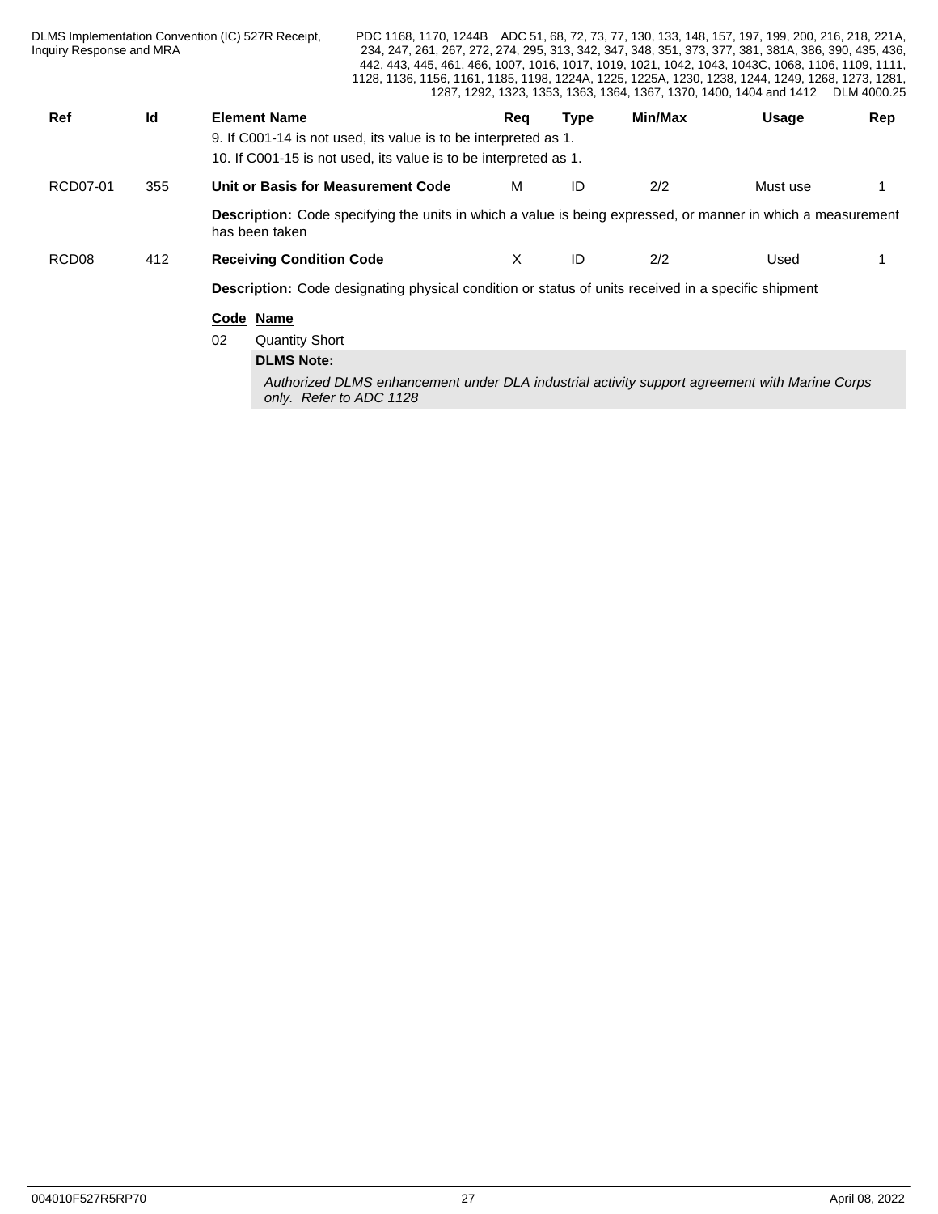| Ref | Id | Element Name | Req | Type | Min/Max | Usage | Rep |
|---|---|---|---|---|---|---|---|
| | | 9. If C001-14 is not used, its value is to be interpreted as 1.<br>10. If C001-15 is not used, its value is to be interpreted as 1. | | | | | |
| RCD07-01 | 355 | **Unit or Basis for Measurement Code** | M | ID | 2/2 | Must use | 1 |

**Description:** Code specifying the units in which a value is being expressed, or manner in which a measurement has been taken

| Ref | Id | Element Name | Req | Type | Min/Max | Usage | Rep |
|---|---|---|---|---|---|---|---|
| RCD08 | 412 | **Receiving Condition Code** | X | ID | 2/2 | Used | 1 |

**Description:** Code designating physical condition or status of units received in a specific shipment

| Code | Name |
|---|---|
| 02 | Quantity Short |

**DLMS Note:**

*Authorized DLMS enhancement under DLA industrial activity support agreement with Marine Corps only. Refer to ADC 1128*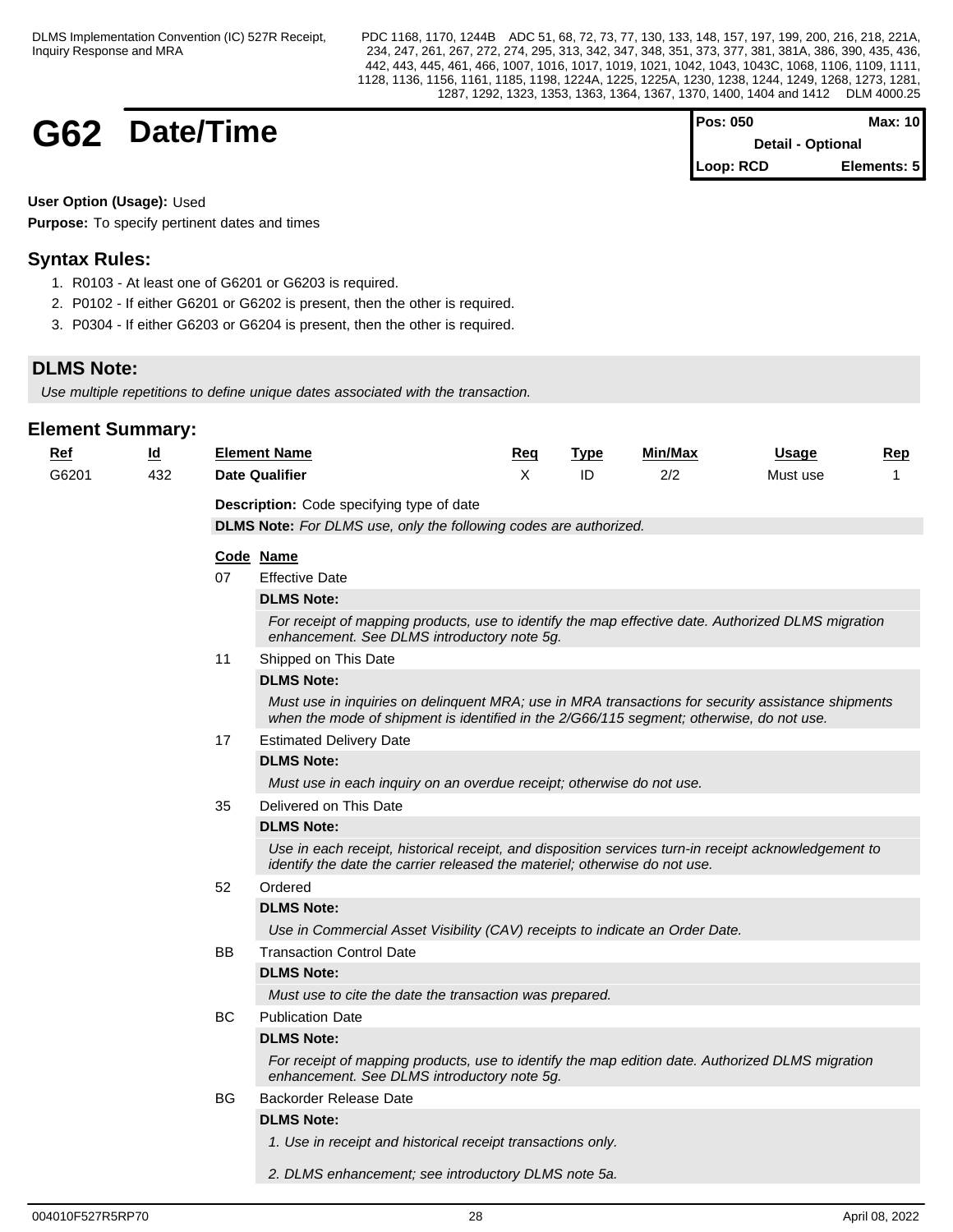# G62 Date/Time

| Pos: 050 | Max: 10 |
|---|---|
| Detail - Optional | |
| Loop: RCD | Elements: 5 |

**User Option (Usage):** Used

**Purpose:** To specify pertinent dates and times

## Syntax Rules:

1. R0103 - At least one of G6201 or G6203 is required.
2. P0102 - If either G6201 or G6202 is present, then the other is required.
3. P0304 - If either G6203 or G6204 is present, then the other is required.

## DLMS Note:

*Use multiple repetitions to define unique dates associated with the transaction.*

## Element Summary:

| Ref | Id | Element Name | Req | Type | Min/Max | Usage | Rep |
|---|---|---|---|---|---|---|---|
| G6201 | 432 | **Date Qualifier** | X | ID | 2/2 | Must use | 1 |

**Description:** Code specifying type of date

**DLMS Note:** *For DLMS use, only the following codes are authorized.*

| Code | Name |
|---|---|
| 07 | Effective Date |
| | **DLMS Note:** *For receipt of mapping products, use to identify the map effective date. Authorized DLMS migration enhancement. See DLMS introductory note 5g.* |
| 11 | Shipped on This Date |
| | **DLMS Note:** *Must use in inquiries on delinquent MRA; use in MRA transactions for security assistance shipments when the mode of shipment is identified in the 2/G66/115 segment; otherwise, do not use.* |
| 17 | Estimated Delivery Date |
| | **DLMS Note:** *Must use in each inquiry on an overdue receipt; otherwise do not use.* |
| 35 | Delivered on This Date |
| | **DLMS Note:** *Use in each receipt, historical receipt, and disposition services turn-in receipt acknowledgement to identify the date the carrier released the materiel; otherwise do not use.* |
| 52 | Ordered |
| | **DLMS Note:** *Use in Commercial Asset Visibility (CAV) receipts to indicate an Order Date.* |
| BB | Transaction Control Date |
| | **DLMS Note:** *Must use to cite the date the transaction was prepared.* |
| BC | Publication Date |
| | **DLMS Note:** *For receipt of mapping products, use to identify the map edition date. Authorized DLMS migration enhancement. See DLMS introductory note 5g.* |
| BG | Backorder Release Date |
| | **DLMS Note:** *1. Use in receipt and historical receipt transactions only.* *2. DLMS enhancement; see introductory DLMS note 5a.* |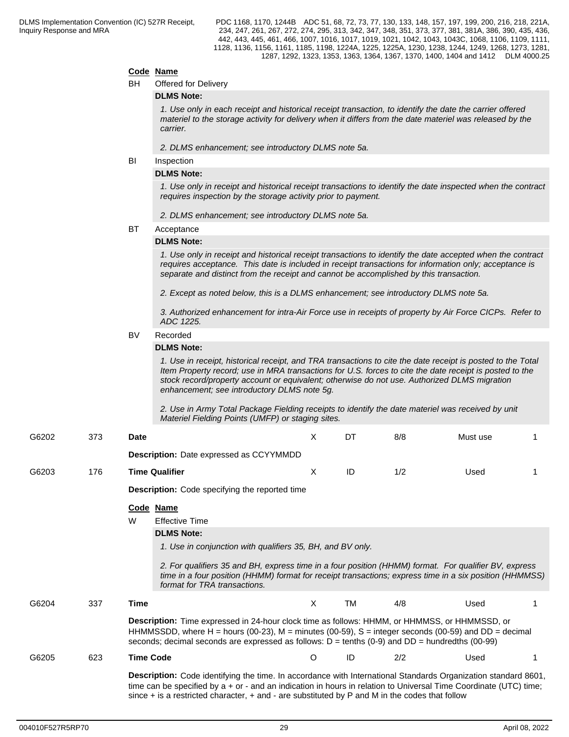**Code Name**

BH Offered for Delivery

**DLMS Note:**

*1. Use only in each receipt and historical receipt transaction, to identify the date the carrier offered materiel to the storage activity for delivery when it differs from the date materiel was released by the carrier.*

*2. DLMS enhancement; see introductory DLMS note 5a.*

BI Inspection

**DLMS Note:**

*1. Use only in receipt and historical receipt transactions to identify the date inspected when the contract requires inspection by the storage activity prior to payment.*

*2. DLMS enhancement; see introductory DLMS note 5a.*

BT Acceptance

**DLMS Note:**

*1. Use only in receipt and historical receipt transactions to identify the date accepted when the contract requires acceptance. This date is included in receipt transactions for information only; acceptance is separate and distinct from the receipt and cannot be accomplished by this transaction.*

*2. Except as noted below, this is a DLMS enhancement; see introductory DLMS note 5a.*

*3. Authorized enhancement for intra-Air Force use in receipts of property by Air Force CICPs. Refer to ADC 1225.*

BV Recorded

**DLMS Note:**

*1. Use in receipt, historical receipt, and TRA transactions to cite the date receipt is posted to the Total Item Property record; use in MRA transactions for U.S. forces to cite the date receipt is posted to the stock record/property account or equivalent; otherwise do not use. Authorized DLMS migration enhancement; see introductory DLMS note 5g.*

*2. Use in Army Total Package Fielding receipts to identify the date materiel was received by unit Materiel Fielding Points (UMFP) or staging sites.*

| G6202 | 373 | **Date** | X | DT | 8/8 | Must use | 1 |
|---|---|---|---|---|---|---|---|

**Description:** Date expressed as CCYYMMDD

| G6203 | 176 | **Time Qualifier** | X | ID | 1/2 | Used | 1 |
|---|---|---|---|---|---|---|---|

**Description:** Code specifying the reported time

**Code Name**

W Effective Time

**DLMS Note:**

*1. Use in conjunction with qualifiers 35, BH, and BV only.*

*2. For qualifiers 35 and BH, express time in a four position (HHMM) format. For qualifier BV, express time in a four position (HHMM) format for receipt transactions; express time in a six position (HHMMSS) format for TRA transactions.*

| G6204 | 337 | **Time** | X | TM | 4/8 | Used | 1 |
|---|---|---|---|---|---|---|---|

**Description:** Time expressed in 24-hour clock time as follows: HHMM, or HHMMSS, or HHMMSSD, or HHMMSSDD, where H = hours (00-23), M = minutes (00-59), S = integer seconds (00-59) and DD = decimal seconds; decimal seconds are expressed as follows: D = tenths (0-9) and DD = hundredths (00-99)

| G6205 | 623 | **Time Code** | O | ID | 2/2 | Used | 1 |
|---|---|---|---|---|---|---|---|

**Description:** Code identifying the time. In accordance with International Standards Organization standard 8601, time can be specified by a + or - and an indication in hours in relation to Universal Time Coordinate (UTC) time; since + is a restricted character, + and - are substituted by P and M in the codes that follow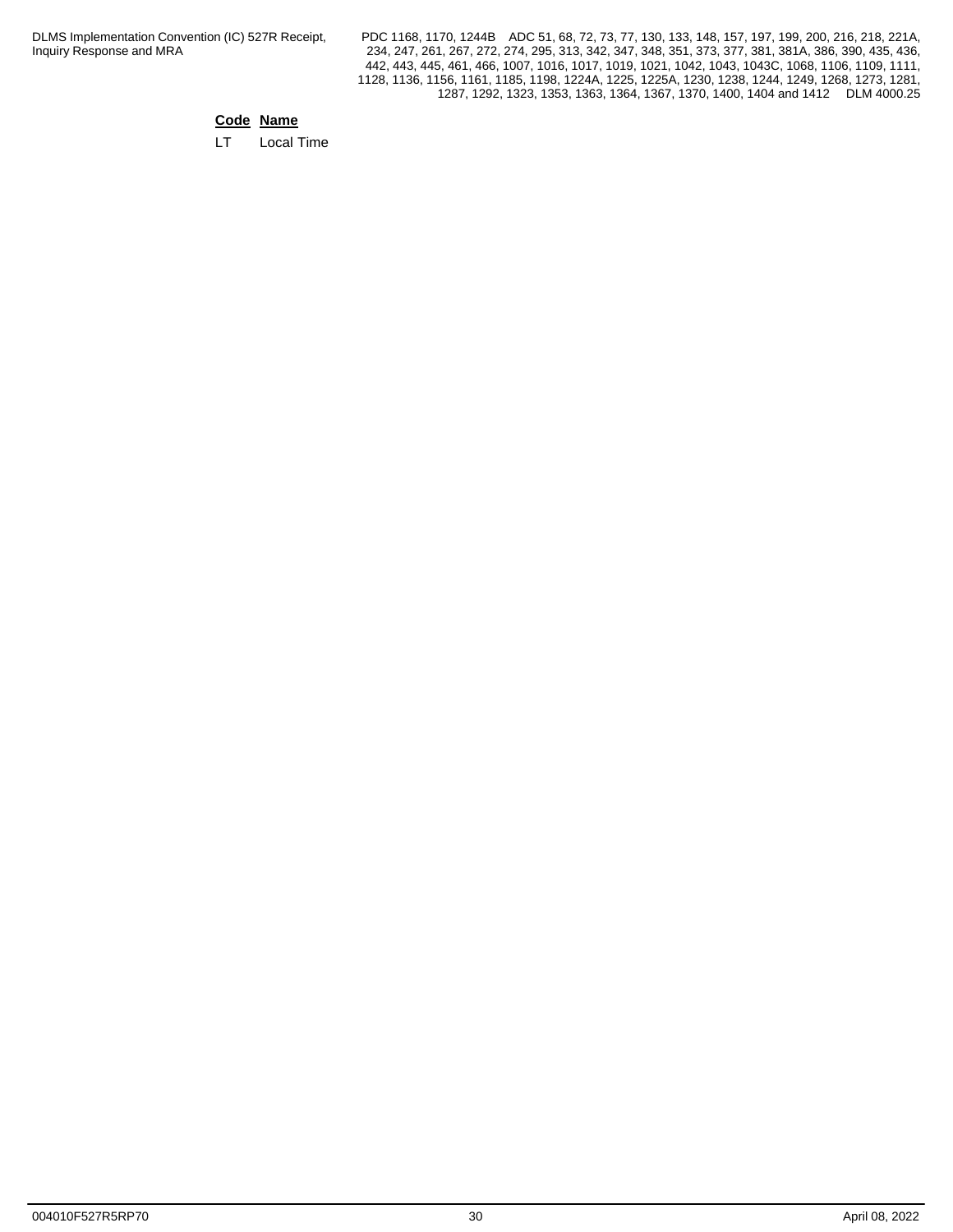| Code | Name |
| --- | --- |
| LT | Local Time |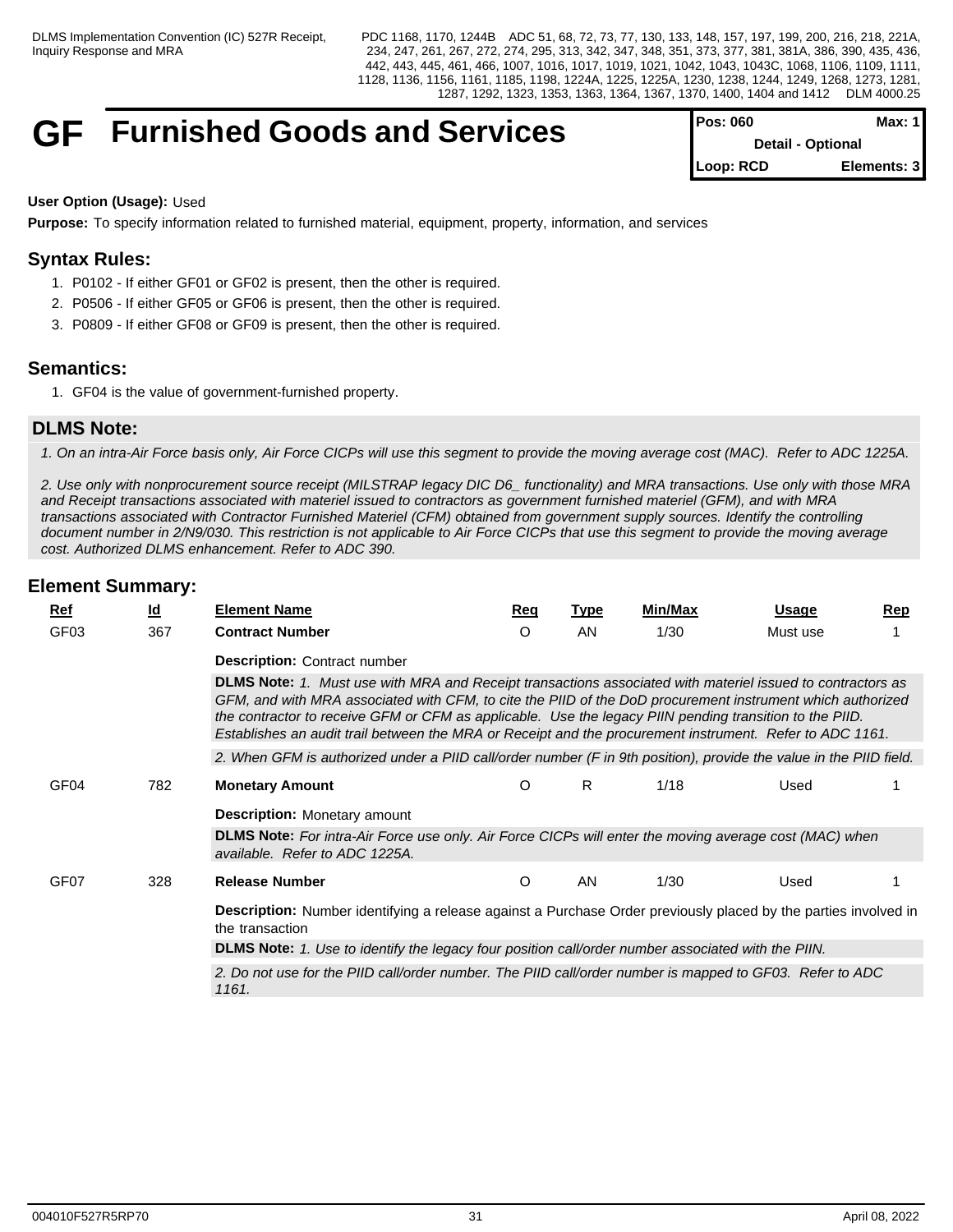# GF Furnished Goods and Services

| Pos: 060 | Max: 1 |
|---|---|
| Detail - Optional | |
| Loop: RCD | Elements: 3 |

**User Option (Usage):** Used

**Purpose:** To specify information related to furnished material, equipment, property, information, and services

## Syntax Rules:

1. P0102 - If either GF01 or GF02 is present, then the other is required.
2. P0506 - If either GF05 or GF06 is present, then the other is required.
3. P0809 - If either GF08 or GF09 is present, then the other is required.

## Semantics:

1. GF04 is the value of government-furnished property.

## DLMS Note:

*1. On an intra-Air Force basis only, Air Force CICPs will use this segment to provide the moving average cost (MAC). Refer to ADC 1225A.*

*2. Use only with nonprocurement source receipt (MILSTRAP legacy DIC D6_ functionality) and MRA transactions. Use only with those MRA and Receipt transactions associated with materiel issued to contractors as government furnished materiel (GFM), and with MRA transactions associated with Contractor Furnished Materiel (CFM) obtained from government supply sources. Identify the controlling document number in 2/N9/030. This restriction is not applicable to Air Force CICPs that use this segment to provide the moving average cost. Authorized DLMS enhancement. Refer to ADC 390.*

## Element Summary:

| Ref | Id | Element Name | Req | Type | Min/Max | Usage | Rep |
|---|---|---|---|---|---|---|---|
| GF03 | 367 | **Contract Number** | O | AN | 1/30 | Must use | 1 |

**Description:** Contract number

**DLMS Note:** *1. Must use with MRA and Receipt transactions associated with materiel issued to contractors as GFM, and with MRA associated with CFM, to cite the PIID of the DoD procurement instrument which authorized the contractor to receive GFM or CFM as applicable. Use the legacy PIIN pending transition to the PIID. Establishes an audit trail between the MRA or Receipt and the procurement instrument. Refer to ADC 1161.*

*2. When GFM is authorized under a PIID call/order number (F in 9th position), provide the value in the PIID field.*

| Ref | Id | Element Name | Req | Type | Min/Max | Usage | Rep |
|---|---|---|---|---|---|---|---|
| GF04 | 782 | **Monetary Amount** | O | R | 1/18 | Used | 1 |

**Description:** Monetary amount

**DLMS Note:** *For intra-Air Force use only. Air Force CICPs will enter the moving average cost (MAC) when available. Refer to ADC 1225A.*

| Ref | Id | Element Name | Req | Type | Min/Max | Usage | Rep |
|---|---|---|---|---|---|---|---|
| GF07 | 328 | **Release Number** | O | AN | 1/30 | Used | 1 |

**Description:** Number identifying a release against a Purchase Order previously placed by the parties involved in the transaction

**DLMS Note:** *1. Use to identify the legacy four position call/order number associated with the PIIN.*

*2. Do not use for the PIID call/order number. The PIID call/order number is mapped to GF03. Refer to ADC 1161.*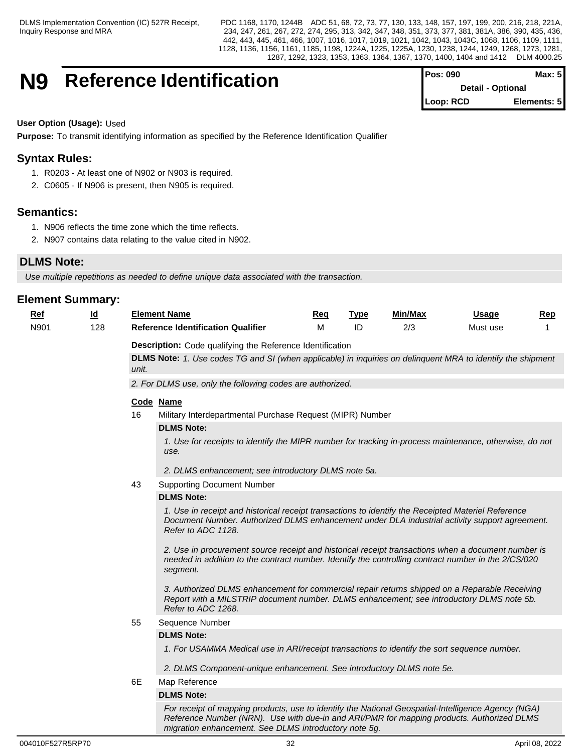# N9 Reference Identification

| Pos: 090 | Max: 5 |
| --- | --- |
| Detail - Optional | |
| Loop: RCD | Elements: 5 |

**User Option (Usage):** Used

**Purpose:** To transmit identifying information as specified by the Reference Identification Qualifier

## Syntax Rules:

1. R0203 - At least one of N902 or N903 is required.
2. C0605 - If N906 is present, then N905 is required.

## Semantics:

1. N906 reflects the time zone which the time reflects.
2. N907 contains data relating to the value cited in N902.

## DLMS Note:

*Use multiple repetitions as needed to define unique data associated with the transaction.*

## Element Summary:

| Ref | Id | Element Name | Req | Type | Min/Max | Usage | Rep |
| --- | --- | --- | --- | --- | --- | --- | --- |
| N901 | 128 | **Reference Identification Qualifier** | M | ID | 2/3 | Must use | 1 |

**Description:** Code qualifying the Reference Identification

**DLMS Note:** *1. Use codes TG and SI (when applicable) in inquiries on delinquent MRA to identify the shipment unit.*

*2. For DLMS use, only the following codes are authorized.*

| Code | Name |
| --- | --- |
| 16 | Military Interdepartmental Purchase Request (MIPR) Number |
| 43 | Supporting Document Number |
| 55 | Sequence Number |
| 6E | Map Reference |

**16 - Military Interdepartmental Purchase Request (MIPR) Number**

**DLMS Note:**

*1. Use for receipts to identify the MIPR number for tracking in-process maintenance, otherwise, do not use.*

*2. DLMS enhancement; see introductory DLMS note 5a.*

**43 - Supporting Document Number**

**DLMS Note:**

*1. Use in receipt and historical receipt transactions to identify the Receipted Materiel Reference Document Number. Authorized DLMS enhancement under DLA industrial activity support agreement. Refer to ADC 1128.*

*2. Use in procurement source receipt and historical receipt transactions when a document number is needed in addition to the contract number. Identify the controlling contract number in the 2/CS/020 segment.*

*3. Authorized DLMS enhancement for commercial repair returns shipped on a Reparable Receiving Report with a MILSTRIP document number. DLMS enhancement; see introductory DLMS note 5b. Refer to ADC 1268.*

**55 - Sequence Number**

**DLMS Note:**

*1. For USAMMA Medical use in ARI/receipt transactions to identify the sort sequence number.*

*2. DLMS Component-unique enhancement. See introductory DLMS note 5e.*

**6E - Map Reference**

**DLMS Note:**

*For receipt of mapping products, use to identify the National Geospatial-Intelligence Agency (NGA) Reference Number (NRN). Use with due-in and ARI/PMR for mapping products. Authorized DLMS migration enhancement. See DLMS introductory note 5g.*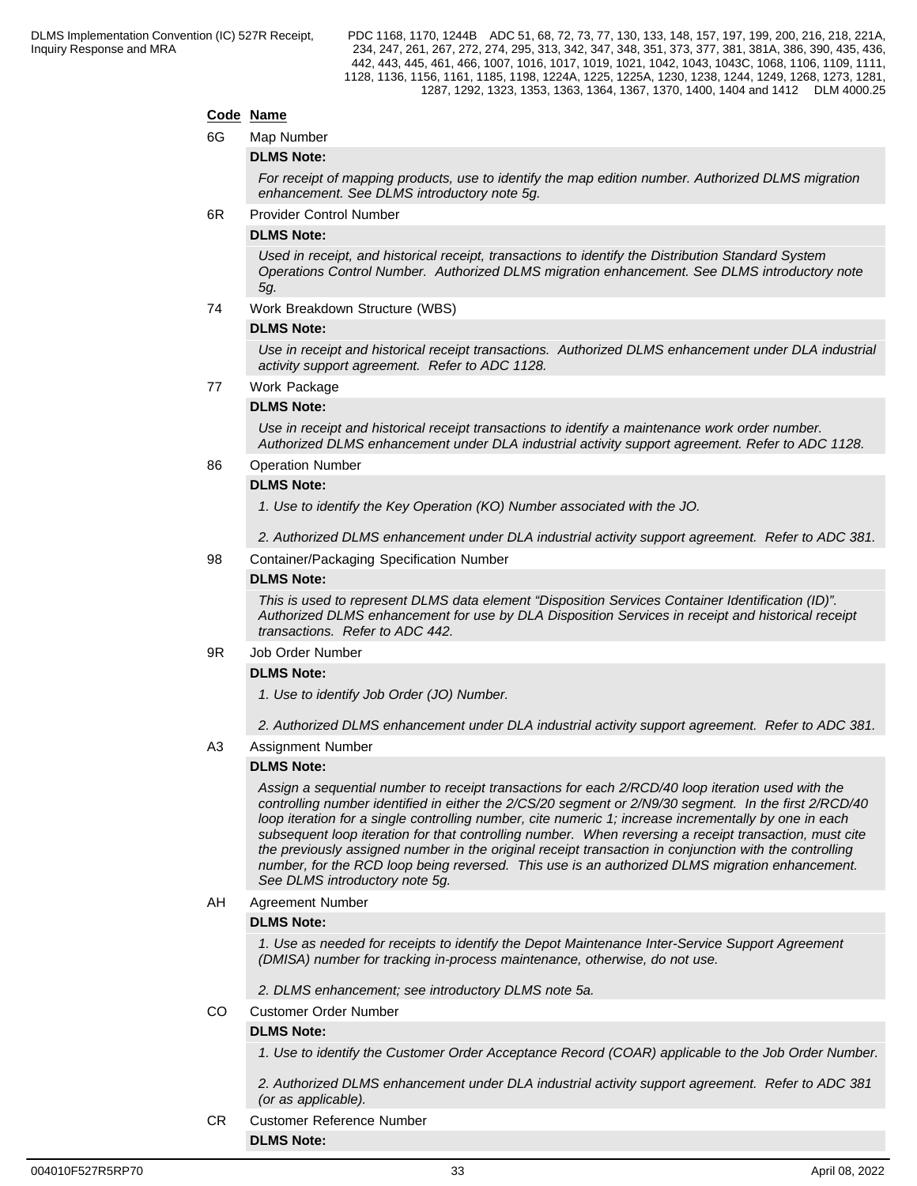**Code** **Name**

6G Map Number

**DLMS Note:**

*For receipt of mapping products, use to identify the map edition number. Authorized DLMS migration enhancement. See DLMS introductory note 5g.*

6R Provider Control Number

**DLMS Note:**

*Used in receipt, and historical receipt, transactions to identify the Distribution Standard System Operations Control Number. Authorized DLMS migration enhancement. See DLMS introductory note 5g.*

74 Work Breakdown Structure (WBS)

**DLMS Note:**

*Use in receipt and historical receipt transactions. Authorized DLMS enhancement under DLA industrial activity support agreement. Refer to ADC 1128.*

77 Work Package

**DLMS Note:**

*Use in receipt and historical receipt transactions to identify a maintenance work order number. Authorized DLMS enhancement under DLA industrial activity support agreement. Refer to ADC 1128.*

86 Operation Number

**DLMS Note:**

*1. Use to identify the Key Operation (KO) Number associated with the JO.*

*2. Authorized DLMS enhancement under DLA industrial activity support agreement. Refer to ADC 381.*

98 Container/Packaging Specification Number

**DLMS Note:**

*This is used to represent DLMS data element "Disposition Services Container Identification (ID)". Authorized DLMS enhancement for use by DLA Disposition Services in receipt and historical receipt transactions. Refer to ADC 442.*

9R Job Order Number

**DLMS Note:**

*1. Use to identify Job Order (JO) Number.*

*2. Authorized DLMS enhancement under DLA industrial activity support agreement. Refer to ADC 381.*

A3 Assignment Number

**DLMS Note:**

*Assign a sequential number to receipt transactions for each 2/RCD/40 loop iteration used with the controlling number identified in either the 2/CS/20 segment or 2/N9/30 segment. In the first 2/RCD/40 loop iteration for a single controlling number, cite numeric 1; increase incrementally by one in each subsequent loop iteration for that controlling number. When reversing a receipt transaction, must cite the previously assigned number in the original receipt transaction in conjunction with the controlling number, for the RCD loop being reversed. This use is an authorized DLMS migration enhancement. See DLMS introductory note 5g.*

AH Agreement Number

**DLMS Note:**

*1. Use as needed for receipts to identify the Depot Maintenance Inter-Service Support Agreement (DMISA) number for tracking in-process maintenance, otherwise, do not use.*

*2. DLMS enhancement; see introductory DLMS note 5a.*

CO Customer Order Number

**DLMS Note:**

*1. Use to identify the Customer Order Acceptance Record (COAR) applicable to the Job Order Number.*

*2. Authorized DLMS enhancement under DLA industrial activity support agreement. Refer to ADC 381 (or as applicable).*

CR Customer Reference Number

**DLMS Note:**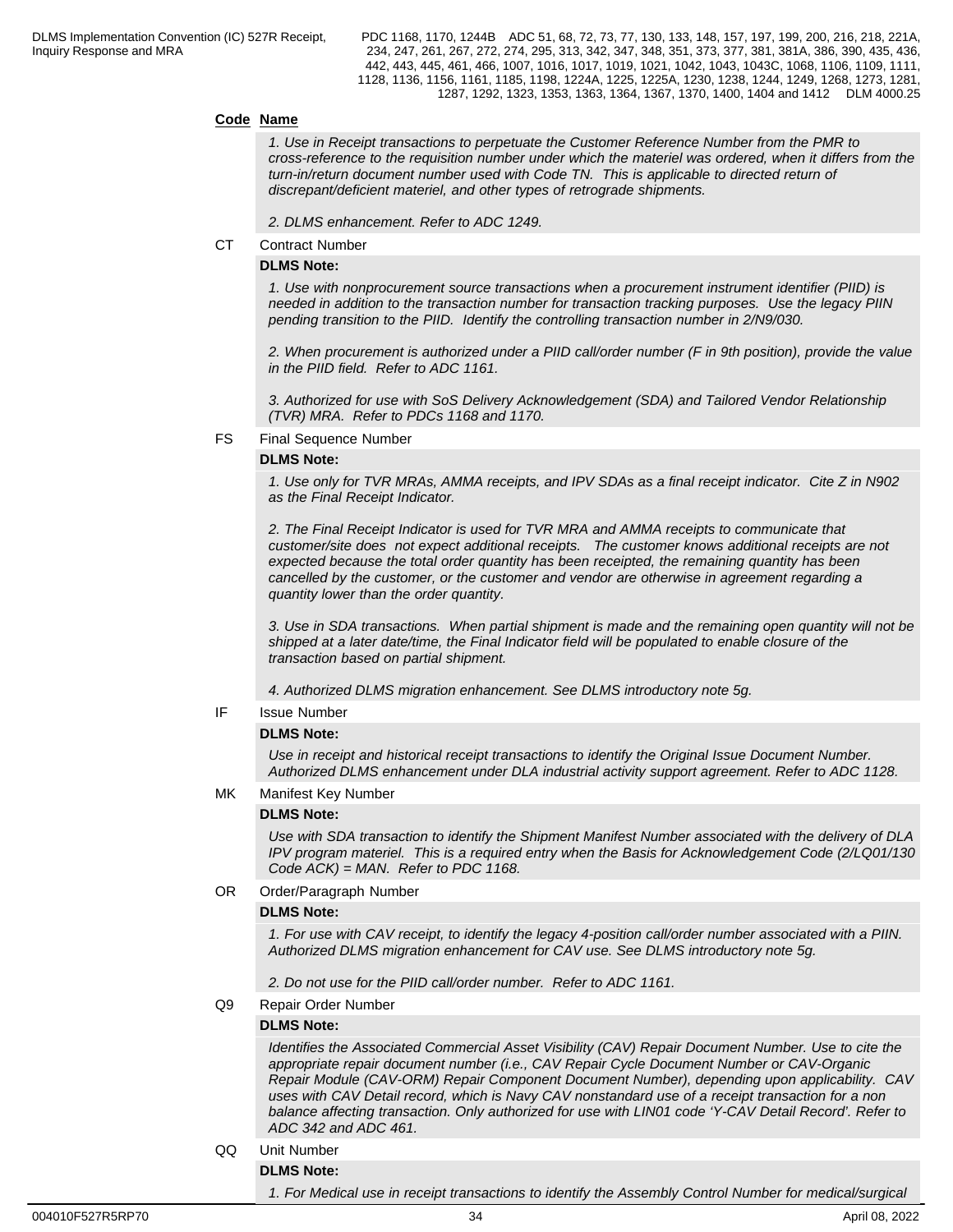**Code** **Name**

*1. Use in Receipt transactions to perpetuate the Customer Reference Number from the PMR to cross-reference to the requisition number under which the materiel was ordered, when it differs from the turn-in/return document number used with Code TN. This is applicable to directed return of discrepant/deficient materiel, and other types of retrograde shipments.*

*2. DLMS enhancement. Refer to ADC 1249.*

CT Contract Number

**DLMS Note:**

*1. Use with nonprocurement source transactions when a procurement instrument identifier (PIID) is needed in addition to the transaction number for transaction tracking purposes. Use the legacy PIIN pending transition to the PIID. Identify the controlling transaction number in 2/N9/030.*

*2. When procurement is authorized under a PIID call/order number (F in 9th position), provide the value in the PIID field. Refer to ADC 1161.*

*3. Authorized for use with SoS Delivery Acknowledgement (SDA) and Tailored Vendor Relationship (TVR) MRA. Refer to PDCs 1168 and 1170.*

FS Final Sequence Number

**DLMS Note:**

*1. Use only for TVR MRAs, AMMA receipts, and IPV SDAs as a final receipt indicator. Cite Z in N902 as the Final Receipt Indicator.*

*2. The Final Receipt Indicator is used for TVR MRA and AMMA receipts to communicate that customer/site does not expect additional receipts. The customer knows additional receipts are not expected because the total order quantity has been receipted, the remaining quantity has been cancelled by the customer, or the customer and vendor are otherwise in agreement regarding a quantity lower than the order quantity.*

*3. Use in SDA transactions. When partial shipment is made and the remaining open quantity will not be shipped at a later date/time, the Final Indicator field will be populated to enable closure of the transaction based on partial shipment.*

*4. Authorized DLMS migration enhancement. See DLMS introductory note 5g.*

IF Issue Number

**DLMS Note:**

*Use in receipt and historical receipt transactions to identify the Original Issue Document Number. Authorized DLMS enhancement under DLA industrial activity support agreement. Refer to ADC 1128.*

MK Manifest Key Number

**DLMS Note:**

*Use with SDA transaction to identify the Shipment Manifest Number associated with the delivery of DLA IPV program materiel. This is a required entry when the Basis for Acknowledgement Code (2/LQ01/130 Code ACK) = MAN. Refer to PDC 1168.*

OR Order/Paragraph Number

**DLMS Note:**

*1. For use with CAV receipt, to identify the legacy 4-position call/order number associated with a PIIN. Authorized DLMS migration enhancement for CAV use. See DLMS introductory note 5g.*

*2. Do not use for the PIID call/order number. Refer to ADC 1161.*

Q9 Repair Order Number

**DLMS Note:**

*Identifies the Associated Commercial Asset Visibility (CAV) Repair Document Number. Use to cite the appropriate repair document number (i.e., CAV Repair Cycle Document Number or CAV-Organic Repair Module (CAV-ORM) Repair Component Document Number), depending upon applicability. CAV uses with CAV Detail record, which is Navy CAV nonstandard use of a receipt transaction for a non balance affecting transaction. Only authorized for use with LIN01 code 'Y-CAV Detail Record'. Refer to ADC 342 and ADC 461.*

QQ Unit Number

**DLMS Note:**

*1. For Medical use in receipt transactions to identify the Assembly Control Number for medical/surgical*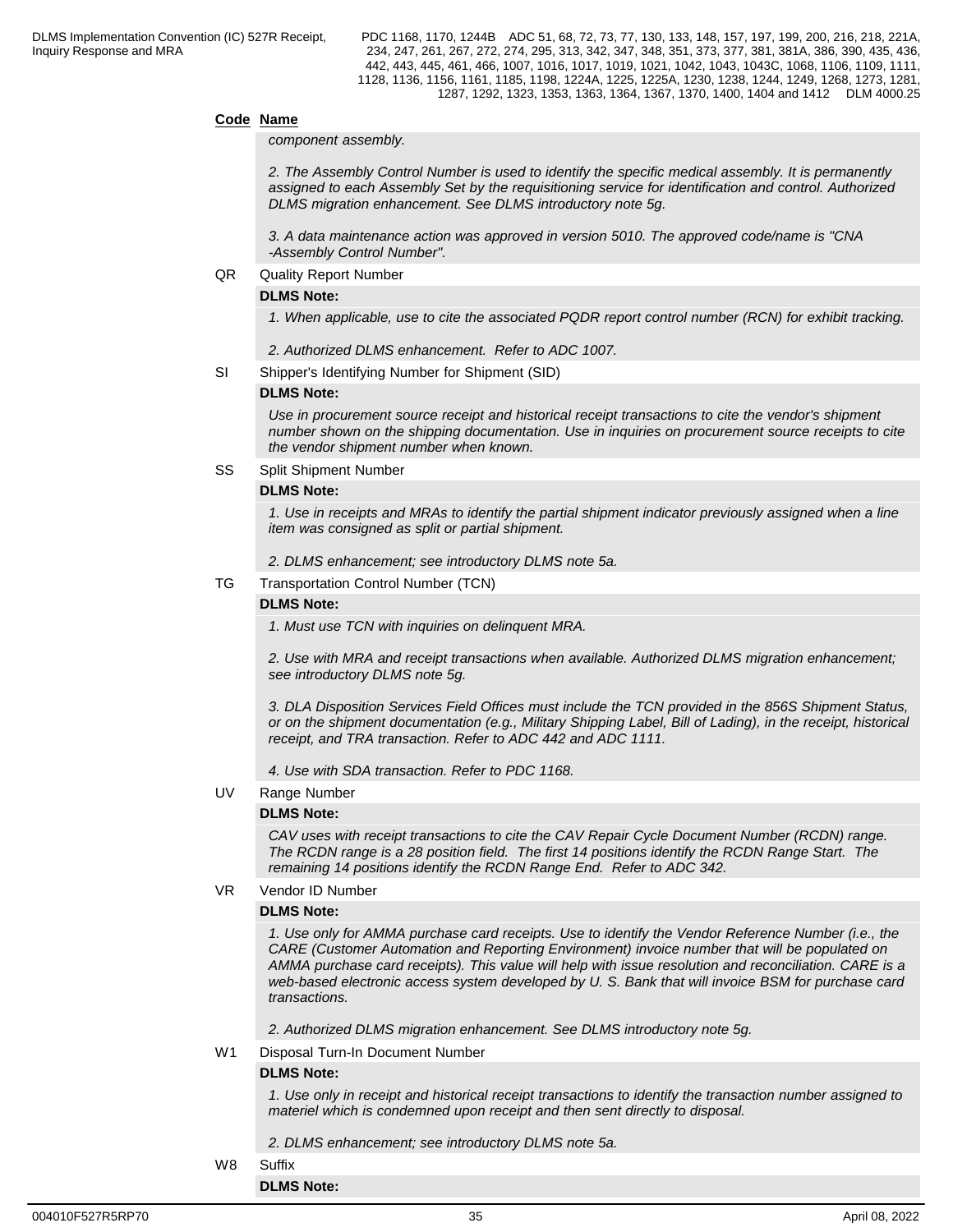**Code** **Name**

*component assembly.*

*2. The Assembly Control Number is used to identify the specific medical assembly. It is permanently assigned to each Assembly Set by the requisitioning service for identification and control. Authorized DLMS migration enhancement. See DLMS introductory note 5g.*

*3. A data maintenance action was approved in version 5010. The approved code/name is "CNA -Assembly Control Number".*

QR Quality Report Number

**DLMS Note:**

*1. When applicable, use to cite the associated PQDR report control number (RCN) for exhibit tracking.*

*2. Authorized DLMS enhancement. Refer to ADC 1007.*

SI Shipper's Identifying Number for Shipment (SID)

**DLMS Note:**

*Use in procurement source receipt and historical receipt transactions to cite the vendor's shipment number shown on the shipping documentation. Use in inquiries on procurement source receipts to cite the vendor shipment number when known.*

SS Split Shipment Number

**DLMS Note:**

*1. Use in receipts and MRAs to identify the partial shipment indicator previously assigned when a line item was consigned as split or partial shipment.*

*2. DLMS enhancement; see introductory DLMS note 5a.*

TG Transportation Control Number (TCN)

**DLMS Note:**

*1. Must use TCN with inquiries on delinquent MRA.*

*2. Use with MRA and receipt transactions when available. Authorized DLMS migration enhancement; see introductory DLMS note 5g.*

*3. DLA Disposition Services Field Offices must include the TCN provided in the 856S Shipment Status, or on the shipment documentation (e.g., Military Shipping Label, Bill of Lading), in the receipt, historical receipt, and TRA transaction. Refer to ADC 442 and ADC 1111.*

*4. Use with SDA transaction. Refer to PDC 1168.*

UV Range Number

**DLMS Note:**

*CAV uses with receipt transactions to cite the CAV Repair Cycle Document Number (RCDN) range. The RCDN range is a 28 position field. The first 14 positions identify the RCDN Range Start. The remaining 14 positions identify the RCDN Range End. Refer to ADC 342.*

VR Vendor ID Number

**DLMS Note:**

*1. Use only for AMMA purchase card receipts. Use to identify the Vendor Reference Number (i.e., the CARE (Customer Automation and Reporting Environment) invoice number that will be populated on AMMA purchase card receipts). This value will help with issue resolution and reconciliation. CARE is a web-based electronic access system developed by U. S. Bank that will invoice BSM for purchase card transactions.*

*2. Authorized DLMS migration enhancement. See DLMS introductory note 5g.*

W1 Disposal Turn-In Document Number

**DLMS Note:**

*1. Use only in receipt and historical receipt transactions to identify the transaction number assigned to materiel which is condemned upon receipt and then sent directly to disposal.*

*2. DLMS enhancement; see introductory DLMS note 5a.*

W8 Suffix

**DLMS Note:**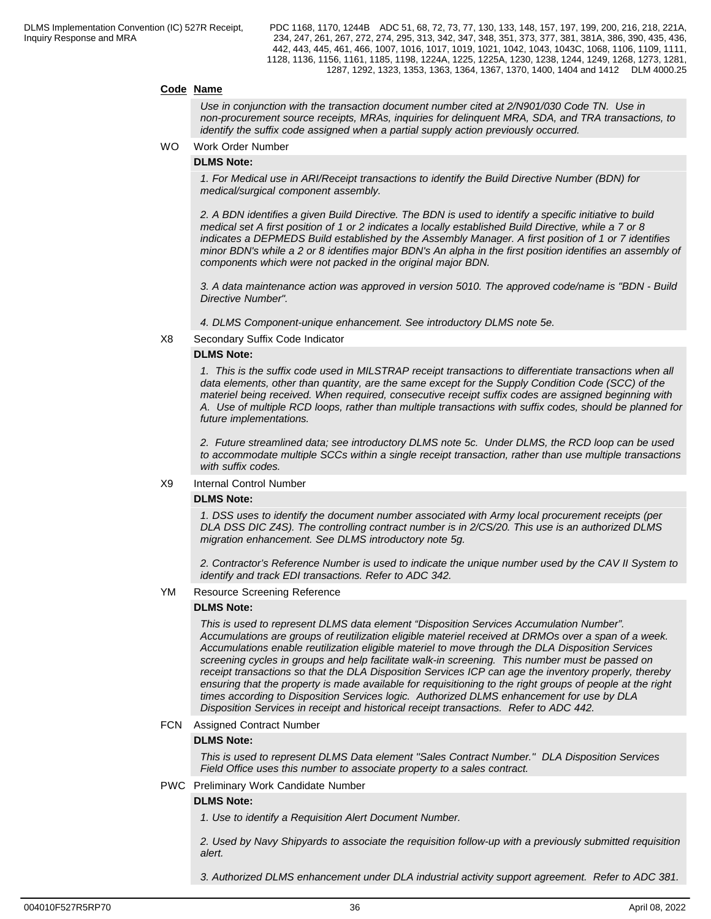**Code Name**

*Use in conjunction with the transaction document number cited at 2/N901/030 Code TN. Use in non-procurement source receipts, MRAs, inquiries for delinquent MRA, SDA, and TRA transactions, to identify the suffix code assigned when a partial supply action previously occurred.*

WO Work Order Number

**DLMS Note:**

*1. For Medical use in ARI/Receipt transactions to identify the Build Directive Number (BDN) for medical/surgical component assembly.*

*2. A BDN identifies a given Build Directive. The BDN is used to identify a specific initiative to build medical set A first position of 1 or 2 indicates a locally established Build Directive, while a 7 or 8 indicates a DEPMEDS Build established by the Assembly Manager. A first position of 1 or 7 identifies minor BDN's while a 2 or 8 identifies major BDN's An alpha in the first position identifies an assembly of components which were not packed in the original major BDN.*

*3. A data maintenance action was approved in version 5010. The approved code/name is "BDN - Build Directive Number".*

*4. DLMS Component-unique enhancement. See introductory DLMS note 5e.*

X8 Secondary Suffix Code Indicator

**DLMS Note:**

*1. This is the suffix code used in MILSTRAP receipt transactions to differentiate transactions when all data elements, other than quantity, are the same except for the Supply Condition Code (SCC) of the materiel being received. When required, consecutive receipt suffix codes are assigned beginning with A. Use of multiple RCD loops, rather than multiple transactions with suffix codes, should be planned for future implementations.*

*2. Future streamlined data; see introductory DLMS note 5c. Under DLMS, the RCD loop can be used to accommodate multiple SCCs within a single receipt transaction, rather than use multiple transactions with suffix codes.*

X9 Internal Control Number

**DLMS Note:**

*1. DSS uses to identify the document number associated with Army local procurement receipts (per DLA DSS DIC Z4S). The controlling contract number is in 2/CS/20. This use is an authorized DLMS migration enhancement. See DLMS introductory note 5g.*

*2. Contractor's Reference Number is used to indicate the unique number used by the CAV II System to identify and track EDI transactions. Refer to ADC 342.*

YM Resource Screening Reference

**DLMS Note:**

*This is used to represent DLMS data element "Disposition Services Accumulation Number". Accumulations are groups of reutilization eligible materiel received at DRMOs over a span of a week. Accumulations enable reutilization eligible materiel to move through the DLA Disposition Services screening cycles in groups and help facilitate walk-in screening. This number must be passed on receipt transactions so that the DLA Disposition Services ICP can age the inventory properly, thereby ensuring that the property is made available for requisitioning to the right groups of people at the right times according to Disposition Services logic. Authorized DLMS enhancement for use by DLA Disposition Services in receipt and historical receipt transactions. Refer to ADC 442.*

FCN Assigned Contract Number

**DLMS Note:**

*This is used to represent DLMS Data element "Sales Contract Number." DLA Disposition Services Field Office uses this number to associate property to a sales contract.*

PWC Preliminary Work Candidate Number

**DLMS Note:**

*1. Use to identify a Requisition Alert Document Number.*

*2. Used by Navy Shipyards to associate the requisition follow-up with a previously submitted requisition alert.*

*3. Authorized DLMS enhancement under DLA industrial activity support agreement. Refer to ADC 381.*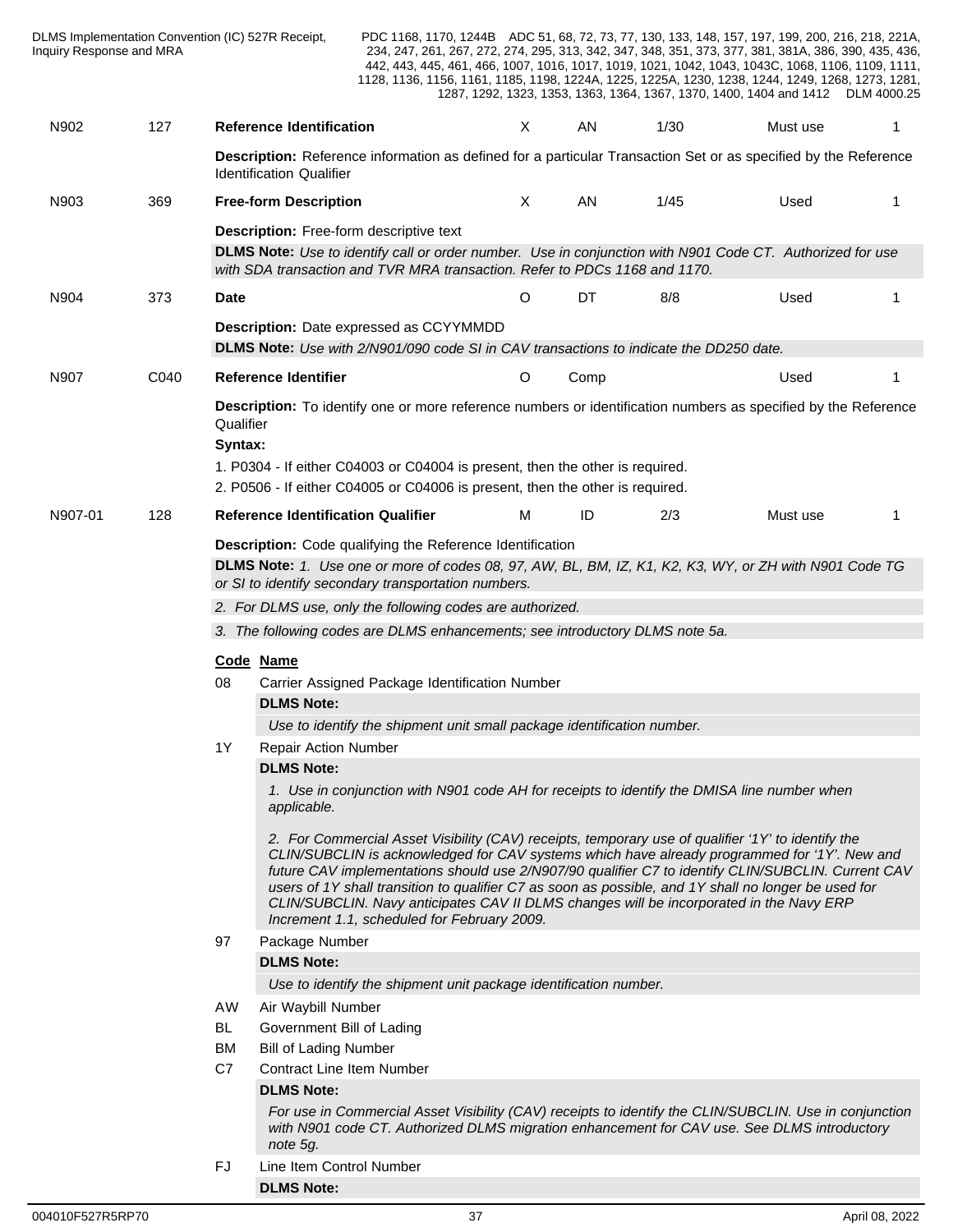| N902 | 127 | **Reference Identification** | X | AN | 1/30 | Must use | 1 |
|---|---|---|---|---|---|---|---|

**Description:** Reference information as defined for a particular Transaction Set or as specified by the Reference Identification Qualifier

| N903 | 369 | **Free-form Description** | X | AN | 1/45 | Used | 1 |
|---|---|---|---|---|---|---|---|

**Description:** Free-form descriptive text

**DLMS Note:** *Use to identify call or order number. Use in conjunction with N901 Code CT. Authorized for use with SDA transaction and TVR MRA transaction. Refer to PDCs 1168 and 1170.*

| N904 | 373 | **Date** | O | DT | 8/8 | Used | 1 |
|---|---|---|---|---|---|---|---|

**Description:** Date expressed as CCYYMMDD

**DLMS Note:** *Use with 2/N901/090 code SI in CAV transactions to indicate the DD250 date.*

| N907 | C040 | **Reference Identifier** | O | Comp | | Used | 1 |
|---|---|---|---|---|---|---|---|

**Description:** To identify one or more reference numbers or identification numbers as specified by the Reference Qualifier

**Syntax:**

1. P0304 - If either C04003 or C04004 is present, then the other is required.
2. P0506 - If either C04005 or C04006 is present, then the other is required.

| N907-01 | 128 | **Reference Identification Qualifier** | M | ID | 2/3 | Must use | 1 |
|---|---|---|---|---|---|---|---|

**Description:** Code qualifying the Reference Identification

**DLMS Note:** *1. Use one or more of codes 08, 97, AW, BL, BM, IZ, K1, K2, K3, WY, or ZH with N901 Code TG or SI to identify secondary transportation numbers.*

*2. For DLMS use, only the following codes are authorized.*

*3. The following codes are DLMS enhancements; see introductory DLMS note 5a.*

**Code** **Name**

**08** Carrier Assigned Package Identification Number

**DLMS Note:**

*Use to identify the shipment unit small package identification number.*

**1Y** Repair Action Number

**DLMS Note:**

*1. Use in conjunction with N901 code AH for receipts to identify the DMISA line number when applicable.*

*2. For Commercial Asset Visibility (CAV) receipts, temporary use of qualifier '1Y' to identify the CLIN/SUBCLIN is acknowledged for CAV systems which have already programmed for '1Y'. New and future CAV implementations should use 2/N907/90 qualifier C7 to identify CLIN/SUBCLIN. Current CAV users of 1Y shall transition to qualifier C7 as soon as possible, and 1Y shall no longer be used for CLIN/SUBCLIN. Navy anticipates CAV II DLMS changes will be incorporated in the Navy ERP Increment 1.1, scheduled for February 2009.*

**97** Package Number

**DLMS Note:**

*Use to identify the shipment unit package identification number.*

**AW** Air Waybill Number

**BL** Government Bill of Lading

**BM** Bill of Lading Number

**C7** Contract Line Item Number

**DLMS Note:**

*For use in Commercial Asset Visibility (CAV) receipts to identify the CLIN/SUBCLIN. Use in conjunction with N901 code CT. Authorized DLMS migration enhancement for CAV use. See DLMS introductory note 5g.*

**FJ** Line Item Control Number

**DLMS Note:**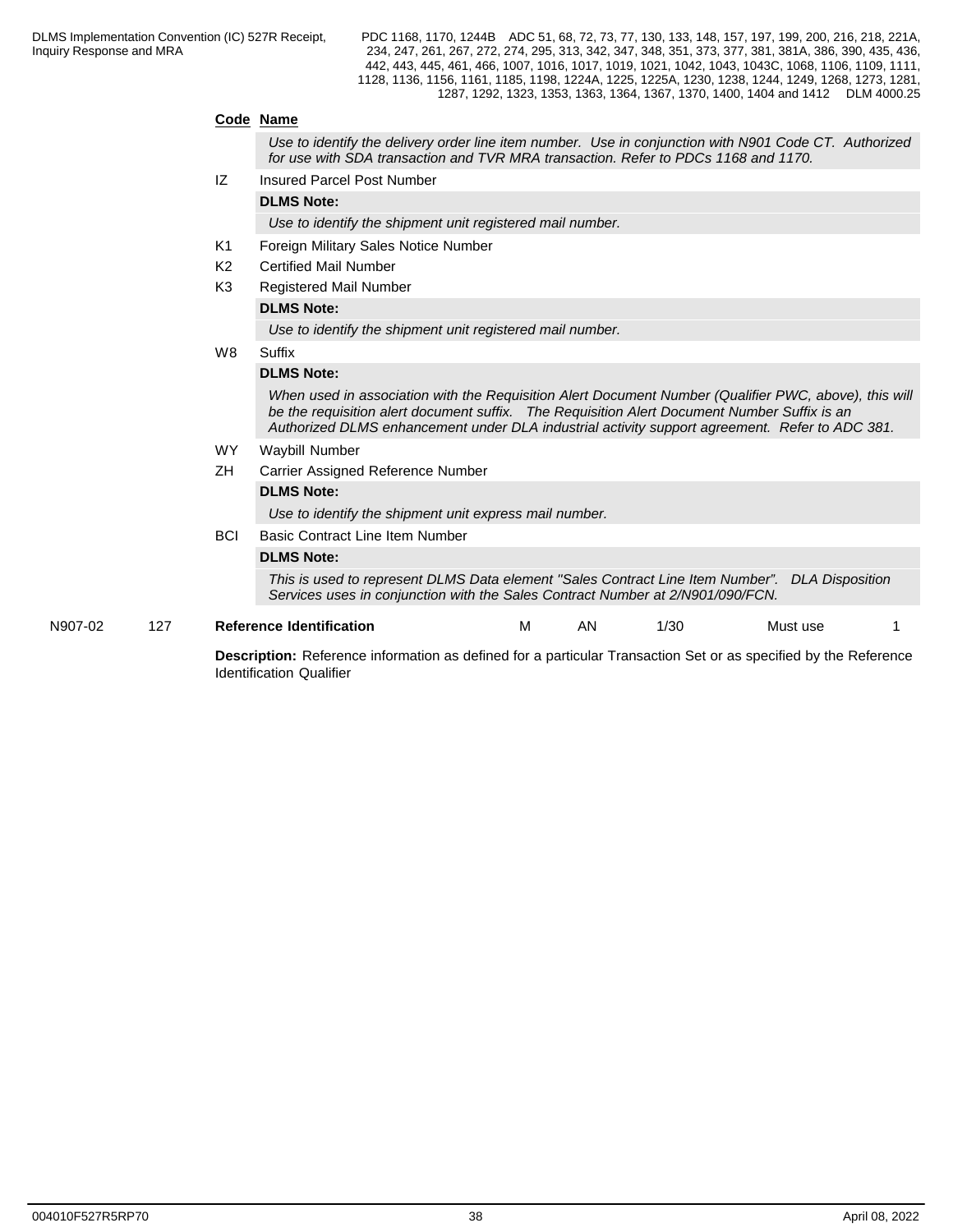**Code** **Name**

*Use to identify the delivery order line item number. Use in conjunction with N901 Code CT. Authorized for use with SDA transaction and TVR MRA transaction. Refer to PDCs 1168 and 1170.*

IZ Insured Parcel Post Number

**DLMS Note:**

*Use to identify the shipment unit registered mail number.*

K1 Foreign Military Sales Notice Number

K2 Certified Mail Number

K3 Registered Mail Number

**DLMS Note:**

*Use to identify the shipment unit registered mail number.*

W8 Suffix

**DLMS Note:**

*When used in association with the Requisition Alert Document Number (Qualifier PWC, above), this will be the requisition alert document suffix. The Requisition Alert Document Number Suffix is an Authorized DLMS enhancement under DLA industrial activity support agreement. Refer to ADC 381.*

WY Waybill Number

ZH Carrier Assigned Reference Number

**DLMS Note:**

*Use to identify the shipment unit express mail number.*

BCI Basic Contract Line Item Number

**DLMS Note:**

*This is used to represent DLMS Data element "Sales Contract Line Item Number". DLA Disposition Services uses in conjunction with the Sales Contract Number at 2/N901/090/FCN.*

| N907-02 | 127 | **Reference Identification** | M | AN | 1/30 | Must use | 1 |
|---|---|---|---|---|---|---|---|

**Description:** Reference information as defined for a particular Transaction Set or as specified by the Reference Identification Qualifier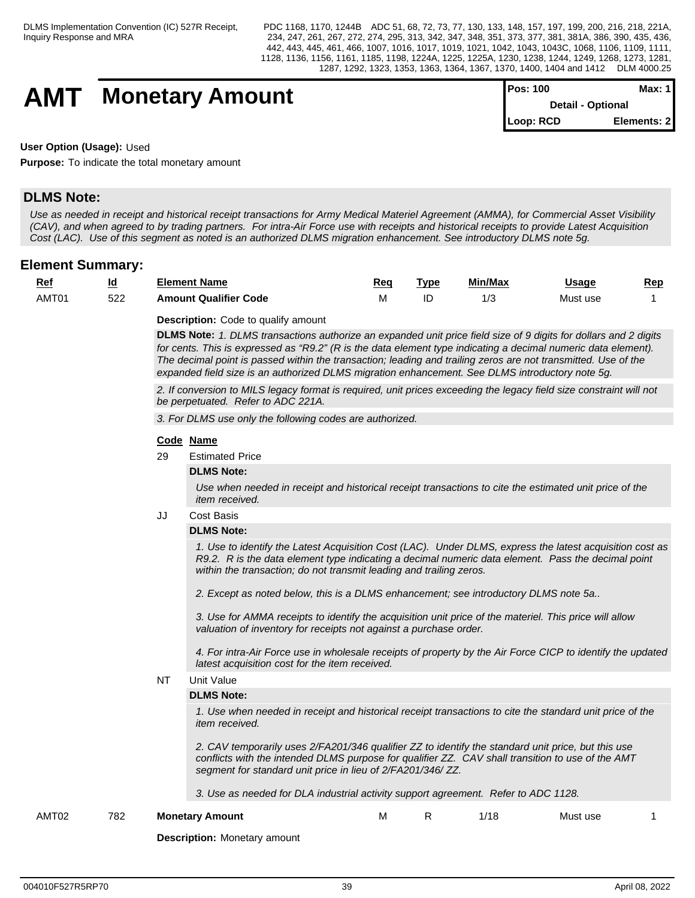# AMT Monetary Amount

| Pos: 100 | Max: 1 |
|---|---|
| Detail - Optional | |
| Loop: RCD | Elements: 2 |

**User Option (Usage):** Used

**Purpose:** To indicate the total monetary amount

## DLMS Note:

*Use as needed in receipt and historical receipt transactions for Army Medical Materiel Agreement (AMMA), for Commercial Asset Visibility (CAV), and when agreed to by trading partners. For intra-Air Force use with receipts and historical receipts to provide Latest Acquisition Cost (LAC). Use of this segment as noted is an authorized DLMS migration enhancement. See introductory DLMS note 5g.*

## Element Summary:

| Ref | Id | Element Name | Req | Type | Min/Max | Usage | Rep |
|---|---|---|---|---|---|---|---|
| AMT01 | 522 | **Amount Qualifier Code** | M | ID | 1/3 | Must use | 1 |

**Description:** Code to qualify amount

**DLMS Note:** *1. DLMS transactions authorize an expanded unit price field size of 9 digits for dollars and 2 digits for cents. This is expressed as "R9.2" (R is the data element type indicating a decimal numeric data element). The decimal point is passed within the transaction; leading and trailing zeros are not transmitted. Use of the expanded field size is an authorized DLMS migration enhancement. See DLMS introductory note 5g.*

*2. If conversion to MILS legacy format is required, unit prices exceeding the legacy field size constraint will not be perpetuated. Refer to ADC 221A.*

*3. For DLMS use only the following codes are authorized.*

| Code | Name |
|---|---|
| 29 | Estimated Price |

**DLMS Note:**

*Use when needed in receipt and historical receipt transactions to cite the estimated unit price of the item received.*

| Code | Name |
|---|---|
| JJ | Cost Basis |

**DLMS Note:**

*1. Use to identify the Latest Acquisition Cost (LAC). Under DLMS, express the latest acquisition cost as R9.2. R is the data element type indicating a decimal numeric data element. Pass the decimal point within the transaction; do not transmit leading and trailing zeros.*

*2. Except as noted below, this is a DLMS enhancement; see introductory DLMS note 5a..*

*3. Use for AMMA receipts to identify the acquisition unit price of the materiel. This price will allow valuation of inventory for receipts not against a purchase order.*

*4. For intra-Air Force use in wholesale receipts of property by the Air Force CICP to identify the updated latest acquisition cost for the item received.*

| Code | Name |
|---|---|
| NT | Unit Value |

**DLMS Note:**

*1. Use when needed in receipt and historical receipt transactions to cite the standard unit price of the item received.*

*2. CAV temporarily uses 2/FA201/346 qualifier ZZ to identify the standard unit price, but this use conflicts with the intended DLMS purpose for qualifier ZZ. CAV shall transition to use of the AMT segment for standard unit price in lieu of 2/FA201/346/ ZZ.*

*3. Use as needed for DLA industrial activity support agreement. Refer to ADC 1128.*

| Ref | Id | Element Name | Req | Type | Min/Max | Usage | Rep |
|---|---|---|---|---|---|---|---|
| AMT02 | 782 | **Monetary Amount** | M | R | 1/18 | Must use | 1 |

**Description:** Monetary amount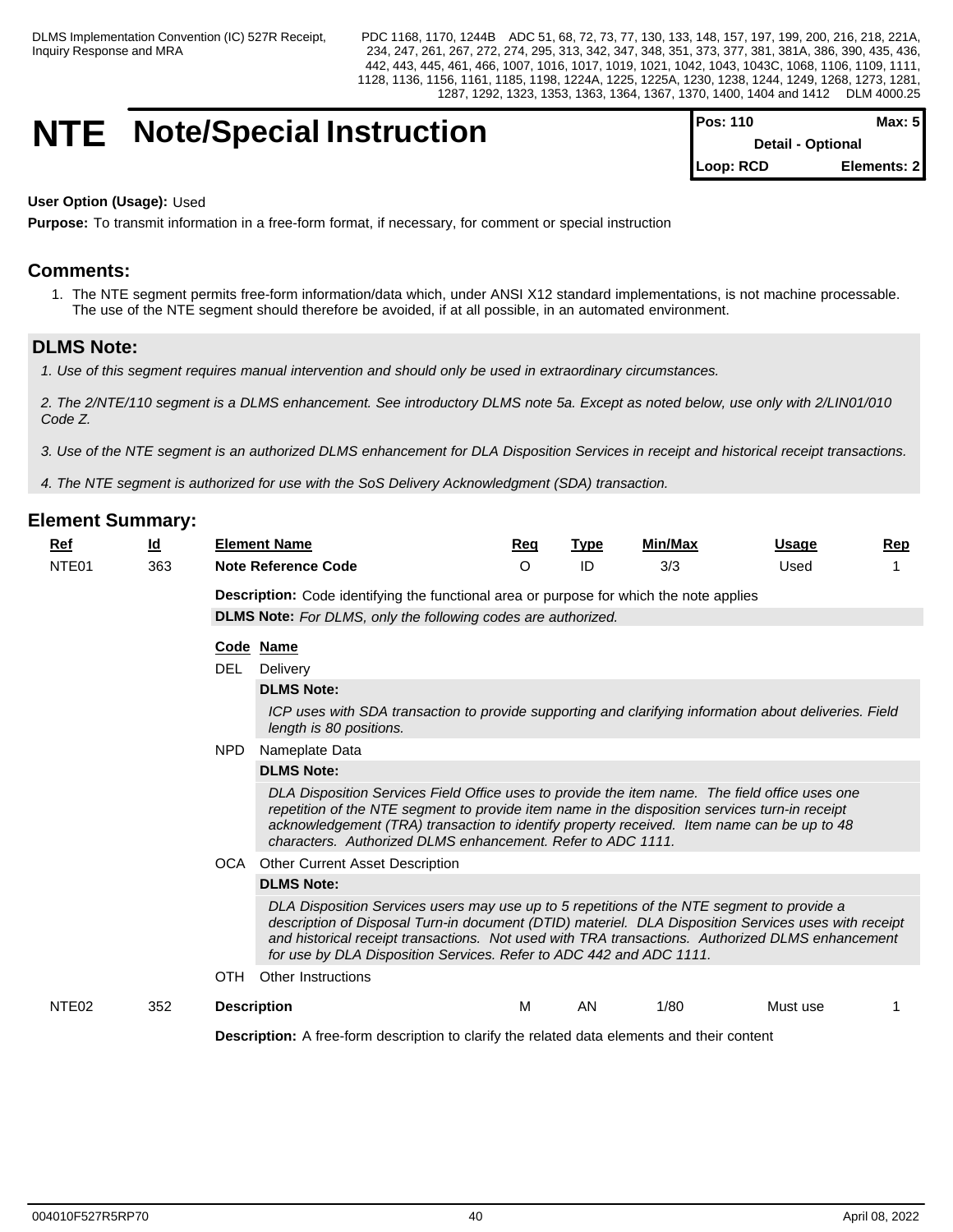# NTE Note/Special Instruction

| Pos: 110 | Max: 5 |
|---|---|
| Detail - Optional | |
| Loop: RCD | Elements: 2 |

**User Option (Usage):** Used

**Purpose:** To transmit information in a free-form format, if necessary, for comment or special instruction

## Comments:

1. The NTE segment permits free-form information/data which, under ANSI X12 standard implementations, is not machine processable. The use of the NTE segment should therefore be avoided, if at all possible, in an automated environment.

## DLMS Note:

*1. Use of this segment requires manual intervention and should only be used in extraordinary circumstances.*

*2. The 2/NTE/110 segment is a DLMS enhancement. See introductory DLMS note 5a. Except as noted below, use only with 2/LIN01/010 Code Z.*

*3. Use of the NTE segment is an authorized DLMS enhancement for DLA Disposition Services in receipt and historical receipt transactions.*

*4. The NTE segment is authorized for use with the SoS Delivery Acknowledgment (SDA) transaction.*

## Element Summary:

| Ref | Id | Element Name | Req | Type | Min/Max | Usage | Rep |
|---|---|---|---|---|---|---|---|
| NTE01 | 363 | **Note Reference Code** | O | ID | 3/3 | Used | 1 |

**Description:** Code identifying the functional area or purpose for which the note applies

**DLMS Note:** *For DLMS, only the following codes are authorized.*

| Code | Name |
|---|---|
| DEL | Delivery |
| NPD | Nameplate Data |
| OCA | Other Current Asset Description |
| OTH | Other Instructions |

**DEL** — **DLMS Note:** *ICP uses with SDA transaction to provide supporting and clarifying information about deliveries. Field length is 80 positions.*

**NPD** — **DLMS Note:** *DLA Disposition Services Field Office uses to provide the item name. The field office uses one repetition of the NTE segment to provide item name in the disposition services turn-in receipt acknowledgement (TRA) transaction to identify property received. Item name can be up to 48 characters. Authorized DLMS enhancement. Refer to ADC 1111.*

**OCA** — **DLMS Note:** *DLA Disposition Services users may use up to 5 repetitions of the NTE segment to provide a description of Disposal Turn-in document (DTID) materiel. DLA Disposition Services uses with receipt and historical receipt transactions. Not used with TRA transactions. Authorized DLMS enhancement for use by DLA Disposition Services. Refer to ADC 442 and ADC 1111.*

| Ref | Id | Element Name | Req | Type | Min/Max | Usage | Rep |
|---|---|---|---|---|---|---|---|
| NTE02 | 352 | **Description** | M | AN | 1/80 | Must use | 1 |

**Description:** A free-form description to clarify the related data elements and their content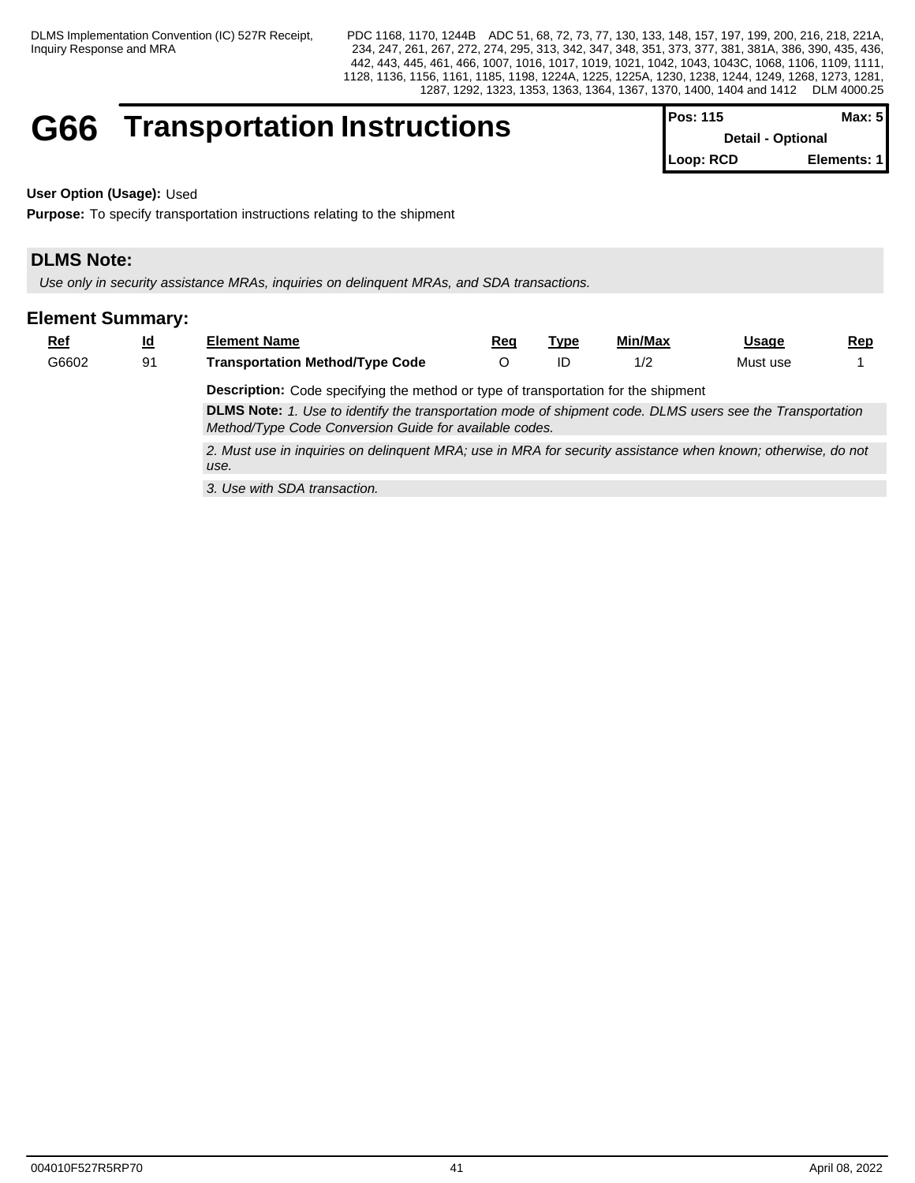# G66 Transportation Instructions

| Pos: 115 | Max: 5 |
|---|---|
| Detail - Optional | |
| Loop: RCD | Elements: 1 |

**User Option (Usage):** Used

**Purpose:** To specify transportation instructions relating to the shipment

## DLMS Note:

*Use only in security assistance MRAs, inquiries on delinquent MRAs, and SDA transactions.*

## Element Summary:

| Ref | Id | Element Name | Req | Type | Min/Max | Usage | Rep |
|---|---|---|---|---|---|---|---|
| G6602 | 91 | **Transportation Method/Type Code** | O | ID | 1/2 | Must use | 1 |

**Description:** Code specifying the method or type of transportation for the shipment

**DLMS Note:** *1. Use to identify the transportation mode of shipment code. DLMS users see the Transportation Method/Type Code Conversion Guide for available codes.*

*2. Must use in inquiries on delinquent MRA; use in MRA for security assistance when known; otherwise, do not use.*

*3. Use with SDA transaction.*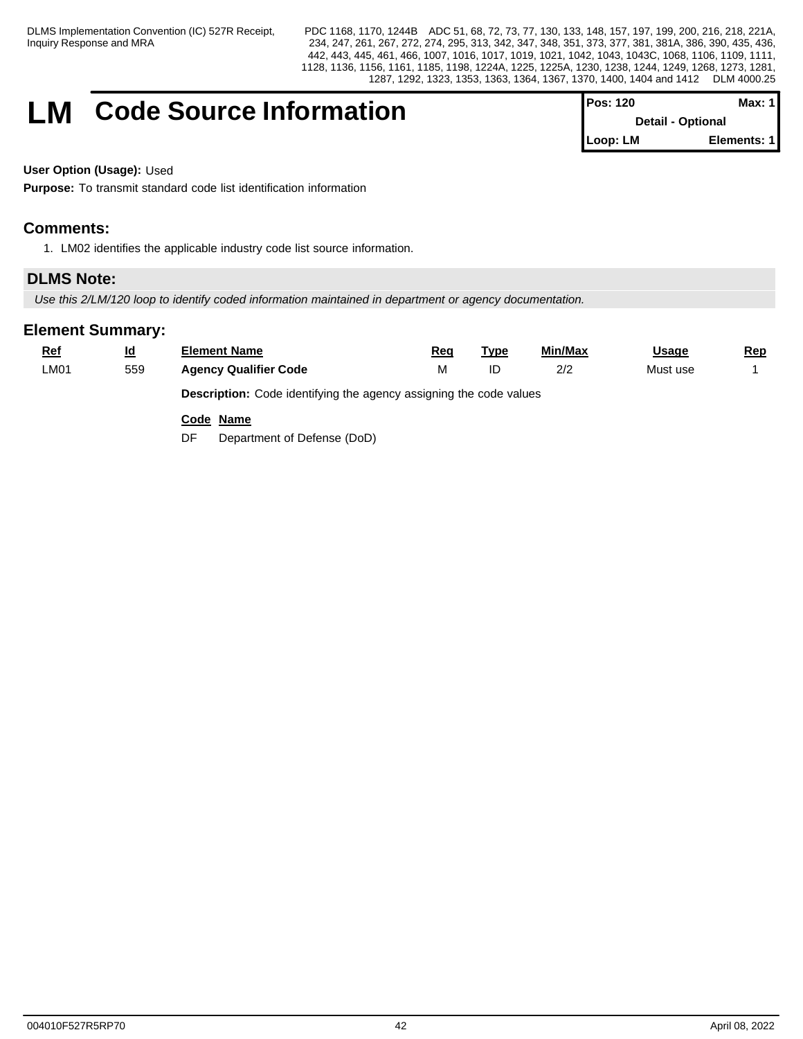# LM Code Source Information

| Pos: 120 | Max: 1 |
|---|---|
| Detail - Optional | |
| Loop: LM | Elements: 1 |

**User Option (Usage):** Used

**Purpose:** To transmit standard code list identification information

## Comments:

1. LM02 identifies the applicable industry code list source information.

## DLMS Note:

*Use this 2/LM/120 loop to identify coded information maintained in department or agency documentation.*

## Element Summary:

| Ref | Id | Element Name | Req | Type | Min/Max | Usage | Rep |
|---|---|---|---|---|---|---|---|
| LM01 | 559 | **Agency Qualifier Code** | M | ID | 2/2 | Must use | 1 |

**Description:** Code identifying the agency assigning the code values

| Code | Name |
|---|---|
| DF | Department of Defense (DoD) |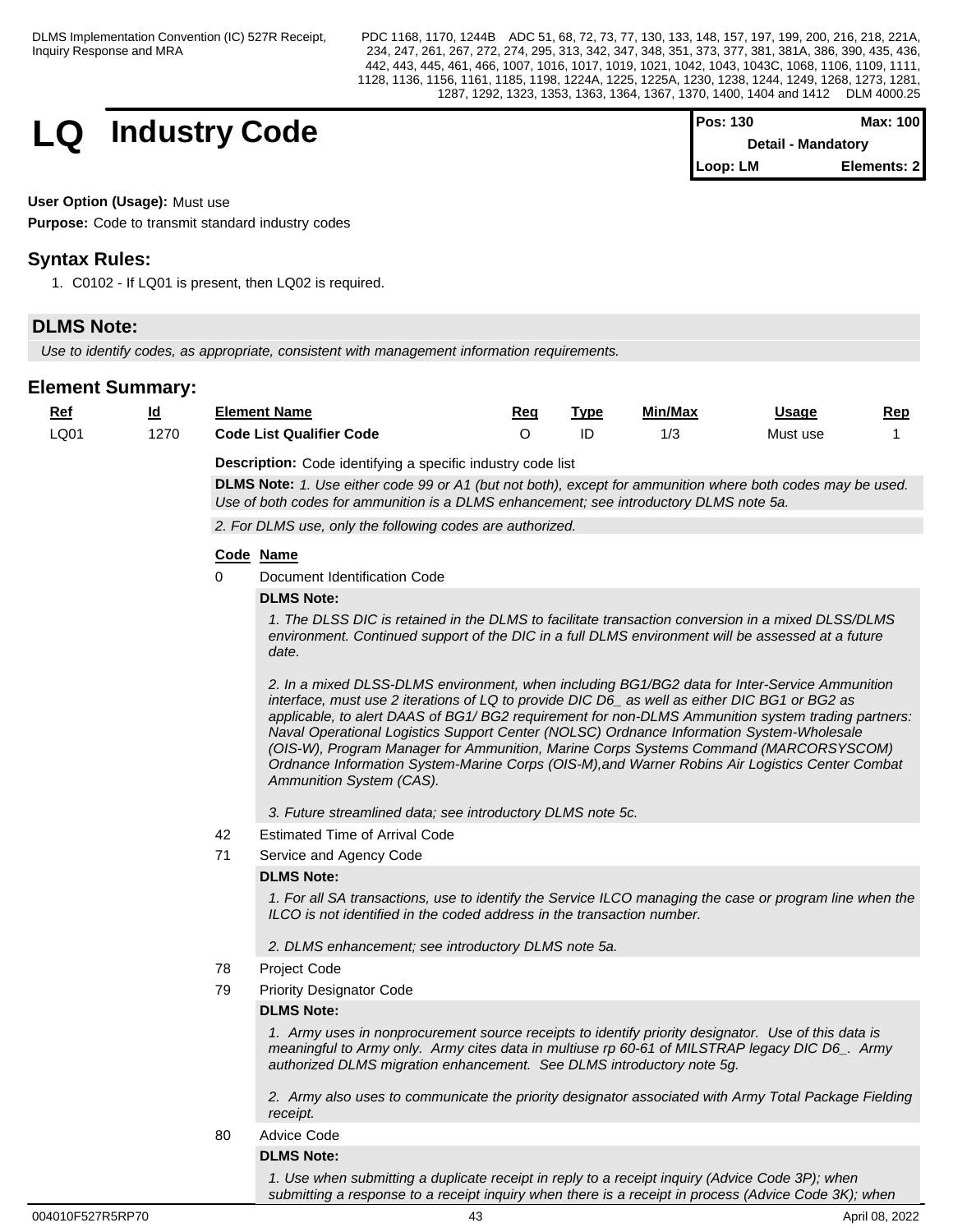# LQ Industry Code

| Pos: 130 | Max: 100 |
|---|---|
| Detail - Mandatory | |
| Loop: LM | Elements: 2 |

**User Option (Usage):** Must use

**Purpose:** Code to transmit standard industry codes

## Syntax Rules:

1. C0102 - If LQ01 is present, then LQ02 is required.

## DLMS Note:

*Use to identify codes, as appropriate, consistent with management information requirements.*

## Element Summary:

| Ref | Id | Element Name | Req | Type | Min/Max | Usage | Rep |
|---|---|---|---|---|---|---|---|
| LQ01 | 1270 | **Code List Qualifier Code** | O | ID | 1/3 | Must use | 1 |

**Description:** Code identifying a specific industry code list

**DLMS Note:** *1. Use either code 99 or A1 (but not both), except for ammunition where both codes may be used. Use of both codes for ammunition is a DLMS enhancement; see introductory DLMS note 5a.*

*2. For DLMS use, only the following codes are authorized.*

| Code | Name |
|---|---|
| 0 | Document Identification Code |

**DLMS Note:**

*1. The DLSS DIC is retained in the DLMS to facilitate transaction conversion in a mixed DLSS/DLMS environment. Continued support of the DIC in a full DLMS environment will be assessed at a future date.*

*2. In a mixed DLSS-DLMS environment, when including BG1/BG2 data for Inter-Service Ammunition interface, must use 2 iterations of LQ to provide DIC D6_ as well as either DIC BG1 or BG2 as applicable, to alert DAAS of BG1/ BG2 requirement for non-DLMS Ammunition system trading partners: Naval Operational Logistics Support Center (NOLSC) Ordnance Information System-Wholesale (OIS-W), Program Manager for Ammunition, Marine Corps Systems Command (MARCORSYSCOM) Ordnance Information System-Marine Corps (OIS-M),and Warner Robins Air Logistics Center Combat Ammunition System (CAS).*

*3. Future streamlined data; see introductory DLMS note 5c.*

| Code | Name |
|---|---|
| 42 | Estimated Time of Arrival Code |
| 71 | Service and Agency Code |

**DLMS Note:**

*1. For all SA transactions, use to identify the Service ILCO managing the case or program line when the ILCO is not identified in the coded address in the transaction number.*

*2. DLMS enhancement; see introductory DLMS note 5a.*

| Code | Name |
|---|---|
| 78 | Project Code |
| 79 | Priority Designator Code |

**DLMS Note:**

*1. Army uses in nonprocurement source receipts to identify priority designator. Use of this data is meaningful to Army only. Army cites data in multiuse rp 60-61 of MILSTRAP legacy DIC D6_. Army authorized DLMS migration enhancement. See DLMS introductory note 5g.*

*2. Army also uses to communicate the priority designator associated with Army Total Package Fielding receipt.*

| Code | Name |
|---|---|
| 80 | Advice Code |

**DLMS Note:**

*1. Use when submitting a duplicate receipt in reply to a receipt inquiry (Advice Code 3P); when submitting a response to a receipt inquiry when there is a receipt in process (Advice Code 3K); when*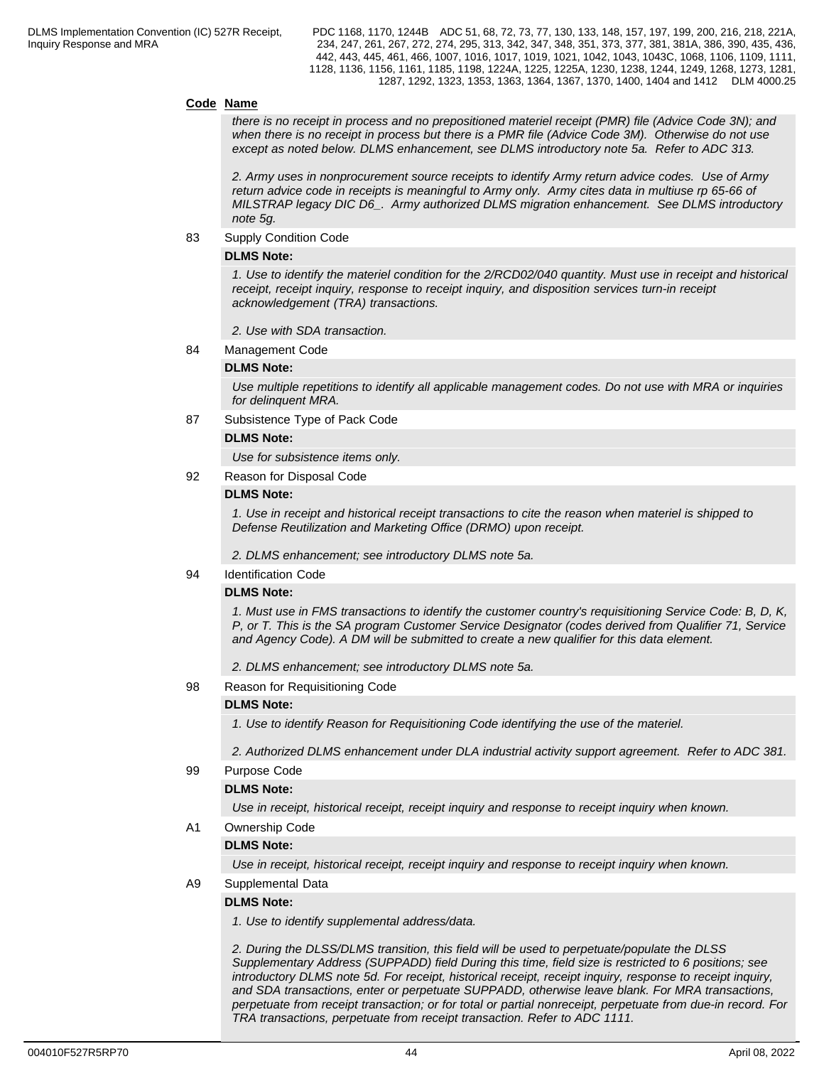**Code Name**

*there is no receipt in process and no prepositioned materiel receipt (PMR) file (Advice Code 3N); and when there is no receipt in process but there is a PMR file (Advice Code 3M). Otherwise do not use except as noted below. DLMS enhancement, see DLMS introductory note 5a. Refer to ADC 313.*

*2. Army uses in nonprocurement source receipts to identify Army return advice codes. Use of Army return advice code in receipts is meaningful to Army only. Army cites data in multiuse rp 65-66 of MILSTRAP legacy DIC D6_. Army authorized DLMS migration enhancement. See DLMS introductory note 5g.*

83 Supply Condition Code

**DLMS Note:**

*1. Use to identify the materiel condition for the 2/RCD02/040 quantity. Must use in receipt and historical receipt, receipt inquiry, response to receipt inquiry, and disposition services turn-in receipt acknowledgement (TRA) transactions.*

*2. Use with SDA transaction.*

84 Management Code

**DLMS Note:**

*Use multiple repetitions to identify all applicable management codes. Do not use with MRA or inquiries for delinquent MRA.*

87 Subsistence Type of Pack Code

**DLMS Note:**

*Use for subsistence items only.*

92 Reason for Disposal Code

**DLMS Note:**

*1. Use in receipt and historical receipt transactions to cite the reason when materiel is shipped to Defense Reutilization and Marketing Office (DRMO) upon receipt.*

*2. DLMS enhancement; see introductory DLMS note 5a.*

94 Identification Code

**DLMS Note:**

*1. Must use in FMS transactions to identify the customer country's requisitioning Service Code: B, D, K, P, or T. This is the SA program Customer Service Designator (codes derived from Qualifier 71, Service and Agency Code). A DM will be submitted to create a new qualifier for this data element.*

*2. DLMS enhancement; see introductory DLMS note 5a.*

98 Reason for Requisitioning Code

**DLMS Note:**

*1. Use to identify Reason for Requisitioning Code identifying the use of the materiel.*

*2. Authorized DLMS enhancement under DLA industrial activity support agreement. Refer to ADC 381.*

99 Purpose Code

**DLMS Note:**

*Use in receipt, historical receipt, receipt inquiry and response to receipt inquiry when known.*

A1 Ownership Code

**DLMS Note:**

*Use in receipt, historical receipt, receipt inquiry and response to receipt inquiry when known.*

A9 Supplemental Data

**DLMS Note:**

*1. Use to identify supplemental address/data.*

*2. During the DLSS/DLMS transition, this field will be used to perpetuate/populate the DLSS Supplementary Address (SUPPADD) field During this time, field size is restricted to 6 positions; see introductory DLMS note 5d. For receipt, historical receipt, receipt inquiry, response to receipt inquiry, and SDA transactions, enter or perpetuate SUPPADD, otherwise leave blank. For MRA transactions, perpetuate from receipt transaction; or for total or partial nonreceipt, perpetuate from due-in record. For TRA transactions, perpetuate from receipt transaction. Refer to ADC 1111.*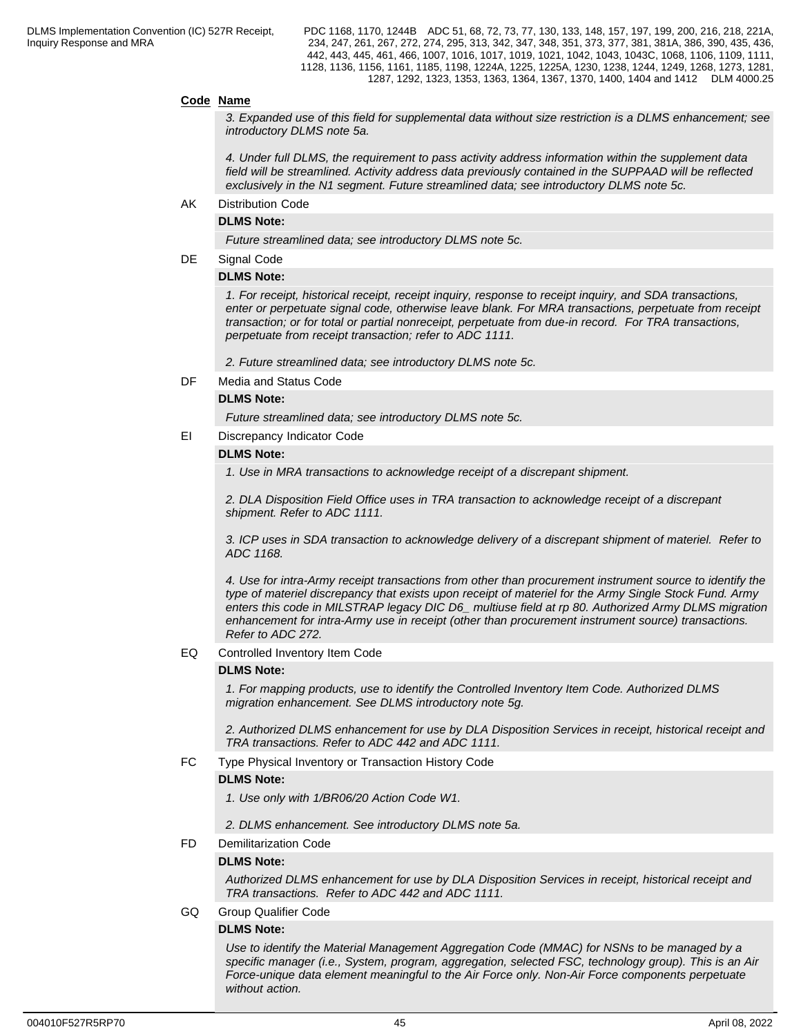**Code Name**

*3. Expanded use of this field for supplemental data without size restriction is a DLMS enhancement; see introductory DLMS note 5a.*

*4. Under full DLMS, the requirement to pass activity address information within the supplement data field will be streamlined. Activity address data previously contained in the SUPPAAD will be reflected exclusively in the N1 segment. Future streamlined data; see introductory DLMS note 5c.*

AK Distribution Code

**DLMS Note:**

*Future streamlined data; see introductory DLMS note 5c.*

DE Signal Code

**DLMS Note:**

*1. For receipt, historical receipt, receipt inquiry, response to receipt inquiry, and SDA transactions, enter or perpetuate signal code, otherwise leave blank. For MRA transactions, perpetuate from receipt transaction; or for total or partial nonreceipt, perpetuate from due-in record. For TRA transactions, perpetuate from receipt transaction; refer to ADC 1111.*

*2. Future streamlined data; see introductory DLMS note 5c.*

DF Media and Status Code

**DLMS Note:**

*Future streamlined data; see introductory DLMS note 5c.*

EI Discrepancy Indicator Code

**DLMS Note:**

*1. Use in MRA transactions to acknowledge receipt of a discrepant shipment.*

*2. DLA Disposition Field Office uses in TRA transaction to acknowledge receipt of a discrepant shipment. Refer to ADC 1111.*

*3. ICP uses in SDA transaction to acknowledge delivery of a discrepant shipment of materiel. Refer to ADC 1168.*

*4. Use for intra-Army receipt transactions from other than procurement instrument source to identify the type of materiel discrepancy that exists upon receipt of materiel for the Army Single Stock Fund. Army enters this code in MILSTRAP legacy DIC D6_ multiuse field at rp 80. Authorized Army DLMS migration enhancement for intra-Army use in receipt (other than procurement instrument source) transactions. Refer to ADC 272.*

EQ Controlled Inventory Item Code

**DLMS Note:**

*1. For mapping products, use to identify the Controlled Inventory Item Code. Authorized DLMS migration enhancement. See DLMS introductory note 5g.*

*2. Authorized DLMS enhancement for use by DLA Disposition Services in receipt, historical receipt and TRA transactions. Refer to ADC 442 and ADC 1111.*

FC Type Physical Inventory or Transaction History Code

**DLMS Note:**

*1. Use only with 1/BR06/20 Action Code W1.*

*2. DLMS enhancement. See introductory DLMS note 5a.*

FD Demilitarization Code

**DLMS Note:**

*Authorized DLMS enhancement for use by DLA Disposition Services in receipt, historical receipt and TRA transactions. Refer to ADC 442 and ADC 1111.*

GQ Group Qualifier Code

**DLMS Note:**

*Use to identify the Material Management Aggregation Code (MMAC) for NSNs to be managed by a specific manager (i.e., System, program, aggregation, selected FSC, technology group). This is an Air Force-unique data element meaningful to the Air Force only. Non-Air Force components perpetuate without action.*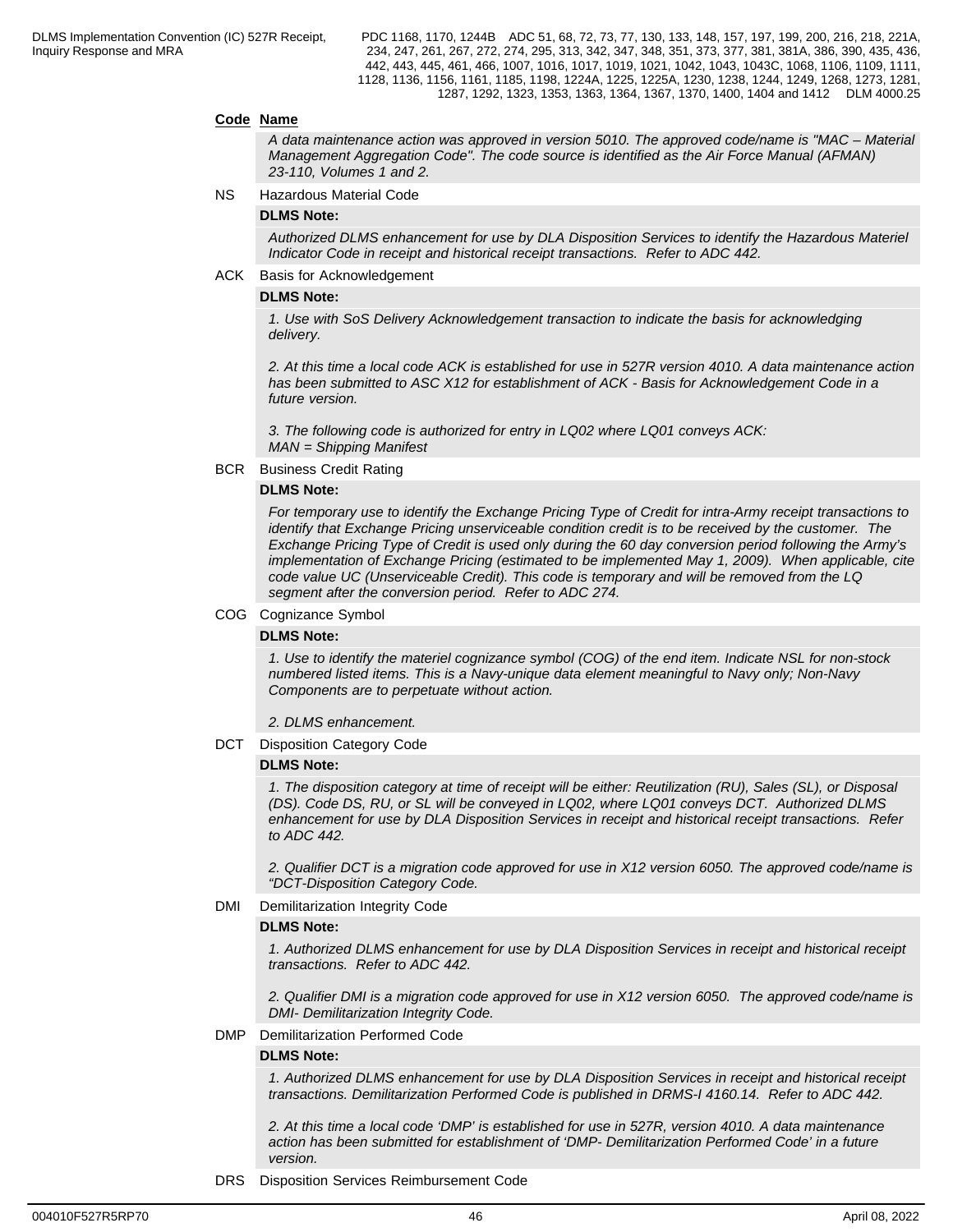**Code** **Name**

*A data maintenance action was approved in version 5010. The approved code/name is "MAC – Material Management Aggregation Code". The code source is identified as the Air Force Manual (AFMAN) 23-110, Volumes 1 and 2.*

NS Hazardous Material Code

**DLMS Note:**

*Authorized DLMS enhancement for use by DLA Disposition Services to identify the Hazardous Materiel Indicator Code in receipt and historical receipt transactions. Refer to ADC 442.*

ACK Basis for Acknowledgement

**DLMS Note:**

*1. Use with SoS Delivery Acknowledgement transaction to indicate the basis for acknowledging delivery.*

*2. At this time a local code ACK is established for use in 527R version 4010. A data maintenance action has been submitted to ASC X12 for establishment of ACK - Basis for Acknowledgement Code in a future version.*

*3. The following code is authorized for entry in LQ02 where LQ01 conveys ACK:*
*MAN = Shipping Manifest*

BCR Business Credit Rating

**DLMS Note:**

*For temporary use to identify the Exchange Pricing Type of Credit for intra-Army receipt transactions to identify that Exchange Pricing unserviceable condition credit is to be received by the customer. The Exchange Pricing Type of Credit is used only during the 60 day conversion period following the Army's implementation of Exchange Pricing (estimated to be implemented May 1, 2009). When applicable, cite code value UC (Unserviceable Credit). This code is temporary and will be removed from the LQ segment after the conversion period. Refer to ADC 274.*

COG Cognizance Symbol

**DLMS Note:**

*1. Use to identify the materiel cognizance symbol (COG) of the end item. Indicate NSL for non-stock numbered listed items. This is a Navy-unique data element meaningful to Navy only; Non-Navy Components are to perpetuate without action.*

*2. DLMS enhancement.*

DCT Disposition Category Code

**DLMS Note:**

*1. The disposition category at time of receipt will be either: Reutilization (RU), Sales (SL), or Disposal (DS). Code DS, RU, or SL will be conveyed in LQ02, where LQ01 conveys DCT. Authorized DLMS enhancement for use by DLA Disposition Services in receipt and historical receipt transactions. Refer to ADC 442.*

*2. Qualifier DCT is a migration code approved for use in X12 version 6050. The approved code/name is "DCT-Disposition Category Code.*

DMI Demilitarization Integrity Code

**DLMS Note:**

*1. Authorized DLMS enhancement for use by DLA Disposition Services in receipt and historical receipt transactions. Refer to ADC 442.*

*2. Qualifier DMI is a migration code approved for use in X12 version 6050. The approved code/name is DMI- Demilitarization Integrity Code.*

DMP Demilitarization Performed Code

**DLMS Note:**

*1. Authorized DLMS enhancement for use by DLA Disposition Services in receipt and historical receipt transactions. Demilitarization Performed Code is published in DRMS-I 4160.14. Refer to ADC 442.*

*2. At this time a local code 'DMP' is established for use in 527R, version 4010. A data maintenance action has been submitted for establishment of 'DMP- Demilitarization Performed Code' in a future version.*

DRS Disposition Services Reimbursement Code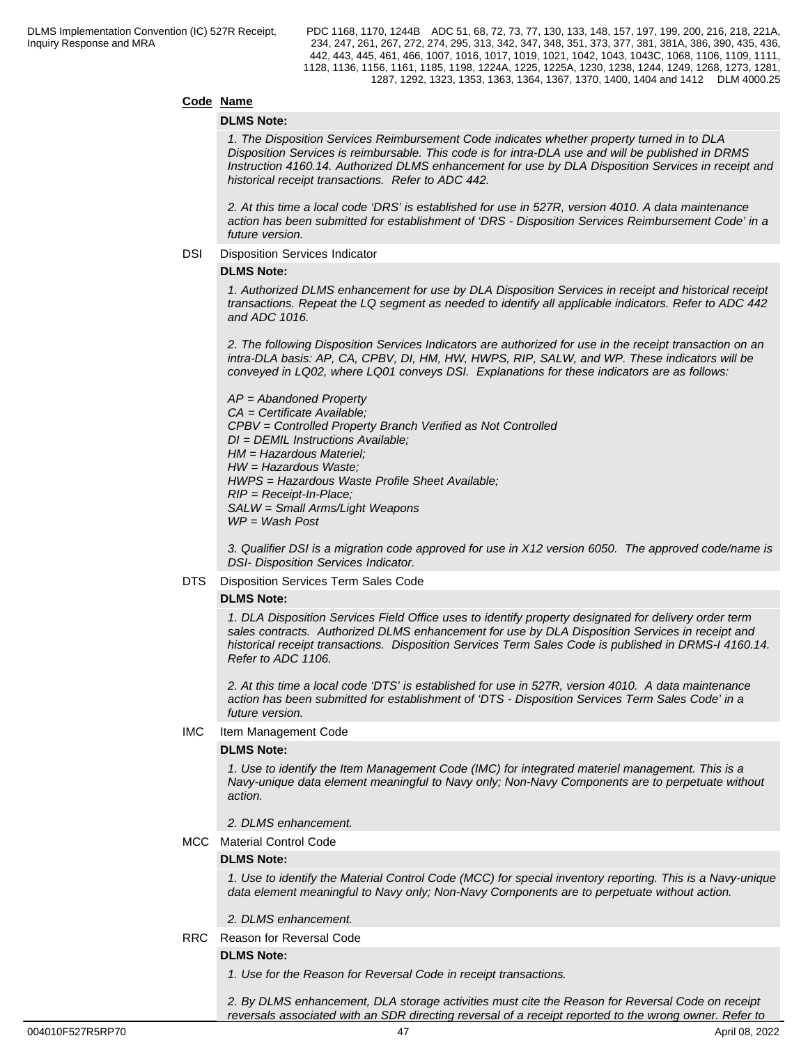**Code Name**

**DLMS Note:**

*1. The Disposition Services Reimbursement Code indicates whether property turned in to DLA Disposition Services is reimbursable. This code is for intra-DLA use and will be published in DRMS Instruction 4160.14. Authorized DLMS enhancement for use by DLA Disposition Services in receipt and historical receipt transactions. Refer to ADC 442.*

*2. At this time a local code 'DRS' is established for use in 527R, version 4010. A data maintenance action has been submitted for establishment of 'DRS - Disposition Services Reimbursement Code' in a future version.*

DSI Disposition Services Indicator

**DLMS Note:**

*1. Authorized DLMS enhancement for use by DLA Disposition Services in receipt and historical receipt transactions. Repeat the LQ segment as needed to identify all applicable indicators. Refer to ADC 442 and ADC 1016.*

*2. The following Disposition Services Indicators are authorized for use in the receipt transaction on an intra-DLA basis: AP, CA, CPBV, DI, HM, HW, HWPS, RIP, SALW, and WP. These indicators will be conveyed in LQ02, where LQ01 conveys DSI. Explanations for these indicators are as follows:*

*AP = Abandoned Property*
*CA = Certificate Available;*
*CPBV = Controlled Property Branch Verified as Not Controlled*
*DI = DEMIL Instructions Available;*
*HM = Hazardous Materiel;*
*HW = Hazardous Waste;*
*HWPS = Hazardous Waste Profile Sheet Available;*
*RIP = Receipt-In-Place;*
*SALW = Small Arms/Light Weapons*
*WP = Wash Post*

*3. Qualifier DSI is a migration code approved for use in X12 version 6050. The approved code/name is DSI- Disposition Services Indicator.*

DTS Disposition Services Term Sales Code

**DLMS Note:**

*1. DLA Disposition Services Field Office uses to identify property designated for delivery order term sales contracts. Authorized DLMS enhancement for use by DLA Disposition Services in receipt and historical receipt transactions. Disposition Services Term Sales Code is published in DRMS-I 4160.14. Refer to ADC 1106.*

*2. At this time a local code 'DTS' is established for use in 527R, version 4010. A data maintenance action has been submitted for establishment of 'DTS - Disposition Services Term Sales Code' in a future version.*

IMC Item Management Code

**DLMS Note:**

*1. Use to identify the Item Management Code (IMC) for integrated materiel management. This is a Navy-unique data element meaningful to Navy only; Non-Navy Components are to perpetuate without action.*

*2. DLMS enhancement.*

MCC Material Control Code

**DLMS Note:**

*1. Use to identify the Material Control Code (MCC) for special inventory reporting. This is a Navy-unique data element meaningful to Navy only; Non-Navy Components are to perpetuate without action.*

*2. DLMS enhancement.*

RRC Reason for Reversal Code

**DLMS Note:**

*1. Use for the Reason for Reversal Code in receipt transactions.*

*2. By DLMS enhancement, DLA storage activities must cite the Reason for Reversal Code on receipt reversals associated with an SDR directing reversal of a receipt reported to the wrong owner. Refer to*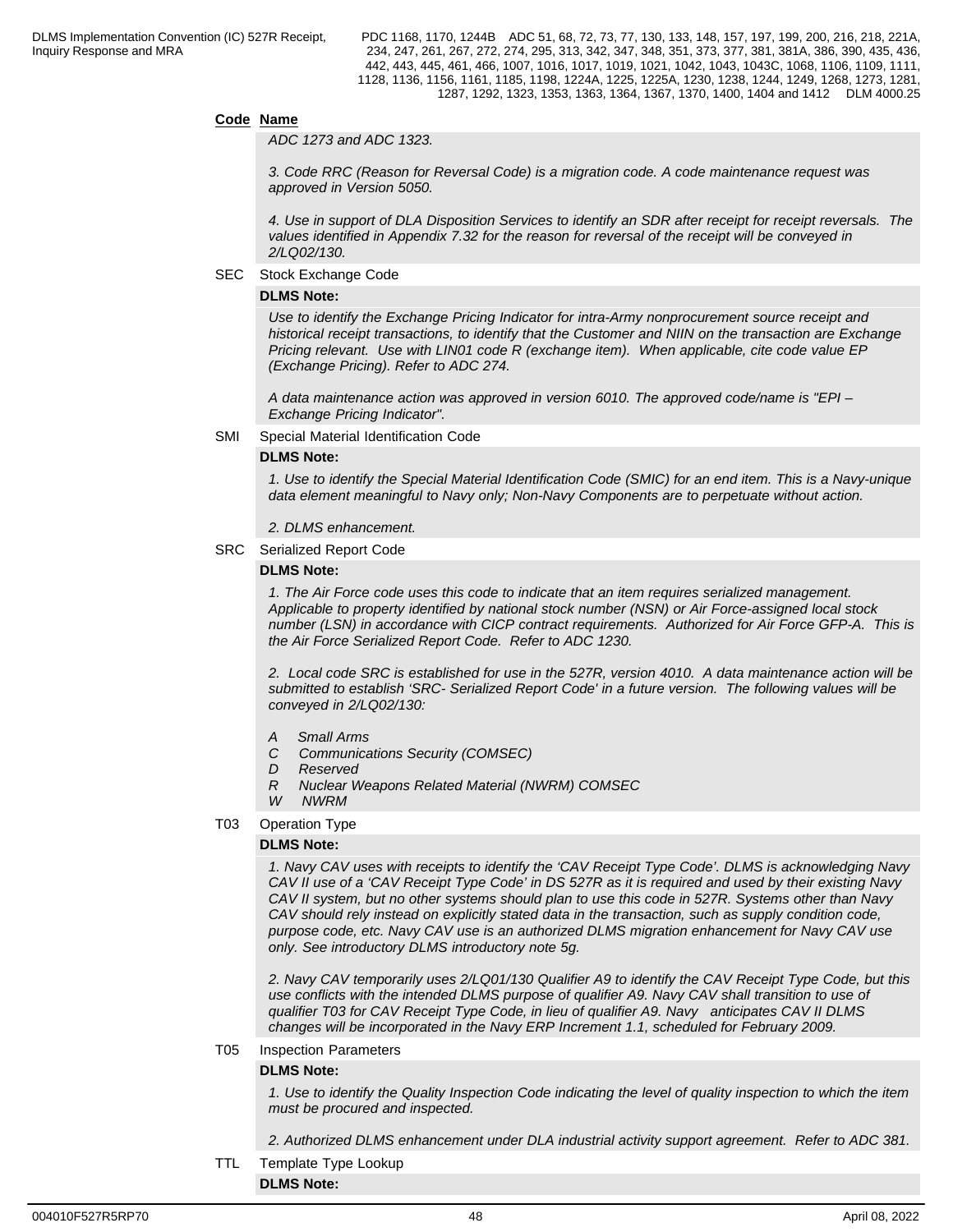**Code Name**

*ADC 1273 and ADC 1323.*

*3. Code RRC (Reason for Reversal Code) is a migration code. A code maintenance request was approved in Version 5050.*

*4. Use in support of DLA Disposition Services to identify an SDR after receipt for receipt reversals. The values identified in Appendix 7.32 for the reason for reversal of the receipt will be conveyed in 2/LQ02/130.*

SEC Stock Exchange Code

**DLMS Note:**

*Use to identify the Exchange Pricing Indicator for intra-Army nonprocurement source receipt and historical receipt transactions, to identify that the Customer and NIIN on the transaction are Exchange Pricing relevant. Use with LIN01 code R (exchange item). When applicable, cite code value EP (Exchange Pricing). Refer to ADC 274.*

*A data maintenance action was approved in version 6010. The approved code/name is "EPI – Exchange Pricing Indicator".*

SMI Special Material Identification Code

**DLMS Note:**

*1. Use to identify the Special Material Identification Code (SMIC) for an end item. This is a Navy-unique data element meaningful to Navy only; Non-Navy Components are to perpetuate without action.*

*2. DLMS enhancement.*

SRC Serialized Report Code

**DLMS Note:**

*1. The Air Force code uses this code to indicate that an item requires serialized management. Applicable to property identified by national stock number (NSN) or Air Force-assigned local stock number (LSN) in accordance with CICP contract requirements. Authorized for Air Force GFP-A. This is the Air Force Serialized Report Code. Refer to ADC 1230.*

*2. Local code SRC is established for use in the 527R, version 4010. A data maintenance action will be submitted to establish 'SRC- Serialized Report Code' in a future version. The following values will be conveyed in 2/LQ02/130:*

*A Small Arms*
*C Communications Security (COMSEC)*
*D Reserved*
*R Nuclear Weapons Related Material (NWRM) COMSEC*
*W NWRM*

T03 Operation Type

**DLMS Note:**

*1. Navy CAV uses with receipts to identify the 'CAV Receipt Type Code'. DLMS is acknowledging Navy CAV II use of a 'CAV Receipt Type Code' in DS 527R as it is required and used by their existing Navy CAV II system, but no other systems should plan to use this code in 527R. Systems other than Navy CAV should rely instead on explicitly stated data in the transaction, such as supply condition code, purpose code, etc. Navy CAV use is an authorized DLMS migration enhancement for Navy CAV use only. See introductory DLMS introductory note 5g.*

*2. Navy CAV temporarily uses 2/LQ01/130 Qualifier A9 to identify the CAV Receipt Type Code, but this use conflicts with the intended DLMS purpose of qualifier A9. Navy CAV shall transition to use of qualifier T03 for CAV Receipt Type Code, in lieu of qualifier A9. Navy anticipates CAV II DLMS changes will be incorporated in the Navy ERP Increment 1.1, scheduled for February 2009.*

T05 Inspection Parameters

**DLMS Note:**

*1. Use to identify the Quality Inspection Code indicating the level of quality inspection to which the item must be procured and inspected.*

*2. Authorized DLMS enhancement under DLA industrial activity support agreement. Refer to ADC 381.*

TTL Template Type Lookup

**DLMS Note:**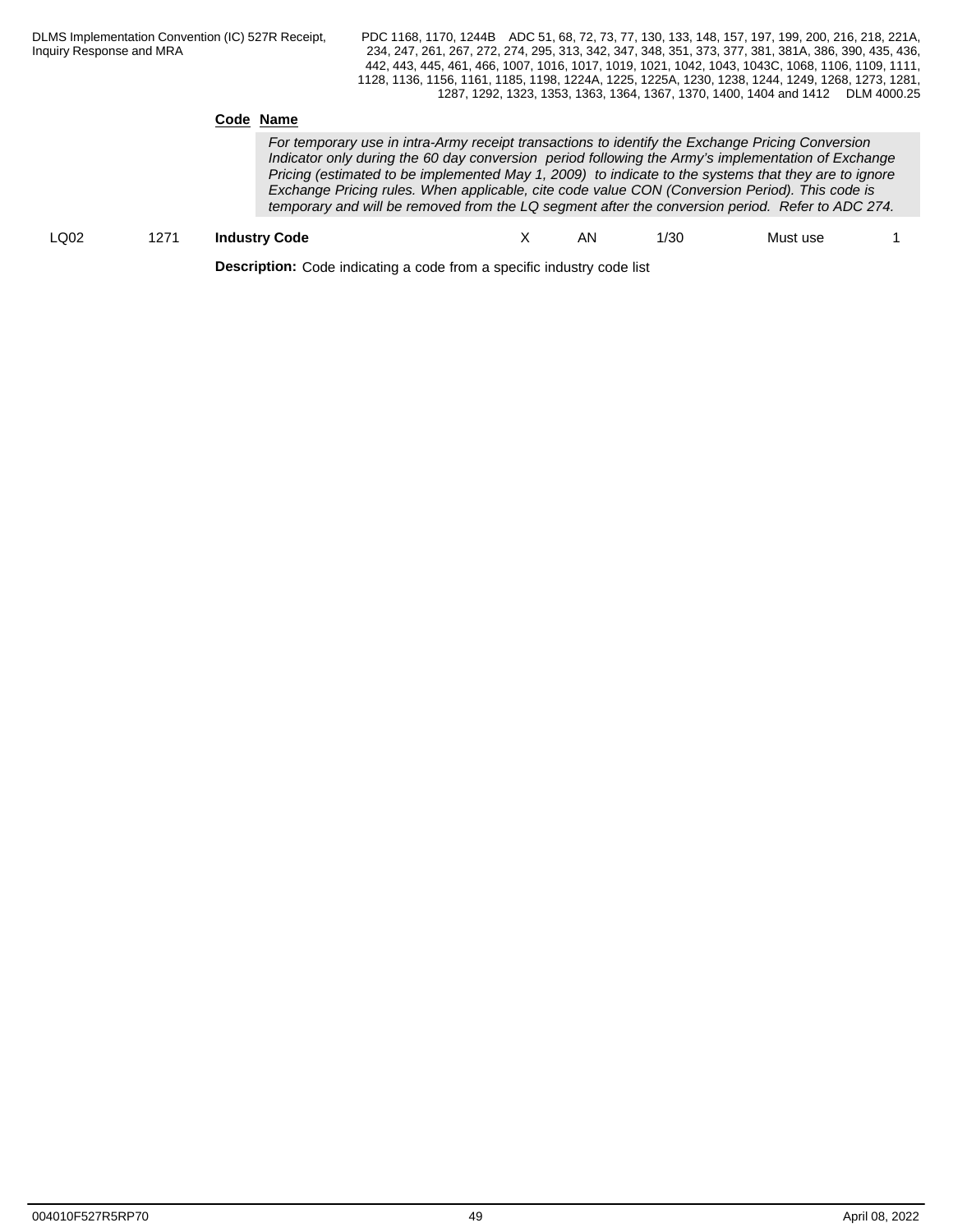**Code** **Name**

*For temporary use in intra-Army receipt transactions to identify the Exchange Pricing Conversion Indicator only during the 60 day conversion period following the Army's implementation of Exchange Pricing (estimated to be implemented May 1, 2009) to indicate to the systems that they are to ignore Exchange Pricing rules. When applicable, cite code value CON (Conversion Period). This code is temporary and will be removed from the LQ segment after the conversion period. Refer to ADC 274.*

| LQ02 | 1271 | **Industry Code** | X | AN | 1/30 | Must use | 1 |
|---|---|---|---|---|---|---|---|

**Description:** Code indicating a code from a specific industry code list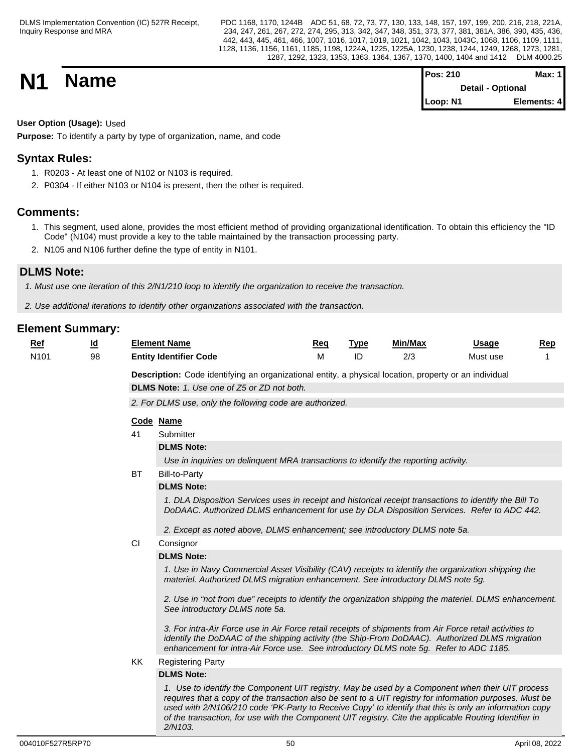# N1 Name

| Pos: 210 | Max: 1 |
| --- | --- |
| Detail - Optional | |
| Loop: N1 | Elements: 4 |

**User Option (Usage):** Used

**Purpose:** To identify a party by type of organization, name, and code

## Syntax Rules:

1. R0203 - At least one of N102 or N103 is required.
2. P0304 - If either N103 or N104 is present, then the other is required.

## Comments:

1. This segment, used alone, provides the most efficient method of providing organizational identification. To obtain this efficiency the "ID Code" (N104) must provide a key to the table maintained by the transaction processing party.
2. N105 and N106 further define the type of entity in N101.

## DLMS Note:

*1. Must use one iteration of this 2/N1/210 loop to identify the organization to receive the transaction.*

*2. Use additional iterations to identify other organizations associated with the transaction.*

## Element Summary:

| Ref | Id | Element Name | Req | Type | Min/Max | Usage | Rep |
| --- | --- | --- | --- | --- | --- | --- | --- |
| N101 | 98 | **Entity Identifier Code** | M | ID | 2/3 | Must use | 1 |

**Description:** Code identifying an organizational entity, a physical location, property or an individual

**DLMS Note:** *1. Use one of Z5 or ZD not both.*

*2. For DLMS use, only the following code are authorized.*

| Code | Name |
| --- | --- |
| 41 | Submitter |

**DLMS Note:**

*Use in inquiries on delinquent MRA transactions to identify the reporting activity.*

| Code | Name |
| --- | --- |
| BT | Bill-to-Party |

**DLMS Note:**

*1. DLA Disposition Services uses in receipt and historical receipt transactions to identify the Bill To DoDAAC. Authorized DLMS enhancement for use by DLA Disposition Services. Refer to ADC 442.*

*2. Except as noted above, DLMS enhancement; see introductory DLMS note 5a.*

| Code | Name |
| --- | --- |
| CI | Consignor |

**DLMS Note:**

*1. Use in Navy Commercial Asset Visibility (CAV) receipts to identify the organization shipping the materiel. Authorized DLMS migration enhancement. See introductory DLMS note 5g.*

*2. Use in "not from due" receipts to identify the organization shipping the materiel. DLMS enhancement. See introductory DLMS note 5a.*

*3. For intra-Air Force use in Air Force retail receipts of shipments from Air Force retail activities to identify the DoDAAC of the shipping activity (the Ship-From DoDAAC). Authorized DLMS migration enhancement for intra-Air Force use. See introductory DLMS note 5g. Refer to ADC 1185.*

| Code | Name |
| --- | --- |
| KK | Registering Party |

**DLMS Note:**

*1. Use to identify the Component UIT registry. May be used by a Component when their UIT process requires that a copy of the transaction also be sent to a UIT registry for information purposes. Must be used with 2/N106/210 code 'PK-Party to Receive Copy' to identify that this is only an information copy of the transaction, for use with the Component UIT registry. Cite the applicable Routing Identifier in 2/N103.*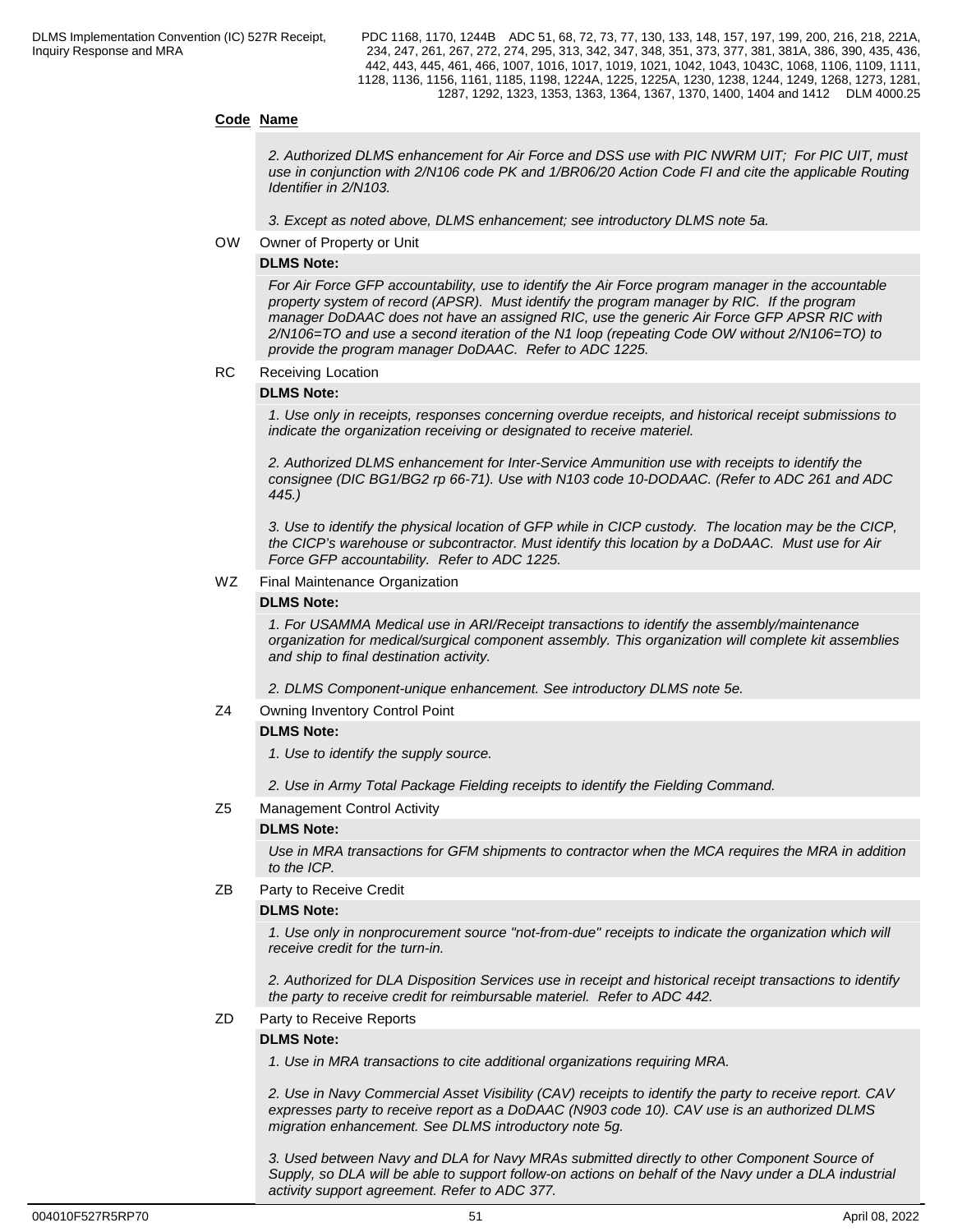**Code** **Name**

*2. Authorized DLMS enhancement for Air Force and DSS use with PIC NWRM UIT; For PIC UIT, must use in conjunction with 2/N106 code PK and 1/BR06/20 Action Code FI and cite the applicable Routing Identifier in 2/N103.*

*3. Except as noted above, DLMS enhancement; see introductory DLMS note 5a.*

OW Owner of Property or Unit

**DLMS Note:**

*For Air Force GFP accountability, use to identify the Air Force program manager in the accountable property system of record (APSR). Must identify the program manager by RIC. If the program manager DoDAAC does not have an assigned RIC, use the generic Air Force GFP APSR RIC with 2/N106=TO and use a second iteration of the N1 loop (repeating Code OW without 2/N106=TO) to provide the program manager DoDAAC. Refer to ADC 1225.*

RC Receiving Location

**DLMS Note:**

*1. Use only in receipts, responses concerning overdue receipts, and historical receipt submissions to indicate the organization receiving or designated to receive materiel.*

*2. Authorized DLMS enhancement for Inter-Service Ammunition use with receipts to identify the consignee (DIC BG1/BG2 rp 66-71). Use with N103 code 10-DODAAC. (Refer to ADC 261 and ADC 445.)*

*3. Use to identify the physical location of GFP while in CICP custody. The location may be the CICP, the CICP's warehouse or subcontractor. Must identify this location by a DoDAAC. Must use for Air Force GFP accountability. Refer to ADC 1225.*

WZ Final Maintenance Organization

**DLMS Note:**

*1. For USAMMA Medical use in ARI/Receipt transactions to identify the assembly/maintenance organization for medical/surgical component assembly. This organization will complete kit assemblies and ship to final destination activity.*

*2. DLMS Component-unique enhancement. See introductory DLMS note 5e.*

Z4 Owning Inventory Control Point

**DLMS Note:**

*1. Use to identify the supply source.*

*2. Use in Army Total Package Fielding receipts to identify the Fielding Command.*

Z5 Management Control Activity

**DLMS Note:**

*Use in MRA transactions for GFM shipments to contractor when the MCA requires the MRA in addition to the ICP.*

ZB Party to Receive Credit

**DLMS Note:**

*1. Use only in nonprocurement source "not-from-due" receipts to indicate the organization which will receive credit for the turn-in.*

*2. Authorized for DLA Disposition Services use in receipt and historical receipt transactions to identify the party to receive credit for reimbursable materiel. Refer to ADC 442.*

ZD Party to Receive Reports

**DLMS Note:**

*1. Use in MRA transactions to cite additional organizations requiring MRA.*

*2. Use in Navy Commercial Asset Visibility (CAV) receipts to identify the party to receive report. CAV expresses party to receive report as a DoDAAC (N903 code 10). CAV use is an authorized DLMS migration enhancement. See DLMS introductory note 5g.*

*3. Used between Navy and DLA for Navy MRAs submitted directly to other Component Source of Supply, so DLA will be able to support follow-on actions on behalf of the Navy under a DLA industrial activity support agreement. Refer to ADC 377.*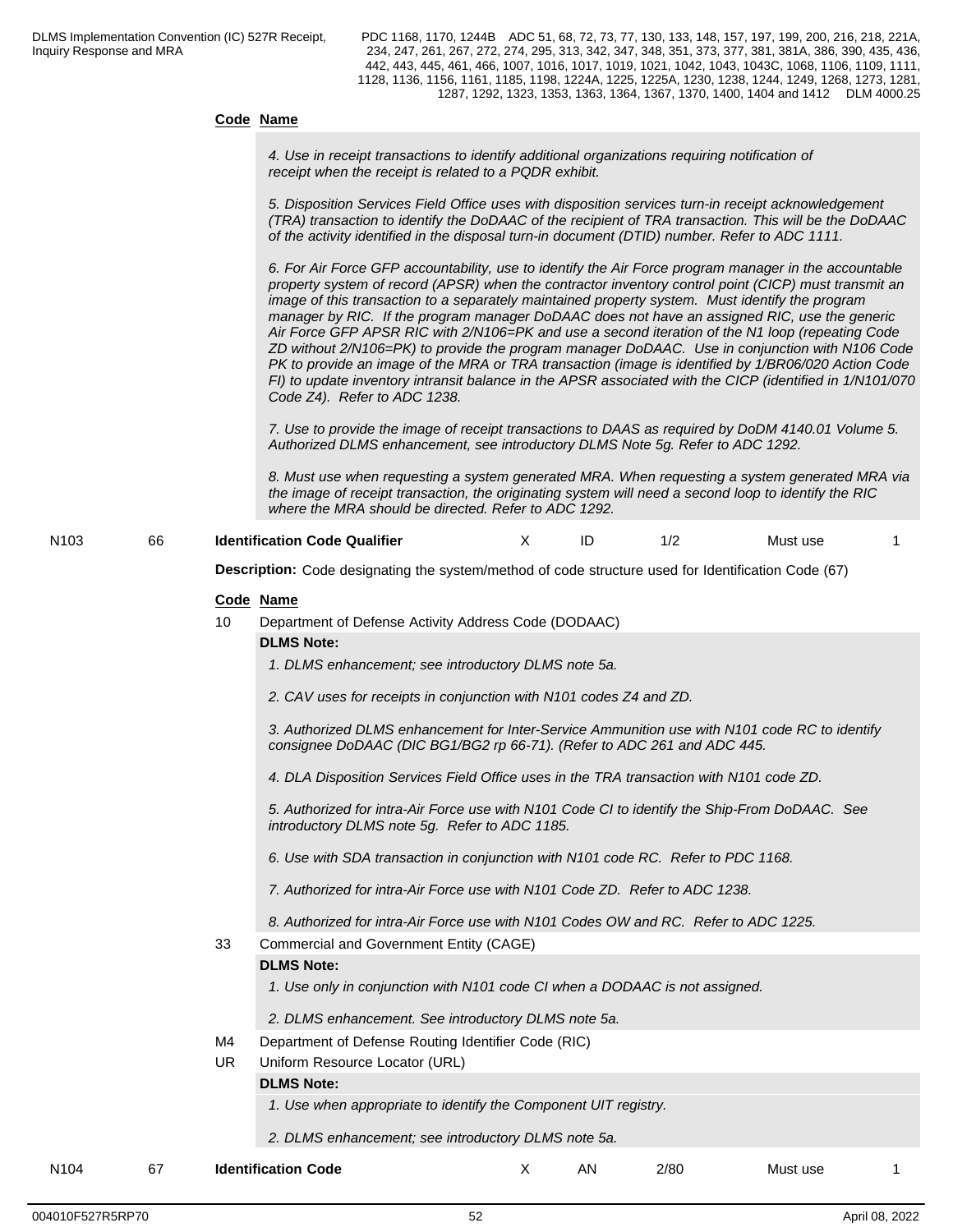**Code** **Name**

*4. Use in receipt transactions to identify additional organizations requiring notification of receipt when the receipt is related to a PQDR exhibit.*

*5. Disposition Services Field Office uses with disposition services turn-in receipt acknowledgement (TRA) transaction to identify the DoDAAC of the recipient of TRA transaction. This will be the DoDAAC of the activity identified in the disposal turn-in document (DTID) number. Refer to ADC 1111.*

*6. For Air Force GFP accountability, use to identify the Air Force program manager in the accountable property system of record (APSR) when the contractor inventory control point (CICP) must transmit an image of this transaction to a separately maintained property system. Must identify the program manager by RIC. If the program manager DoDAAC does not have an assigned RIC, use the generic Air Force GFP APSR RIC with 2/N106=PK and use a second iteration of the N1 loop (repeating Code ZD without 2/N106=PK) to provide the program manager DoDAAC. Use in conjunction with N106 Code PK to provide an image of the MRA or TRA transaction (image is identified by 1/BR06/020 Action Code FI) to update inventory intransit balance in the APSR associated with the CICP (identified in 1/N101/070 Code Z4). Refer to ADC 1238.*

*7. Use to provide the image of receipt transactions to DAAS as required by DoDM 4140.01 Volume 5. Authorized DLMS enhancement, see introductory DLMS Note 5g. Refer to ADC 1292.*

*8. Must use when requesting a system generated MRA. When requesting a system generated MRA via the image of receipt transaction, the originating system will need a second loop to identify the RIC where the MRA should be directed. Refer to ADC 1292.*

| N103 | 66 | **Identification Code Qualifier** | X | ID | 1/2 | Must use | 1 |
|---|---|---|---|---|---|---|---|

**Description:** Code designating the system/method of code structure used for Identification Code (67)

**Code** **Name**

10 Department of Defense Activity Address Code (DODAAC)

**DLMS Note:**

*1. DLMS enhancement; see introductory DLMS note 5a.*

*2. CAV uses for receipts in conjunction with N101 codes Z4 and ZD.*

*3. Authorized DLMS enhancement for Inter-Service Ammunition use with N101 code RC to identify consignee DoDAAC (DIC BG1/BG2 rp 66-71). (Refer to ADC 261 and ADC 445.*

*4. DLA Disposition Services Field Office uses in the TRA transaction with N101 code ZD.*

*5. Authorized for intra-Air Force use with N101 Code CI to identify the Ship-From DoDAAC. See introductory DLMS note 5g. Refer to ADC 1185.*

*6. Use with SDA transaction in conjunction with N101 code RC. Refer to PDC 1168.*

*7. Authorized for intra-Air Force use with N101 Code ZD. Refer to ADC 1238.*

*8. Authorized for intra-Air Force use with N101 Codes OW and RC. Refer to ADC 1225.*

33 Commercial and Government Entity (CAGE)

**DLMS Note:**

*1. Use only in conjunction with N101 code CI when a DODAAC is not assigned.*

*2. DLMS enhancement. See introductory DLMS note 5a.*

M4 Department of Defense Routing Identifier Code (RIC)

UR Uniform Resource Locator (URL)

**DLMS Note:**

*1. Use when appropriate to identify the Component UIT registry.*

*2. DLMS enhancement; see introductory DLMS note 5a.*

| N104 | 67 | **Identification Code** | X | AN | 2/80 | Must use | 1 |
|---|---|---|---|---|---|---|---|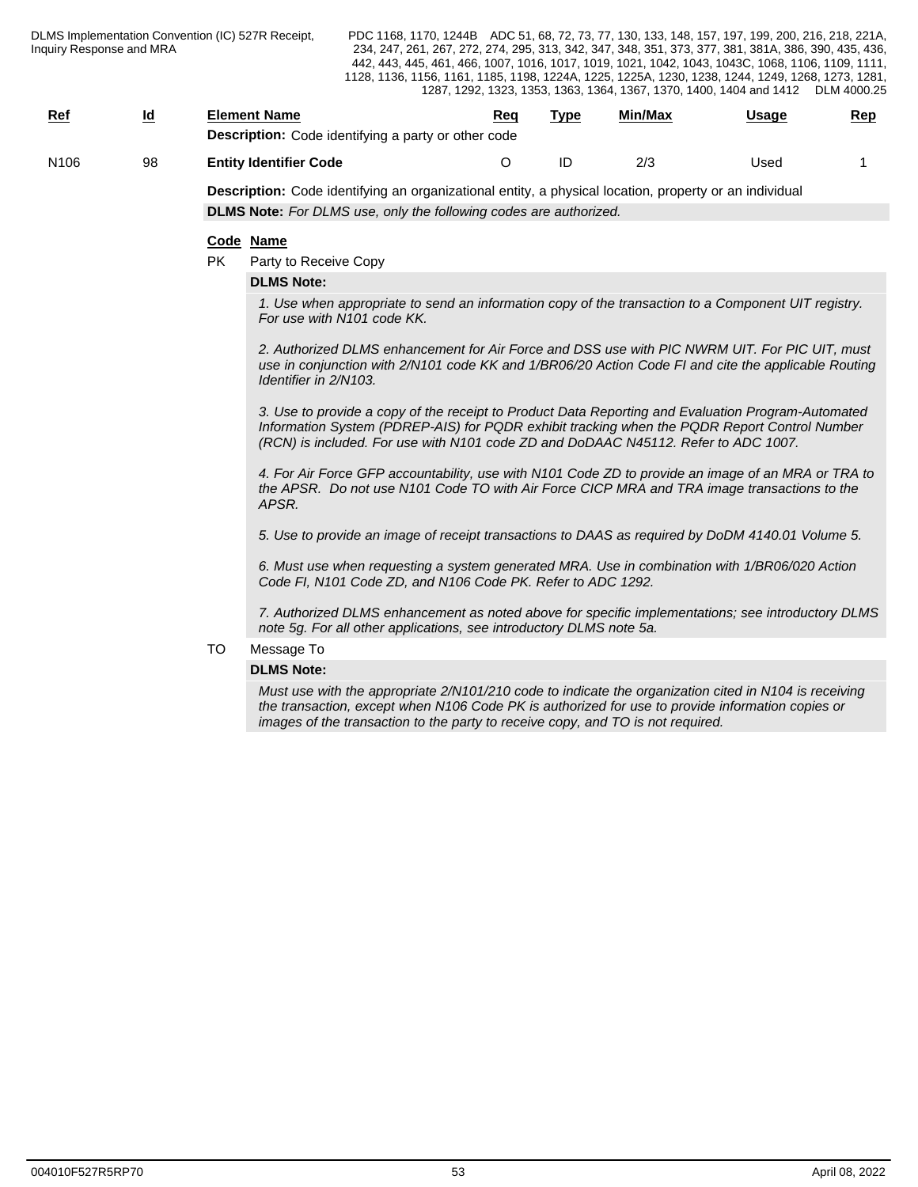| Ref | Id | Element Name | Req | Type | Min/Max | Usage | Rep |
|---|---|---|---|---|---|---|---|
| | | **Description:** Code identifying a party or other code | | | | | |
| N106 | 98 | **Entity Identifier Code** | O | ID | 2/3 | Used | 1 |

**Description:** Code identifying an organizational entity, a physical location, property or an individual

**DLMS Note:** *For DLMS use, only the following codes are authorized.*

| Code | Name |
|---|---|
| PK | Party to Receive Copy |

**DLMS Note:**

*1. Use when appropriate to send an information copy of the transaction to a Component UIT registry. For use with N101 code KK.*

*2. Authorized DLMS enhancement for Air Force and DSS use with PIC NWRM UIT. For PIC UIT, must use in conjunction with 2/N101 code KK and 1/BR06/20 Action Code FI and cite the applicable Routing Identifier in 2/N103.*

*3. Use to provide a copy of the receipt to Product Data Reporting and Evaluation Program-Automated Information System (PDREP-AIS) for PQDR exhibit tracking when the PQDR Report Control Number (RCN) is included. For use with N101 code ZD and DoDAAC N45112. Refer to ADC 1007.*

*4. For Air Force GFP accountability, use with N101 Code ZD to provide an image of an MRA or TRA to the APSR. Do not use N101 Code TO with Air Force CICP MRA and TRA image transactions to the APSR.*

*5. Use to provide an image of receipt transactions to DAAS as required by DoDM 4140.01 Volume 5.*

*6. Must use when requesting a system generated MRA. Use in combination with 1/BR06/020 Action Code FI, N101 Code ZD, and N106 Code PK. Refer to ADC 1292.*

*7. Authorized DLMS enhancement as noted above for specific implementations; see introductory DLMS note 5g. For all other applications, see introductory DLMS note 5a.*

| Code | Name |
|---|---|
| TO | Message To |

**DLMS Note:**

*Must use with the appropriate 2/N101/210 code to indicate the organization cited in N104 is receiving the transaction, except when N106 Code PK is authorized for use to provide information copies or images of the transaction to the party to receive copy, and TO is not required.*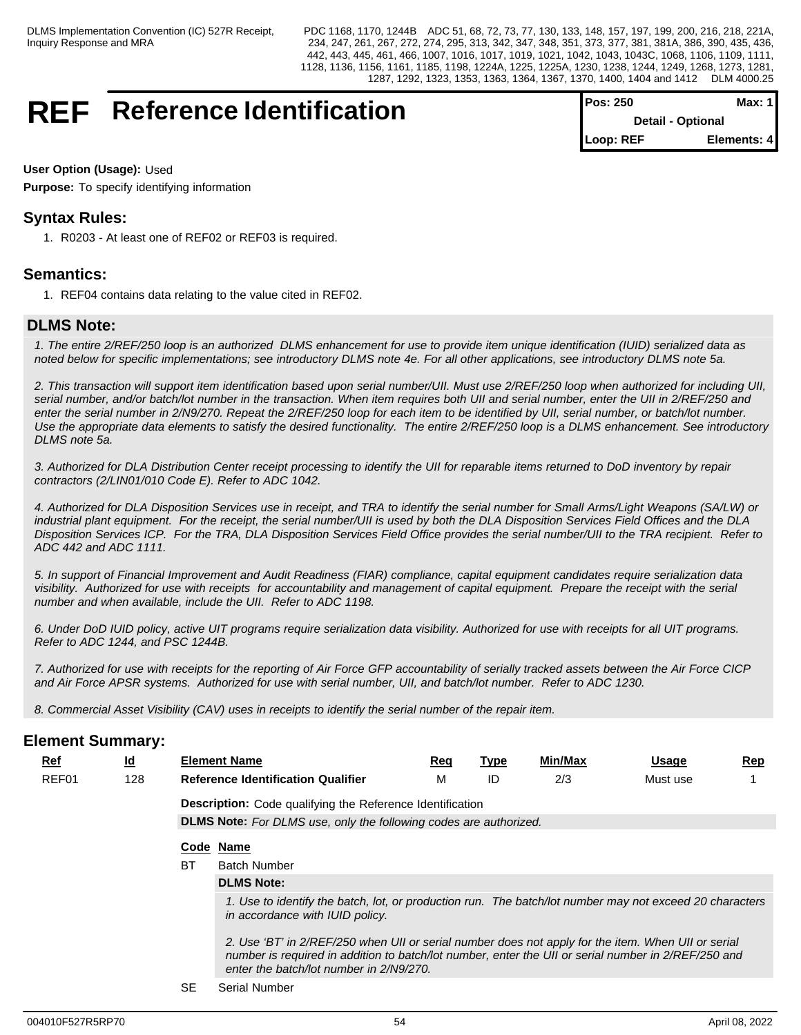# REF Reference Identification

| Pos: 250 | Max: 1 |
|---|---|
| Detail - Optional | |
| Loop: REF | Elements: 4 |

**User Option (Usage):** Used

**Purpose:** To specify identifying information

## Syntax Rules:

1. R0203 - At least one of REF02 or REF03 is required.

## Semantics:

1. REF04 contains data relating to the value cited in REF02.

## DLMS Note:

*1. The entire 2/REF/250 loop is an authorized DLMS enhancement for use to provide item unique identification (IUID) serialized data as noted below for specific implementations; see introductory DLMS note 4e. For all other applications, see introductory DLMS note 5a.*

*2. This transaction will support item identification based upon serial number/UII. Must use 2/REF/250 loop when authorized for including UII, serial number, and/or batch/lot number in the transaction. When item requires both UII and serial number, enter the UII in 2/REF/250 and enter the serial number in 2/N9/270. Repeat the 2/REF/250 loop for each item to be identified by UII, serial number, or batch/lot number. Use the appropriate data elements to satisfy the desired functionality. The entire 2/REF/250 loop is a DLMS enhancement. See introductory DLMS note 5a.*

*3. Authorized for DLA Distribution Center receipt processing to identify the UII for reparable items returned to DoD inventory by repair contractors (2/LIN01/010 Code E). Refer to ADC 1042.*

*4. Authorized for DLA Disposition Services use in receipt, and TRA to identify the serial number for Small Arms/Light Weapons (SA/LW) or industrial plant equipment. For the receipt, the serial number/UII is used by both the DLA Disposition Services Field Offices and the DLA Disposition Services ICP. For the TRA, DLA Disposition Services Field Office provides the serial number/UII to the TRA recipient. Refer to ADC 442 and ADC 1111.*

*5. In support of Financial Improvement and Audit Readiness (FIAR) compliance, capital equipment candidates require serialization data visibility. Authorized for use with receipts for accountability and management of capital equipment. Prepare the receipt with the serial number and when available, include the UII. Refer to ADC 1198.*

*6. Under DoD IUID policy, active UIT programs require serialization data visibility. Authorized for use with receipts for all UIT programs. Refer to ADC 1244, and PSC 1244B.*

*7. Authorized for use with receipts for the reporting of Air Force GFP accountability of serially tracked assets between the Air Force CICP and Air Force APSR systems. Authorized for use with serial number, UII, and batch/lot number. Refer to ADC 1230.*

*8. Commercial Asset Visibility (CAV) uses in receipts to identify the serial number of the repair item.*

## Element Summary:

| Ref | Id | Element Name | Req | Type | Min/Max | Usage | Rep |
|---|---|---|---|---|---|---|---|
| REF01 | 128 | **Reference Identification Qualifier** | M | ID | 2/3 | Must use | 1 |

**Description:** Code qualifying the Reference Identification

**DLMS Note:** *For DLMS use, only the following codes are authorized.*

| Code | Name |
|---|---|
| BT | Batch Number |

**DLMS Note:**

*1. Use to identify the batch, lot, or production run. The batch/lot number may not exceed 20 characters in accordance with IUID policy.*

*2. Use 'BT' in 2/REF/250 when UII or serial number does not apply for the item. When UII or serial number is required in addition to batch/lot number, enter the UII or serial number in 2/REF/250 and enter the batch/lot number in 2/N9/270.*

| Code | Name |
|---|---|
| SE | Serial Number |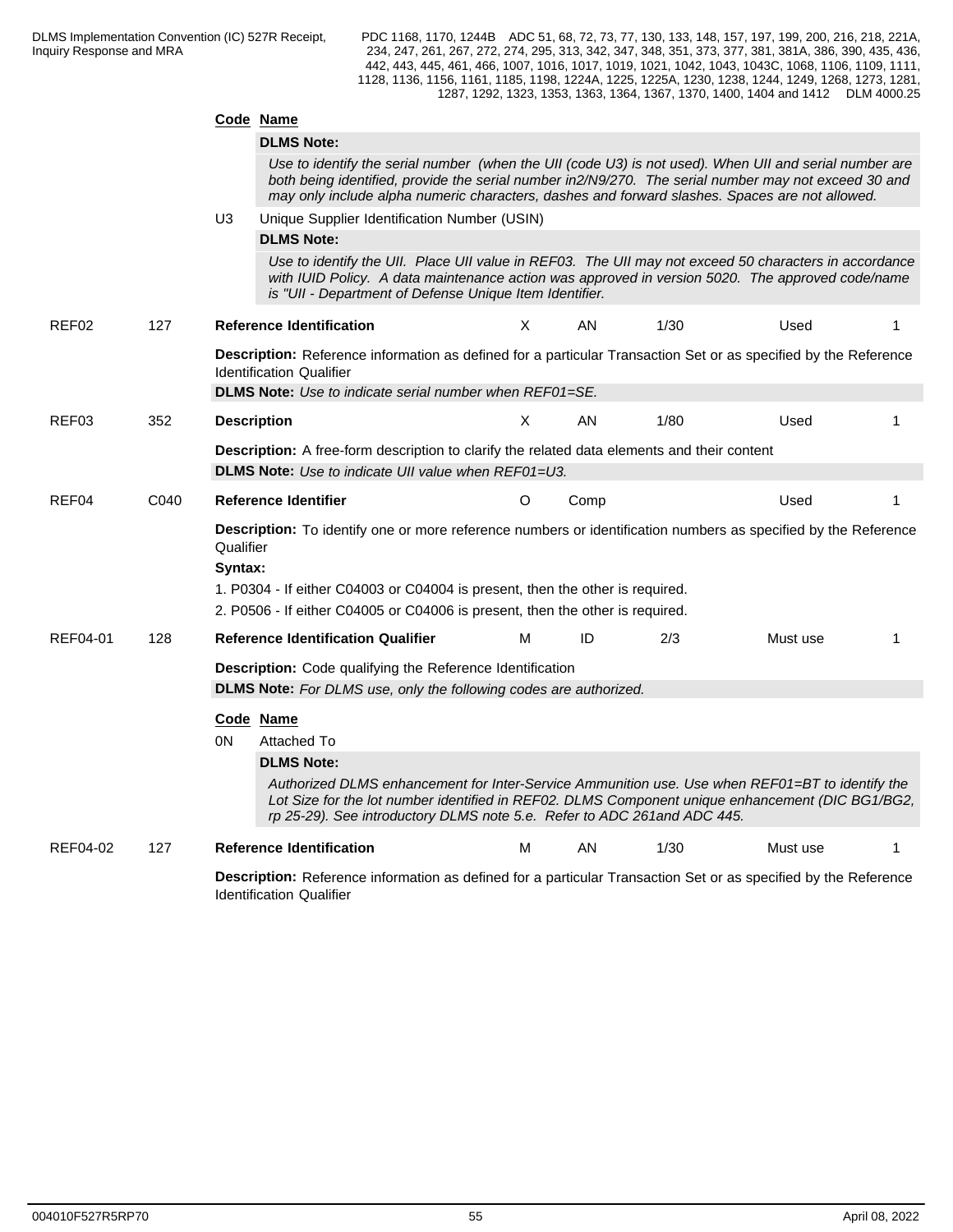**Code Name**

**DLMS Note:**

*Use to identify the serial number (when the UII (code U3) is not used). When UII and serial number are both being identified, provide the serial number in2/N9/270. The serial number may not exceed 30 and may only include alpha numeric characters, dashes and forward slashes. Spaces are not allowed.*

U3 Unique Supplier Identification Number (USIN)

**DLMS Note:**

*Use to identify the UII. Place UII value in REF03. The UII may not exceed 50 characters in accordance with IUID Policy. A data maintenance action was approved in version 5020. The approved code/name is "UII - Department of Defense Unique Item Identifier.*

| REF02 | 127 | **Reference Identification** | X | AN | 1/30 | Used | 1 |
|---|---|---|---|---|---|---|---|

**Description:** Reference information as defined for a particular Transaction Set or as specified by the Reference Identification Qualifier

**DLMS Note:** *Use to indicate serial number when REF01=SE.*

| REF03 | 352 | **Description** | X | AN | 1/80 | Used | 1 |
|---|---|---|---|---|---|---|---|

**Description:** A free-form description to clarify the related data elements and their content

**DLMS Note:** *Use to indicate UII value when REF01=U3.*

| REF04 | C040 | **Reference Identifier** | O | Comp | | Used | 1 |
|---|---|---|---|---|---|---|---|

**Description:** To identify one or more reference numbers or identification numbers as specified by the Reference Qualifier

**Syntax:**

1. P0304 - If either C04003 or C04004 is present, then the other is required.
2. P0506 - If either C04005 or C04006 is present, then the other is required.

| REF04-01 | 128 | **Reference Identification Qualifier** | M | ID | 2/3 | Must use | 1 |
|---|---|---|---|---|---|---|---|

**Description:** Code qualifying the Reference Identification

**DLMS Note:** *For DLMS use, only the following codes are authorized.*

**Code Name**

0N Attached To

**DLMS Note:**

*Authorized DLMS enhancement for Inter-Service Ammunition use. Use when REF01=BT to identify the Lot Size for the lot number identified in REF02. DLMS Component unique enhancement (DIC BG1/BG2, rp 25-29). See introductory DLMS note 5.e. Refer to ADC 261and ADC 445.*

| REF04-02 | 127 | **Reference Identification** | M | AN | 1/30 | Must use | 1 |
|---|---|---|---|---|---|---|---|

**Description:** Reference information as defined for a particular Transaction Set or as specified by the Reference Identification Qualifier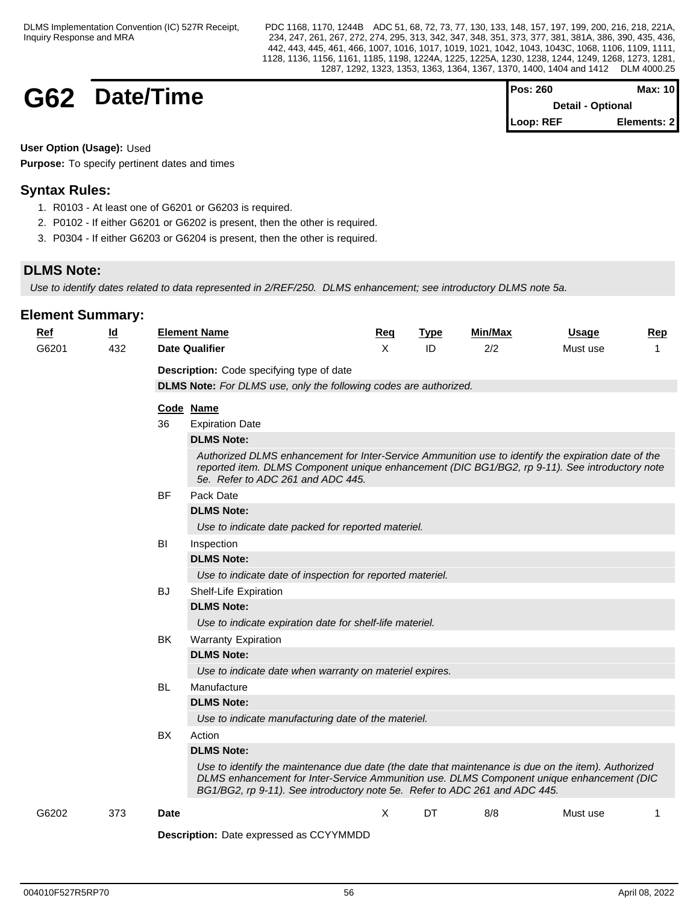# G62 Date/Time

| Pos: 260 | Max: 10 |
|---|---|
| Detail - Optional | |
| Loop: REF | Elements: 2 |

**User Option (Usage):** Used

**Purpose:** To specify pertinent dates and times

## Syntax Rules:

1. R0103 - At least one of G6201 or G6203 is required.
2. P0102 - If either G6201 or G6202 is present, then the other is required.
3. P0304 - If either G6203 or G6204 is present, then the other is required.

## DLMS Note:

*Use to identify dates related to data represented in 2/REF/250. DLMS enhancement; see introductory DLMS note 5a.*

## Element Summary:

| Ref | Id | Element Name | Req | Type | Min/Max | Usage | Rep |
|---|---|---|---|---|---|---|---|
| G6201 | 432 | **Date Qualifier** | X | ID | 2/2 | Must use | 1 |

**Description:** Code specifying type of date

**DLMS Note:** *For DLMS use, only the following codes are authorized.*

| Code | Name |
|---|---|
| 36 | Expiration Date |
| | **DLMS Note:** *Authorized DLMS enhancement for Inter-Service Ammunition use to identify the expiration date of the reported item. DLMS Component unique enhancement (DIC BG1/BG2, rp 9-11). See introductory note 5e. Refer to ADC 261 and ADC 445.* |
| BF | Pack Date |
| | **DLMS Note:** *Use to indicate date packed for reported materiel.* |
| BI | Inspection |
| | **DLMS Note:** *Use to indicate date of inspection for reported materiel.* |
| BJ | Shelf-Life Expiration |
| | **DLMS Note:** *Use to indicate expiration date for shelf-life materiel.* |
| BK | Warranty Expiration |
| | **DLMS Note:** *Use to indicate date when warranty on materiel expires.* |
| BL | Manufacture |
| | **DLMS Note:** *Use to indicate manufacturing date of the materiel.* |
| BX | Action |
| | **DLMS Note:** *Use to identify the maintenance due date (the date that maintenance is due on the item). Authorized DLMS enhancement for Inter-Service Ammunition use. DLMS Component unique enhancement (DIC BG1/BG2, rp 9-11). See introductory note 5e. Refer to ADC 261 and ADC 445.* |

| Ref | Id | Element Name | Req | Type | Min/Max | Usage | Rep |
|---|---|---|---|---|---|---|---|
| G6202 | 373 | **Date** | X | DT | 8/8 | Must use | 1 |

**Description:** Date expressed as CCYYMMDD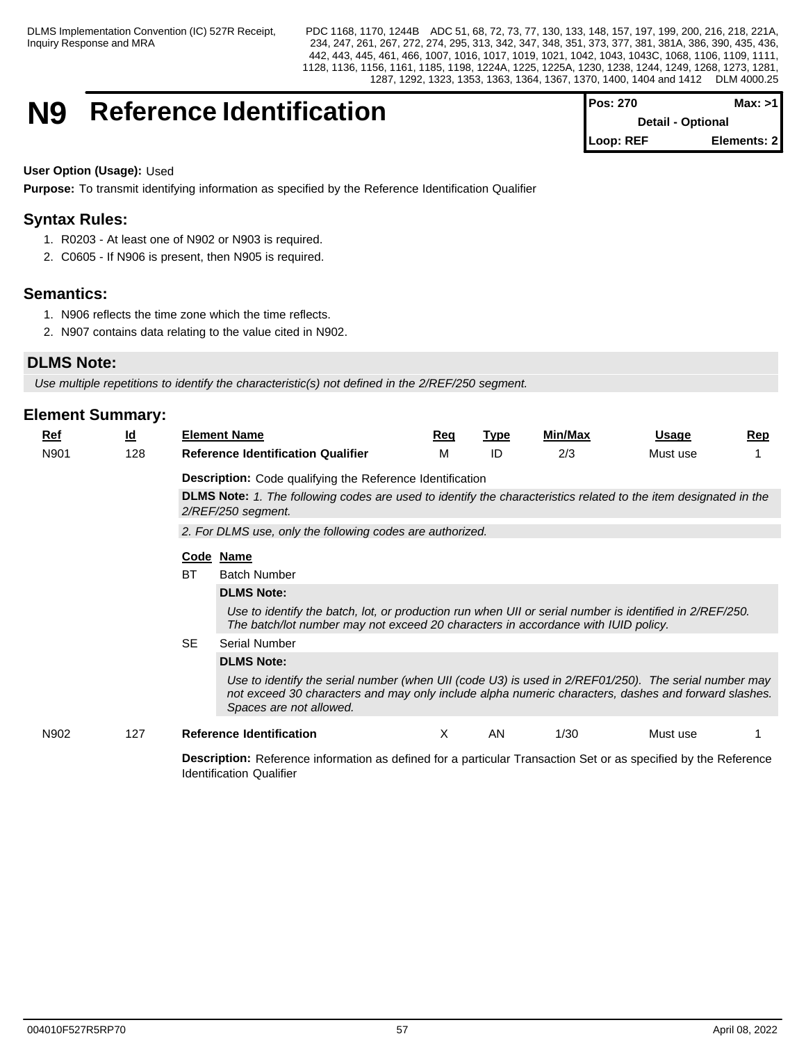# N9 Reference Identification

| Pos: 270 | Max: >1 |
|---|---|
| Detail - Optional | |
| Loop: REF | Elements: 2 |

**User Option (Usage):** Used

**Purpose:** To transmit identifying information as specified by the Reference Identification Qualifier

## Syntax Rules:

1. R0203 - At least one of N902 or N903 is required.
2. C0605 - If N906 is present, then N905 is required.

## Semantics:

1. N906 reflects the time zone which the time reflects.
2. N907 contains data relating to the value cited in N902.

## DLMS Note:

*Use multiple repetitions to identify the characteristic(s) not defined in the 2/REF/250 segment.*

## Element Summary:

| Ref | Id | Element Name | Req | Type | Min/Max | Usage | Rep |
|---|---|---|---|---|---|---|---|
| N901 | 128 | **Reference Identification Qualifier** | M | ID | 2/3 | Must use | 1 |

**Description:** Code qualifying the Reference Identification

**DLMS Note:** *1. The following codes are used to identify the characteristics related to the item designated in the 2/REF/250 segment.*

*2. For DLMS use, only the following codes are authorized.*

| Code | Name |
|---|---|
| BT | Batch Number |
| SE | Serial Number |

**BT - DLMS Note:**

*Use to identify the batch, lot, or production run when UII or serial number is identified in 2/REF/250. The batch/lot number may not exceed 20 characters in accordance with IUID policy.*

**SE - DLMS Note:**

*Use to identify the serial number (when UII (code U3) is used in 2/REF01/250). The serial number may not exceed 30 characters and may only include alpha numeric characters, dashes and forward slashes. Spaces are not allowed.*

| Ref | Id | Element Name | Req | Type | Min/Max | Usage | Rep |
|---|---|---|---|---|---|---|---|
| N902 | 127 | **Reference Identification** | X | AN | 1/30 | Must use | 1 |

**Description:** Reference information as defined for a particular Transaction Set or as specified by the Reference Identification Qualifier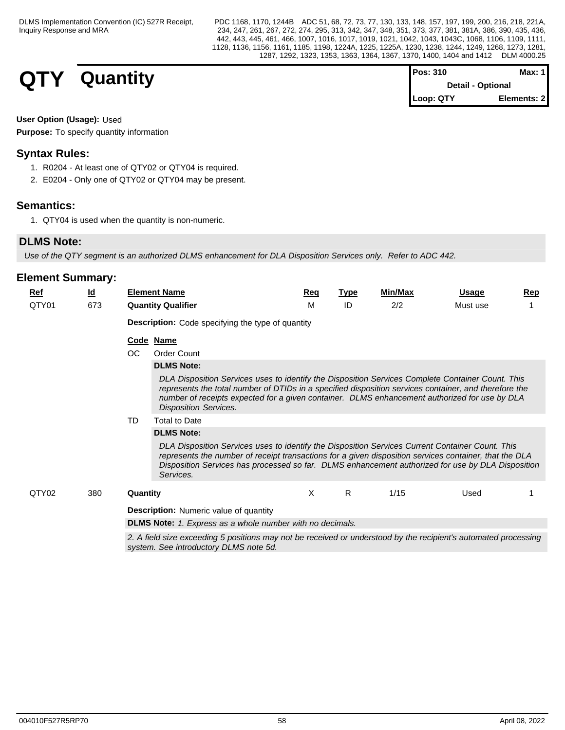# QTY Quantity

| Pos: 310 | Max: 1 |
|---|---|
| Detail - Optional | |
| Loop: QTY | Elements: 2 |

**User Option (Usage):** Used

**Purpose:** To specify quantity information

## Syntax Rules:

1. R0204 - At least one of QTY02 or QTY04 is required.
2. E0204 - Only one of QTY02 or QTY04 may be present.

## Semantics:

1. QTY04 is used when the quantity is non-numeric.

## DLMS Note:

*Use of the QTY segment is an authorized DLMS enhancement for DLA Disposition Services only. Refer to ADC 442.*

## Element Summary:

| Ref | Id | Element Name | Req | Type | Min/Max | Usage | Rep |
|---|---|---|---|---|---|---|---|
| QTY01 | 673 | **Quantity Qualifier** | M | ID | 2/2 | Must use | 1 |

**Description:** Code specifying the type of quantity

| Code | Name |
|---|---|
| OC | Order Count |
| TD | Total to Date |

**OC - DLMS Note:**

*DLA Disposition Services uses to identify the Disposition Services Complete Container Count. This represents the total number of DTIDs in a specified disposition services container, and therefore the number of receipts expected for a given container. DLMS enhancement authorized for use by DLA Disposition Services.*

**TD - DLMS Note:**

*DLA Disposition Services uses to identify the Disposition Services Current Container Count. This represents the number of receipt transactions for a given disposition services container, that the DLA Disposition Services has processed so far. DLMS enhancement authorized for use by DLA Disposition Services.*

| Ref | Id | Element Name | Req | Type | Min/Max | Usage | Rep |
|---|---|---|---|---|---|---|---|
| QTY02 | 380 | **Quantity** | X | R | 1/15 | Used | 1 |

**Description:** Numeric value of quantity

**DLMS Note:** *1. Express as a whole number with no decimals.*

*2. A field size exceeding 5 positions may not be received or understood by the recipient's automated processing system. See introductory DLMS note 5d.*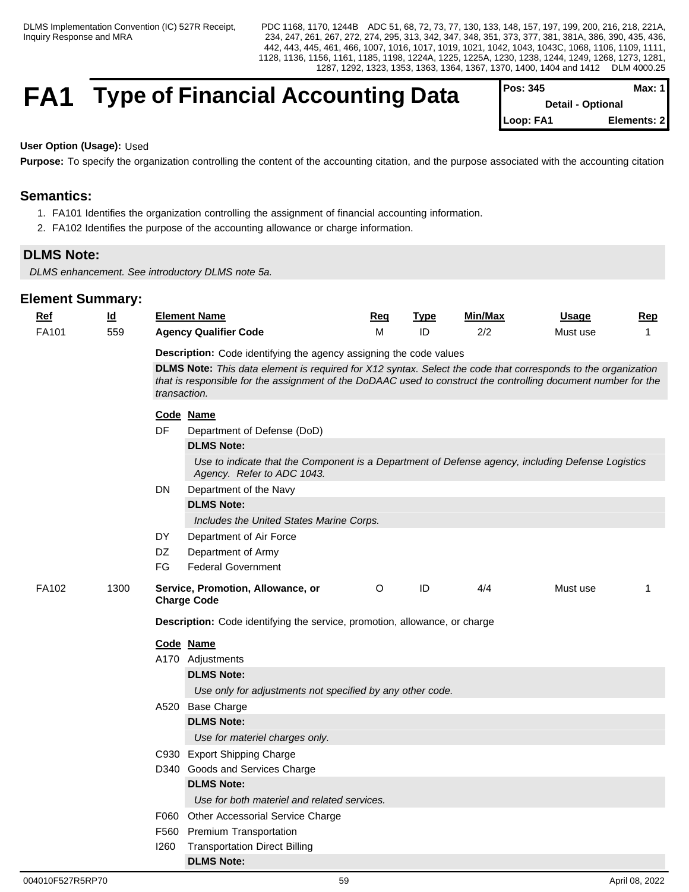# FA1 Type of Financial Accounting Data

| Pos: 345 | Max: 1 |
|---|---|
| Detail - Optional | |
| Loop: FA1 | Elements: 2 |

**User Option (Usage):** Used

**Purpose:** To specify the organization controlling the content of the accounting citation, and the purpose associated with the accounting citation

## Semantics:

1. FA101 Identifies the organization controlling the assignment of financial accounting information.
2. FA102 Identifies the purpose of the accounting allowance or charge information.

## DLMS Note:

*DLMS enhancement. See introductory DLMS note 5a.*

## Element Summary:

| Ref | Id | Element Name | Req | Type | Min/Max | Usage | Rep |
|---|---|---|---|---|---|---|---|
| FA101 | 559 | **Agency Qualifier Code** | M | ID | 2/2 | Must use | 1 |

**Description:** Code identifying the agency assigning the code values

**DLMS Note:** *This data element is required for X12 syntax. Select the code that corresponds to the organization that is responsible for the assignment of the DoDAAC used to construct the controlling document number for the transaction.*

| Code | Name |
|---|---|
| DF | Department of Defense (DoD) |
| | **DLMS Note:** *Use to indicate that the Component is a Department of Defense agency, including Defense Logistics Agency. Refer to ADC 1043.* |
| DN | Department of the Navy |
| | **DLMS Note:** *Includes the United States Marine Corps.* |
| DY | Department of Air Force |
| DZ | Department of Army |
| FG | Federal Government |

| Ref | Id | Element Name | Req | Type | Min/Max | Usage | Rep |
|---|---|---|---|---|---|---|---|
| FA102 | 1300 | **Service, Promotion, Allowance, or Charge Code** | O | ID | 4/4 | Must use | 1 |

**Description:** Code identifying the service, promotion, allowance, or charge

| Code | Name |
|---|---|
| A170 | Adjustments |
| | **DLMS Note:** *Use only for adjustments not specified by any other code.* |
| A520 | Base Charge |
| | **DLMS Note:** *Use for materiel charges only.* |
| C930 | Export Shipping Charge |
| D340 | Goods and Services Charge |
| | **DLMS Note:** *Use for both materiel and related services.* |
| F060 | Other Accessorial Service Charge |
| F560 | Premium Transportation |
| I260 | Transportation Direct Billing |
| | **DLMS Note:** |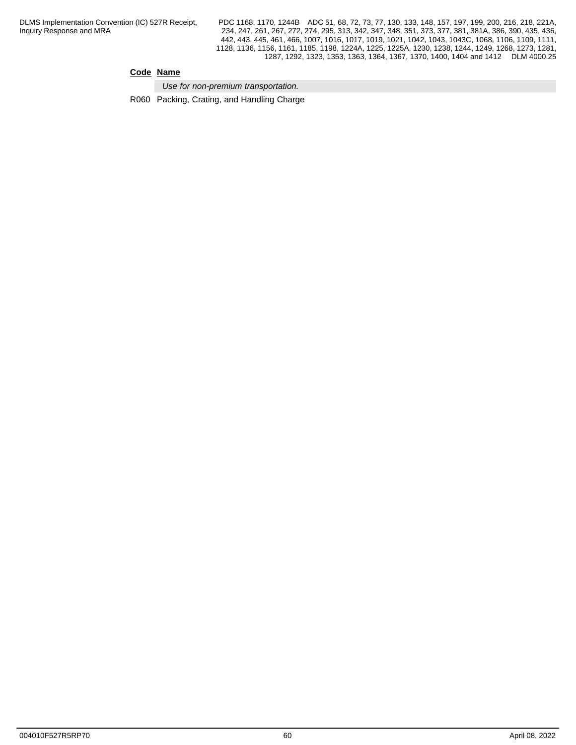| Code | Name |
|---|---|
| | *Use for non-premium transportation.* |
| R060 | Packing, Crating, and Handling Charge |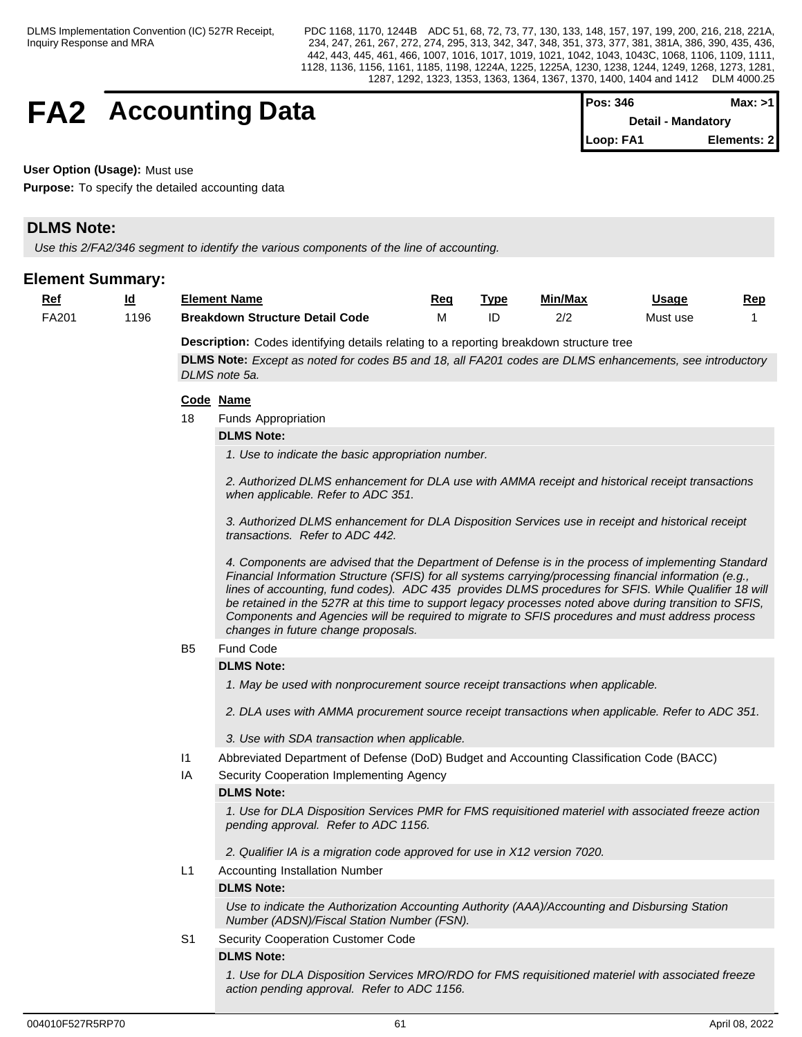# FA2 Accounting Data

| Pos: 346 | Max: >1 |
|---|---|
| Detail - Mandatory | |
| Loop: FA1 | Elements: 2 |

**User Option (Usage):** Must use

**Purpose:** To specify the detailed accounting data

## DLMS Note:

*Use this 2/FA2/346 segment to identify the various components of the line of accounting.*

## Element Summary:

| Ref | Id | Element Name | Req | Type | Min/Max | Usage | Rep |
|---|---|---|---|---|---|---|---|
| FA201 | 1196 | **Breakdown Structure Detail Code** | M | ID | 2/2 | Must use | 1 |

**Description:** Codes identifying details relating to a reporting breakdown structure tree

**DLMS Note:** *Except as noted for codes B5 and 18, all FA201 codes are DLMS enhancements, see introductory DLMS note 5a.*

| Code | Name |
|---|---|
| 18 | Funds Appropriation |
| B5 | Fund Code |
| I1 | Abbreviated Department of Defense (DoD) Budget and Accounting Classification Code (BACC) |
| IA | Security Cooperation Implementing Agency |
| L1 | Accounting Installation Number |
| S1 | Security Cooperation Customer Code |

**18 Funds Appropriation**

**DLMS Note:**

*1. Use to indicate the basic appropriation number.*

*2. Authorized DLMS enhancement for DLA use with AMMA receipt and historical receipt transactions when applicable. Refer to ADC 351.*

*3. Authorized DLMS enhancement for DLA Disposition Services use in receipt and historical receipt transactions. Refer to ADC 442.*

*4. Components are advised that the Department of Defense is in the process of implementing Standard Financial Information Structure (SFIS) for all systems carrying/processing financial information (e.g., lines of accounting, fund codes). ADC 435 provides DLMS procedures for SFIS. While Qualifier 18 will be retained in the 527R at this time to support legacy processes noted above during transition to SFIS, Components and Agencies will be required to migrate to SFIS procedures and must address process changes in future change proposals.*

**B5 Fund Code**

**DLMS Note:**

*1. May be used with nonprocurement source receipt transactions when applicable.*

*2. DLA uses with AMMA procurement source receipt transactions when applicable. Refer to ADC 351.*

*3. Use with SDA transaction when applicable.*

**I1 Abbreviated Department of Defense (DoD) Budget and Accounting Classification Code (BACC)**

**IA Security Cooperation Implementing Agency**

**DLMS Note:**

*1. Use for DLA Disposition Services PMR for FMS requisitioned materiel with associated freeze action pending approval. Refer to ADC 1156.*

*2. Qualifier IA is a migration code approved for use in X12 version 7020.*

**L1 Accounting Installation Number**

**DLMS Note:**

*Use to indicate the Authorization Accounting Authority (AAA)/Accounting and Disbursing Station Number (ADSN)/Fiscal Station Number (FSN).*

**S1 Security Cooperation Customer Code**

**DLMS Note:**

*1. Use for DLA Disposition Services MRO/RDO for FMS requisitioned materiel with associated freeze action pending approval. Refer to ADC 1156.*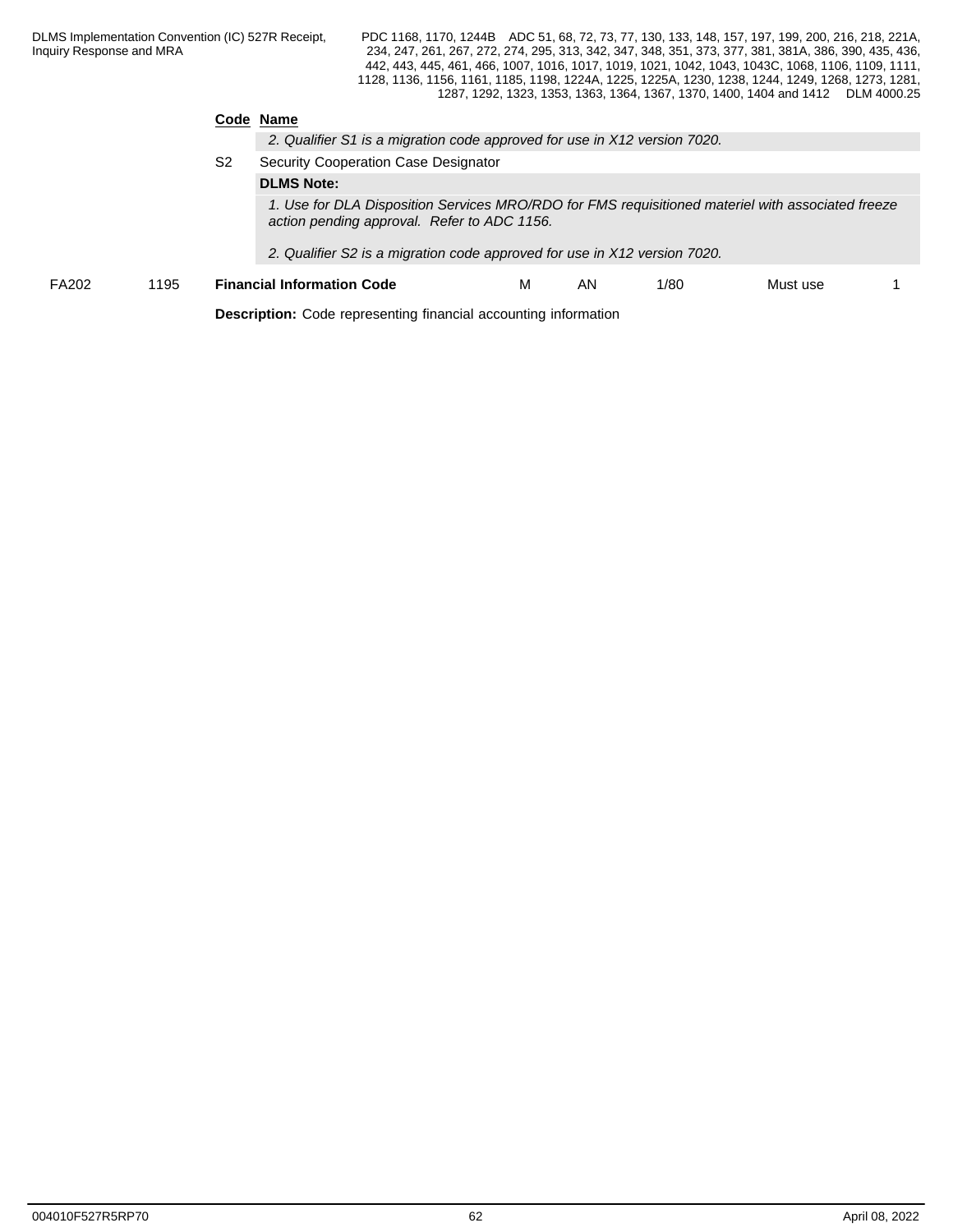| Code | Name |
| --- | --- |
| | *2. Qualifier S1 is a migration code approved for use in X12 version 7020.* |
| S2 | Security Cooperation Case Designator |
| | **DLMS Note:** |
| | *1. Use for DLA Disposition Services MRO/RDO for FMS requisitioned materiel with associated freeze action pending approval. Refer to ADC 1156.* <br><br> *2. Qualifier S2 is a migration code approved for use in X12 version 7020.* |

| FA202 | 1195 | **Financial Information Code** | M | AN | 1/80 | Must use | 1 |
| --- | --- | --- | --- | --- | --- | --- | --- |

**Description:** Code representing financial accounting information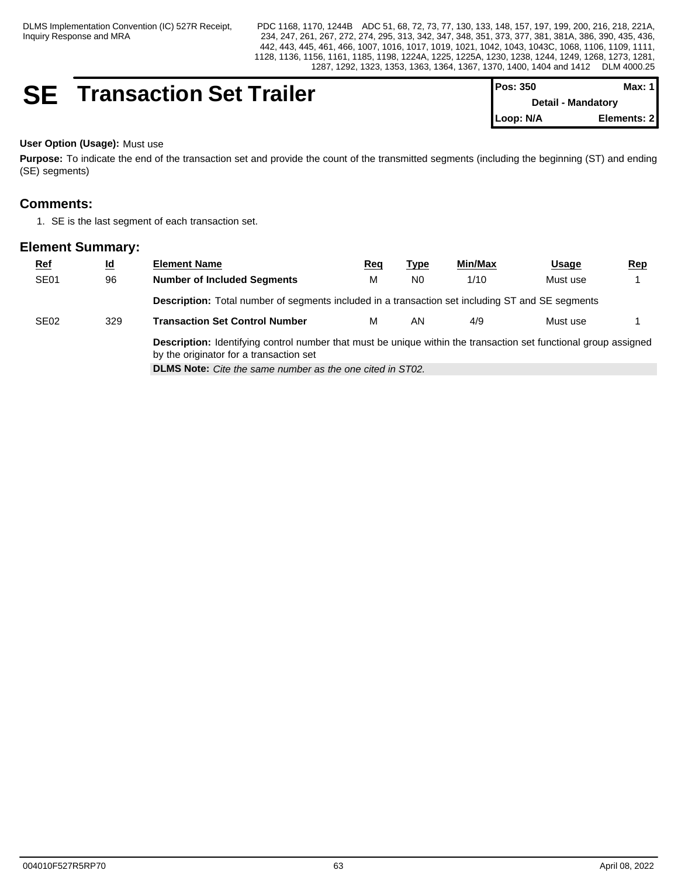# SE Transaction Set Trailer

| Pos: 350 | Max: 1 |
| --- | --- |
| Detail - Mandatory | |
| Loop: N/A | Elements: 2 |

**User Option (Usage):** Must use

**Purpose:** To indicate the end of the transaction set and provide the count of the transmitted segments (including the beginning (ST) and ending (SE) segments)

## Comments:

1. SE is the last segment of each transaction set.

## Element Summary:

| Ref | Id | Element Name | Req | Type | Min/Max | Usage | Rep |
| --- | --- | --- | --- | --- | --- | --- | --- |
| SE01 | 96 | **Number of Included Segments** | M | N0 | 1/10 | Must use | 1 |
| | | **Description:** Total number of segments included in a transaction set including ST and SE segments | | | | | |
| SE02 | 329 | **Transaction Set Control Number** | M | AN | 4/9 | Must use | 1 |
| | | **Description:** Identifying control number that must be unique within the transaction set functional group assigned by the originator for a transaction set | | | | | |
| | | **DLMS Note:** *Cite the same number as the one cited in ST02.* | | | | | |